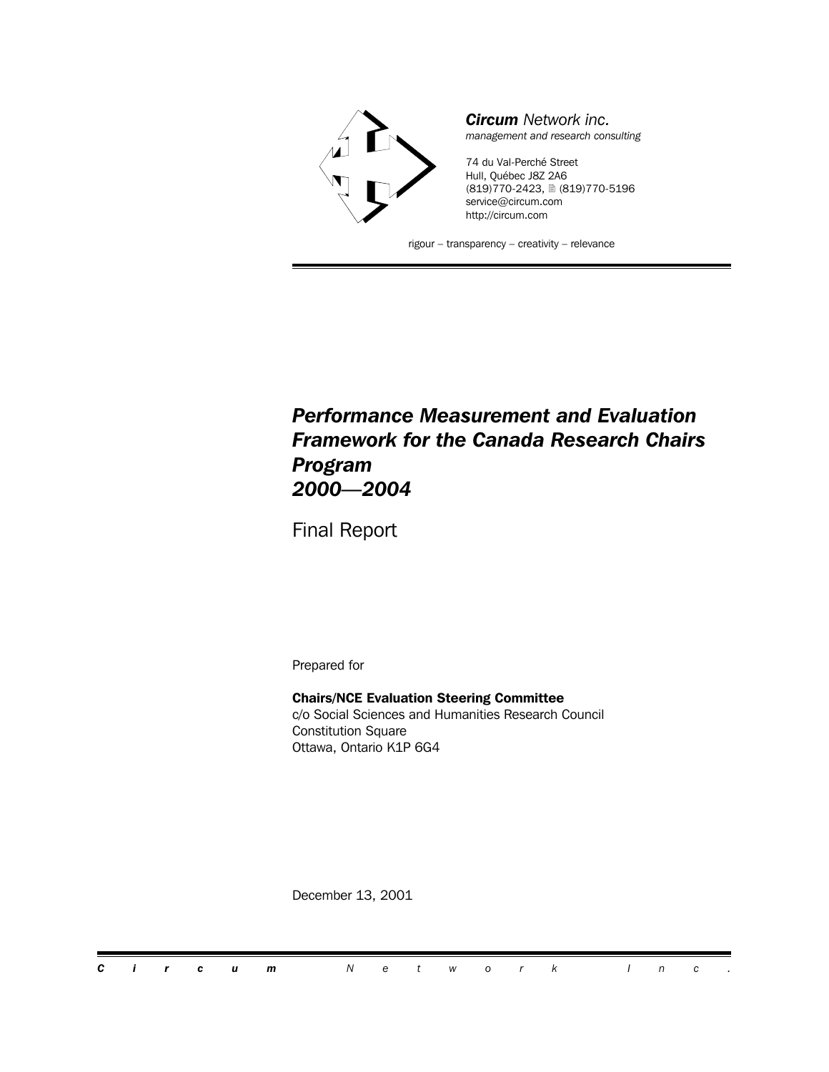***Circum*** *Network inc.*
*management and research consulting*

74 du Val-Perché Street
Hull, Québec J8Z 2A6
(819)770-2423, 🖹 (819)770-5196
service@circum.com
http://circum.com

rigour – transparency – creativity – relevance

# *Performance Measurement and Evaluation Framework for the Canada Research Chairs Program 2000—2004*

Final Report

Prepared for

**Chairs/NCE Evaluation Steering Committee**
c/o Social Sciences and Humanities Research Council
Constitution Square
Ottawa, Ontario K1P 6G4

December 13, 2001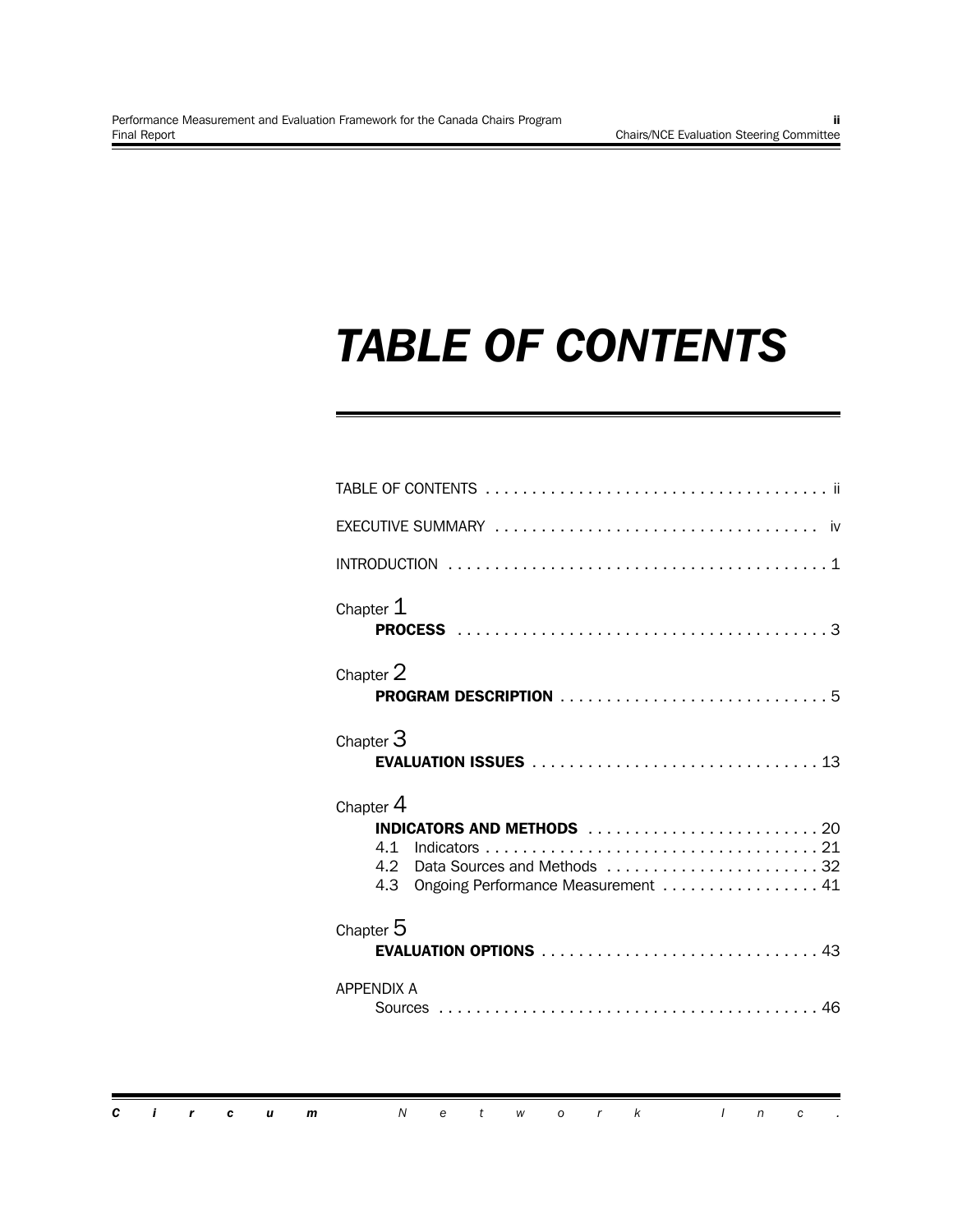# TABLE OF CONTENTS

TABLE OF CONTENTS . . . . . . . . . . . . . . . . . . . . . . . . . . . . . . . . . . . . . ii

EXECUTIVE SUMMARY . . . . . . . . . . . . . . . . . . . . . . . . . . . . . . . . . . . iv

INTRODUCTION . . . . . . . . . . . . . . . . . . . . . . . . . . . . . . . . . . . . . . . . . 1

Chapter 1
**PROCESS** . . . . . . . . . . . . . . . . . . . . . . . . . . . . . . . . . . . . . . . . 3

Chapter 2
**PROGRAM DESCRIPTION** . . . . . . . . . . . . . . . . . . . . . . . . . . . . . 5

Chapter 3
**EVALUATION ISSUES** . . . . . . . . . . . . . . . . . . . . . . . . . . . . . . . 13

Chapter 4
**INDICATORS AND METHODS** . . . . . . . . . . . . . . . . . . . . . . . . . 20
4.1 Indicators . . . . . . . . . . . . . . . . . . . . . . . . . . . . . . . . . . . . 21
4.2 Data Sources and Methods . . . . . . . . . . . . . . . . . . . . . . . 32
4.3 Ongoing Performance Measurement . . . . . . . . . . . . . . . . . 41

Chapter 5
**EVALUATION OPTIONS** . . . . . . . . . . . . . . . . . . . . . . . . . . . . . . 43

APPENDIX A
Sources . . . . . . . . . . . . . . . . . . . . . . . . . . . . . . . . . . . . . . . . . 46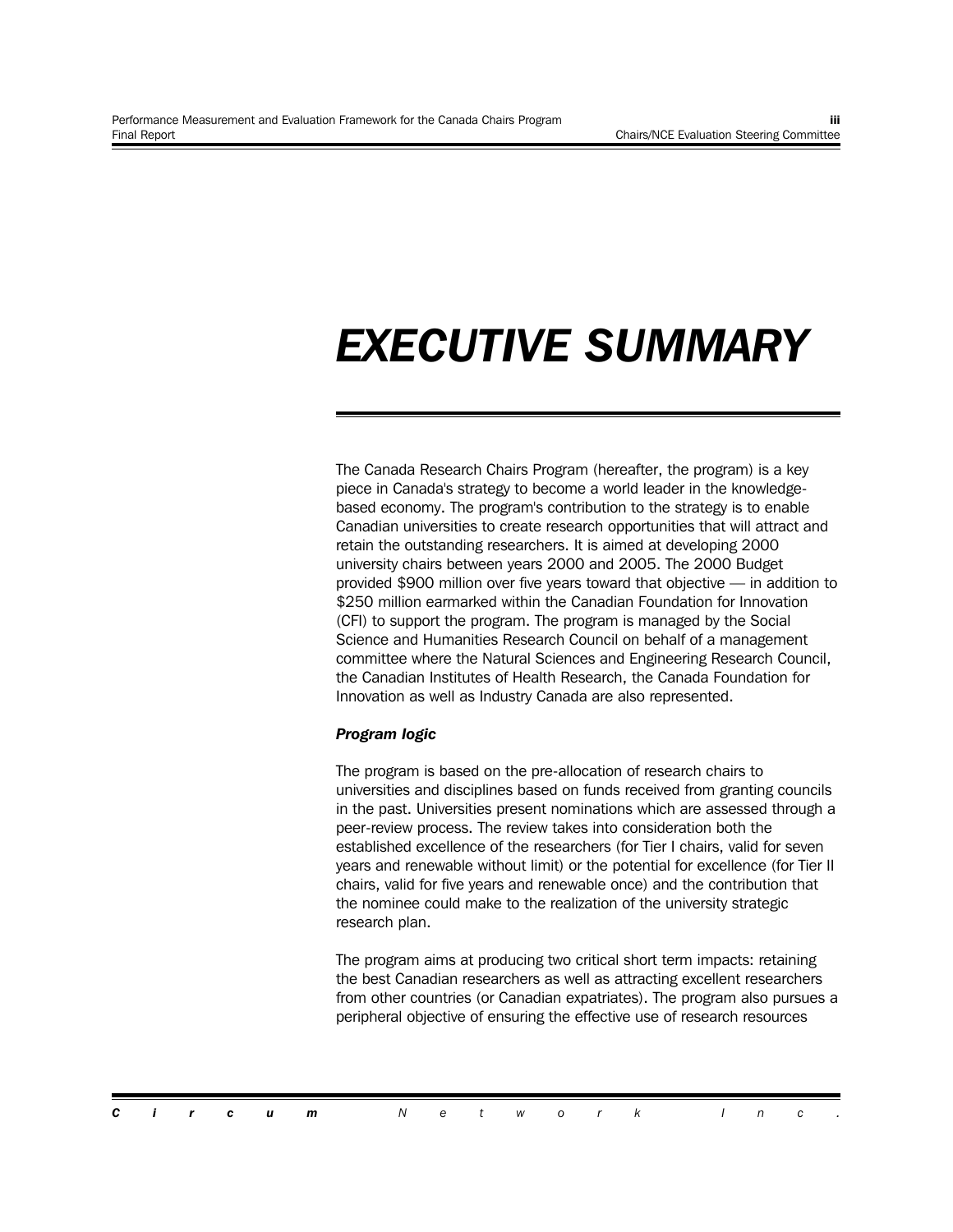# EXECUTIVE SUMMARY

The Canada Research Chairs Program (hereafter, the program) is a key piece in Canada's strategy to become a world leader in the knowledge-based economy. The program's contribution to the strategy is to enable Canadian universities to create research opportunities that will attract and retain the outstanding researchers. It is aimed at developing 2000 university chairs between years 2000 and 2005. The 2000 Budget provided $900 million over five years toward that objective — in addition to $250 million earmarked within the Canadian Foundation for Innovation (CFI) to support the program. The program is managed by the Social Science and Humanities Research Council on behalf of a management committee where the Natural Sciences and Engineering Research Council, the Canadian Institutes of Health Research, the Canada Foundation for Innovation as well as Industry Canada are also represented.

***Program logic***

The program is based on the pre-allocation of research chairs to universities and disciplines based on funds received from granting councils in the past. Universities present nominations which are assessed through a peer-review process. The review takes into consideration both the established excellence of the researchers (for Tier I chairs, valid for seven years and renewable without limit) or the potential for excellence (for Tier II chairs, valid for five years and renewable once) and the contribution that the nominee could make to the realization of the university strategic research plan.

The program aims at producing two critical short term impacts: retaining the best Canadian researchers as well as attracting excellent researchers from other countries (or Canadian expatriates). The program also pursues a peripheral objective of ensuring the effective use of research resources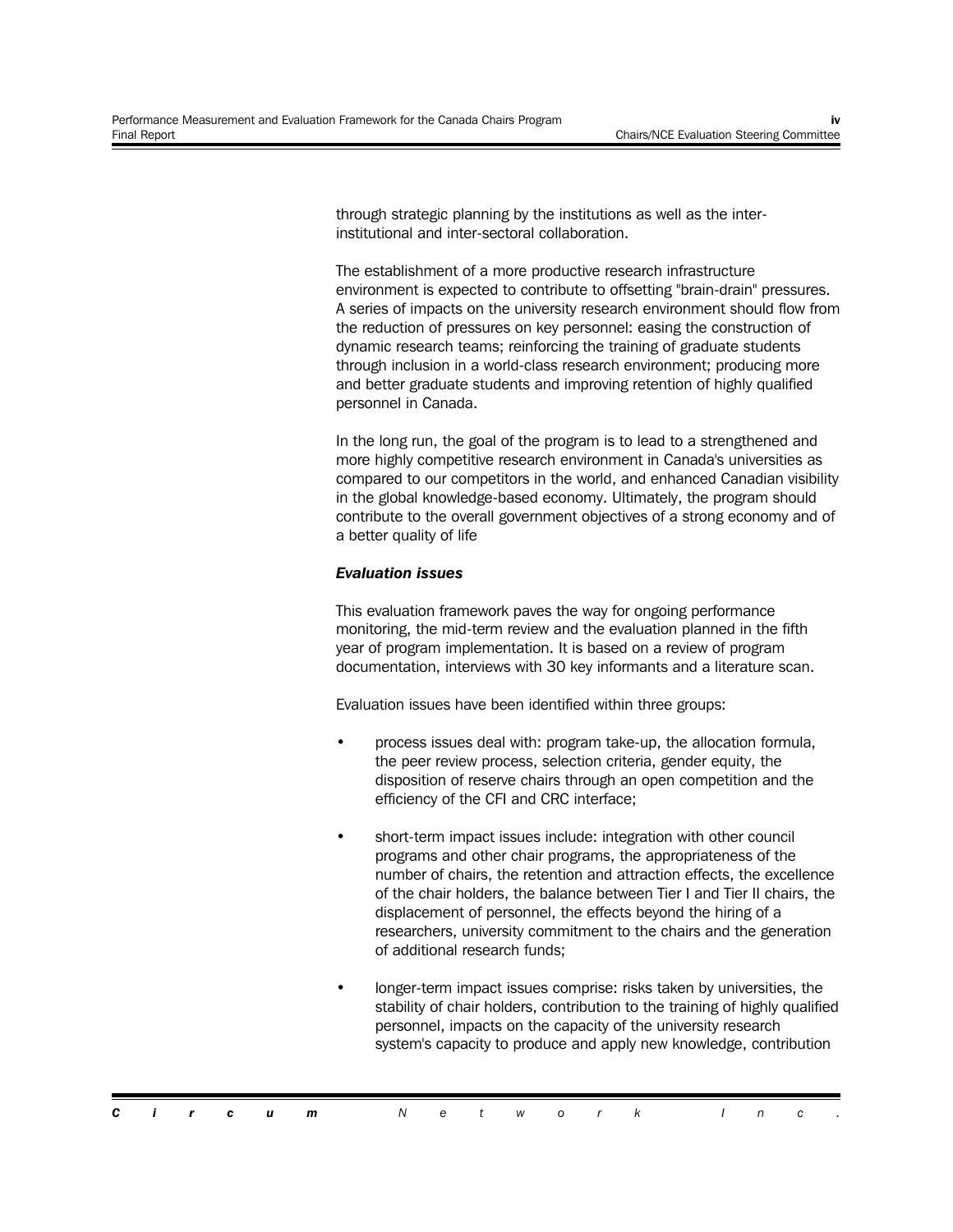through strategic planning by the institutions as well as the inter-institutional and inter-sectoral collaboration.

The establishment of a more productive research infrastructure environment is expected to contribute to offsetting "brain-drain" pressures. A series of impacts on the university research environment should flow from the reduction of pressures on key personnel: easing the construction of dynamic research teams; reinforcing the training of graduate students through inclusion in a world-class research environment; producing more and better graduate students and improving retention of highly qualified personnel in Canada.

In the long run, the goal of the program is to lead to a strengthened and more highly competitive research environment in Canada's universities as compared to our competitors in the world, and enhanced Canadian visibility in the global knowledge-based economy. Ultimately, the program should contribute to the overall government objectives of a strong economy and of a better quality of life

***Evaluation issues***

This evaluation framework paves the way for ongoing performance monitoring, the mid-term review and the evaluation planned in the fifth year of program implementation. It is based on a review of program documentation, interviews with 30 key informants and a literature scan.

Evaluation issues have been identified within three groups:

- process issues deal with: program take-up, the allocation formula, the peer review process, selection criteria, gender equity, the disposition of reserve chairs through an open competition and the efficiency of the CFI and CRC interface;
- short-term impact issues include: integration with other council programs and other chair programs, the appropriateness of the number of chairs, the retention and attraction effects, the excellence of the chair holders, the balance between Tier I and Tier II chairs, the displacement of personnel, the effects beyond the hiring of a researchers, university commitment to the chairs and the generation of additional research funds;
- longer-term impact issues comprise: risks taken by universities, the stability of chair holders, contribution to the training of highly qualified personnel, impacts on the capacity of the university research system's capacity to produce and apply new knowledge, contribution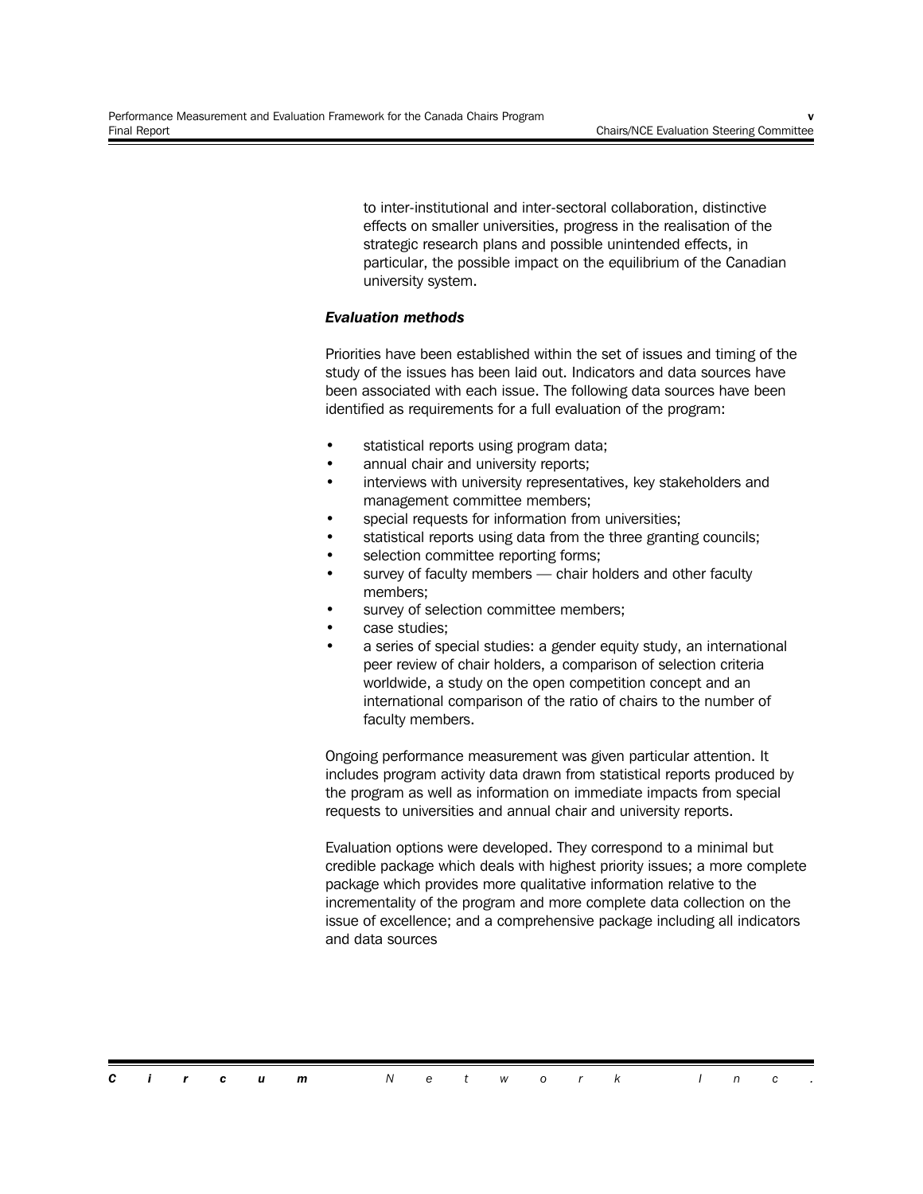to inter-institutional and inter-sectoral collaboration, distinctive effects on smaller universities, progress in the realisation of the strategic research plans and possible unintended effects, in particular, the possible impact on the equilibrium of the Canadian university system.

***Evaluation methods***

Priorities have been established within the set of issues and timing of the study of the issues has been laid out. Indicators and data sources have been associated with each issue. The following data sources have been identified as requirements for a full evaluation of the program:

- statistical reports using program data;
- annual chair and university reports;
- interviews with university representatives, key stakeholders and management committee members;
- special requests for information from universities;
- statistical reports using data from the three granting councils;
- selection committee reporting forms;
- survey of faculty members — chair holders and other faculty members;
- survey of selection committee members;
- case studies;
- a series of special studies: a gender equity study, an international peer review of chair holders, a comparison of selection criteria worldwide, a study on the open competition concept and an international comparison of the ratio of chairs to the number of faculty members.

Ongoing performance measurement was given particular attention. It includes program activity data drawn from statistical reports produced by the program as well as information on immediate impacts from special requests to universities and annual chair and university reports.

Evaluation options were developed. They correspond to a minimal but credible package which deals with highest priority issues; a more complete package which provides more qualitative information relative to the incrementality of the program and more complete data collection on the issue of excellence; and a comprehensive package including all indicators and data sources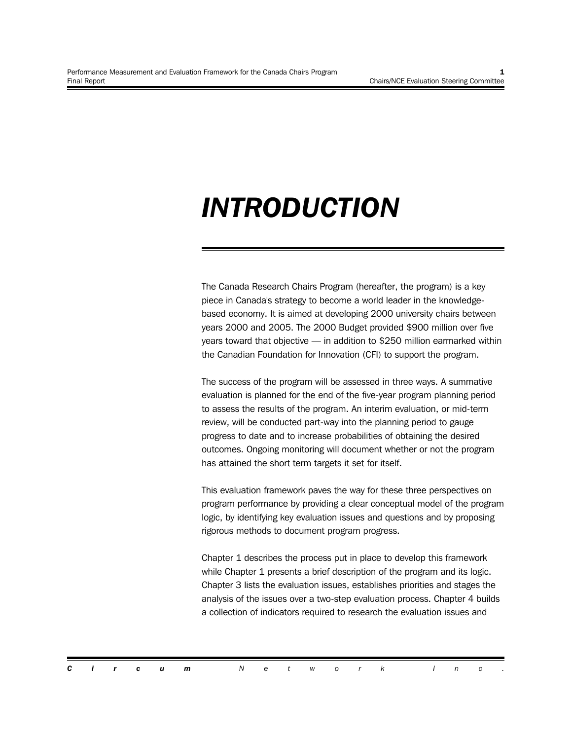# INTRODUCTION

The Canada Research Chairs Program (hereafter, the program) is a key piece in Canada's strategy to become a world leader in the knowledge-based economy. It is aimed at developing 2000 university chairs between years 2000 and 2005. The 2000 Budget provided $900 million over five years toward that objective — in addition to $250 million earmarked within the Canadian Foundation for Innovation (CFI) to support the program.

The success of the program will be assessed in three ways. A summative evaluation is planned for the end of the five-year program planning period to assess the results of the program. An interim evaluation, or mid-term review, will be conducted part-way into the planning period to gauge progress to date and to increase probabilities of obtaining the desired outcomes. Ongoing monitoring will document whether or not the program has attained the short term targets it set for itself.

This evaluation framework paves the way for these three perspectives on program performance by providing a clear conceptual model of the program logic, by identifying key evaluation issues and questions and by proposing rigorous methods to document program progress.

Chapter 1 describes the process put in place to develop this framework while Chapter 1 presents a brief description of the program and its logic. Chapter 3 lists the evaluation issues, establishes priorities and stages the analysis of the issues over a two-step evaluation process. Chapter 4 builds a collection of indicators required to research the evaluation issues and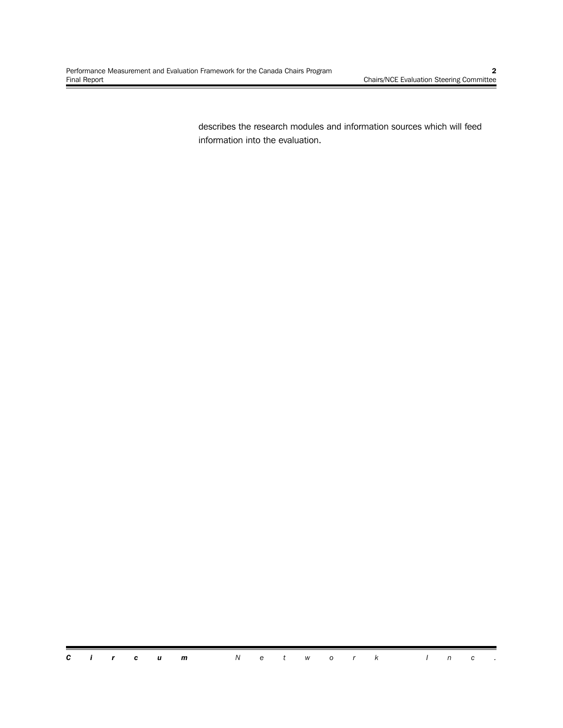describes the research modules and information sources which will feed information into the evaluation.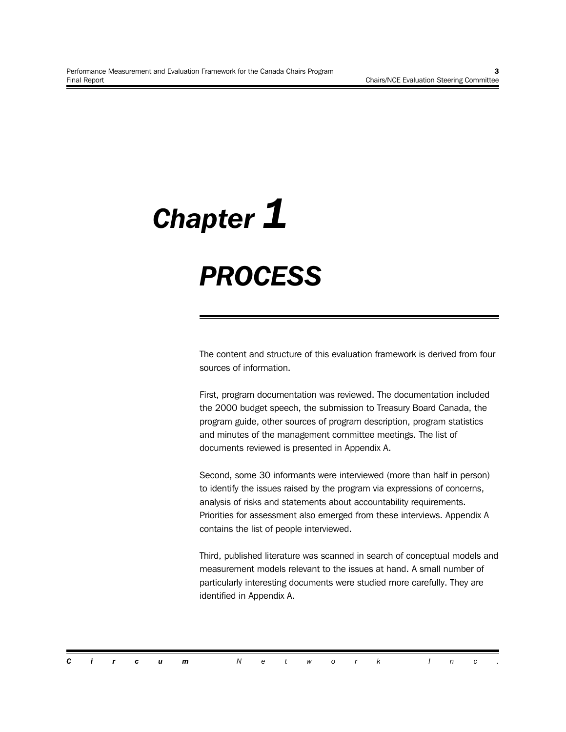# Chapter 1

# PROCESS

The content and structure of this evaluation framework is derived from four sources of information.

First, program documentation was reviewed. The documentation included the 2000 budget speech, the submission to Treasury Board Canada, the program guide, other sources of program description, program statistics and minutes of the management committee meetings. The list of documents reviewed is presented in Appendix A.

Second, some 30 informants were interviewed (more than half in person) to identify the issues raised by the program via expressions of concerns, analysis of risks and statements about accountability requirements. Priorities for assessment also emerged from these interviews. Appendix A contains the list of people interviewed.

Third, published literature was scanned in search of conceptual models and measurement models relevant to the issues at hand. A small number of particularly interesting documents were studied more carefully. They are identified in Appendix A.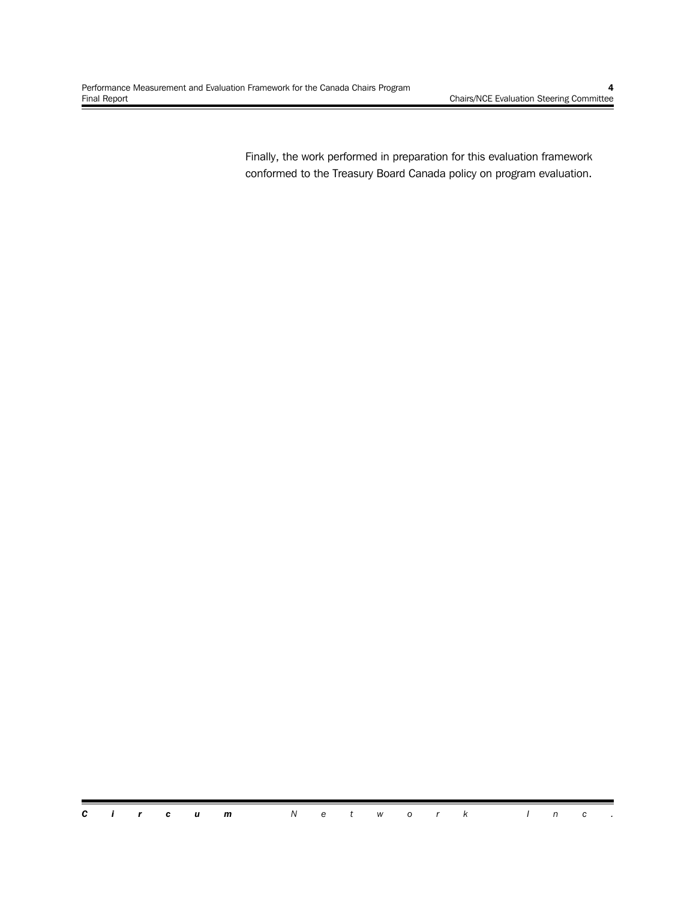Finally, the work performed in preparation for this evaluation framework conformed to the Treasury Board Canada policy on program evaluation.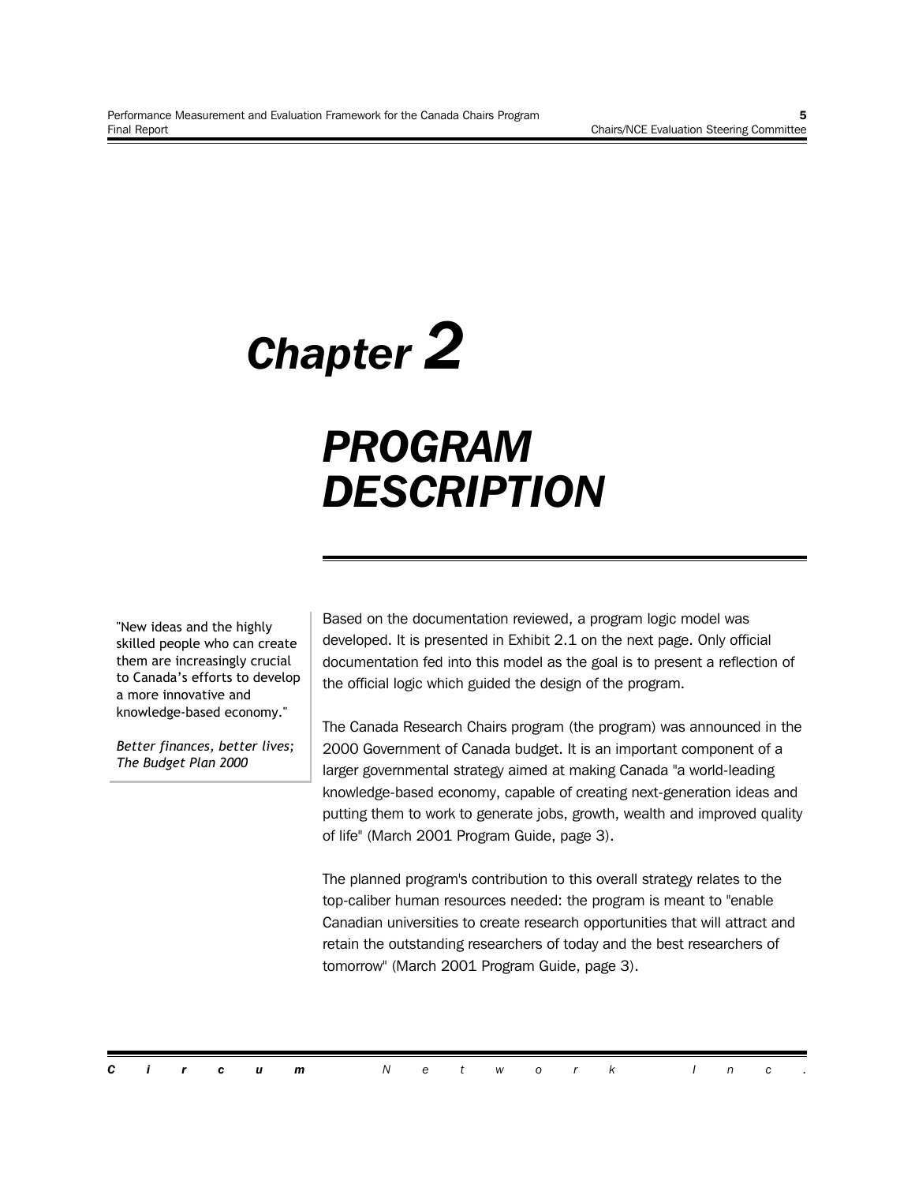# Chapter 2

# PROGRAM DESCRIPTION

"New ideas and the highly skilled people who can create them are increasingly crucial to Canada's efforts to develop a more innovative and knowledge-based economy."

*Better finances, better lives; The Budget Plan 2000*

Based on the documentation reviewed, a program logic model was developed. It is presented in Exhibit 2.1 on the next page. Only official documentation fed into this model as the goal is to present a reflection of the official logic which guided the design of the program.

The Canada Research Chairs program (the program) was announced in the 2000 Government of Canada budget. It is an important component of a larger governmental strategy aimed at making Canada "a world-leading knowledge-based economy, capable of creating next-generation ideas and putting them to work to generate jobs, growth, wealth and improved quality of life" (March 2001 Program Guide, page 3).

The planned program's contribution to this overall strategy relates to the top-caliber human resources needed: the program is meant to "enable Canadian universities to create research opportunities that will attract and retain the outstanding researchers of today and the best researchers of tomorrow" (March 2001 Program Guide, page 3).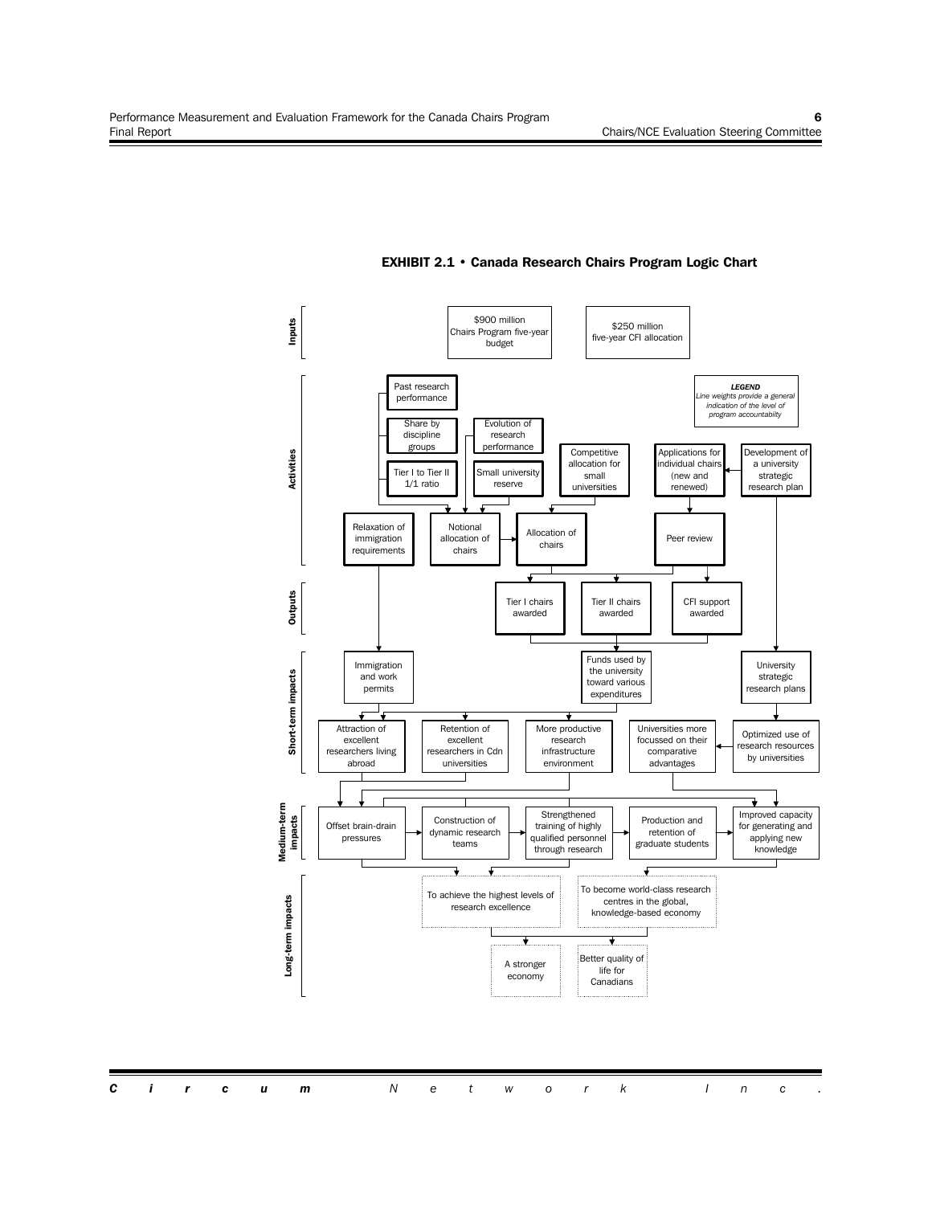**EXHIBIT 2.1 • Canada Research Chairs Program Logic Chart**

**Inputs**

- $900 million Chairs Program five-year budget
- $250 million five-year CFI allocation

**Activities**

- Past research performance
- Share by discipline groups
- Tier I to Tier II 1/1 ratio
- Evolution of research performance
- Small university reserve
- Competitive allocation for small universities
- Applications for individual chairs (new and renewed)
- Development of a university strategic research plan
- Relaxation of immigration requirements
- Notional allocation of chairs
- Allocation of chairs
- Peer review

*LEGEND*
*Line weights provide a general indication of the level of program accountability*

**Outputs**

- Tier I chairs awarded
- Tier II chairs awarded
- CFI support awarded

**Short-term impacts**

- Immigration and work permits
- Funds used by the university toward various expenditures
- University strategic research plans
- Attraction of excellent researchers living abroad
- Retention of excellent researchers in Cdn universities
- More productive research infrastructure environment
- Universities more focussed on their comparative advantages
- Optimized use of research resources by universities

**Medium-term impacts**

- Offset brain-drain pressures
- Construction of dynamic research teams
- Strengthened training of highly qualified personnel through research
- Production and retention of graduate students
- Improved capacity for generating and applying new knowledge

**Long-term impacts**

- To achieve the highest levels of research excellence
- To become world-class research centres in the global, knowledge-based economy
- A stronger economy
- Better quality of life for Canadians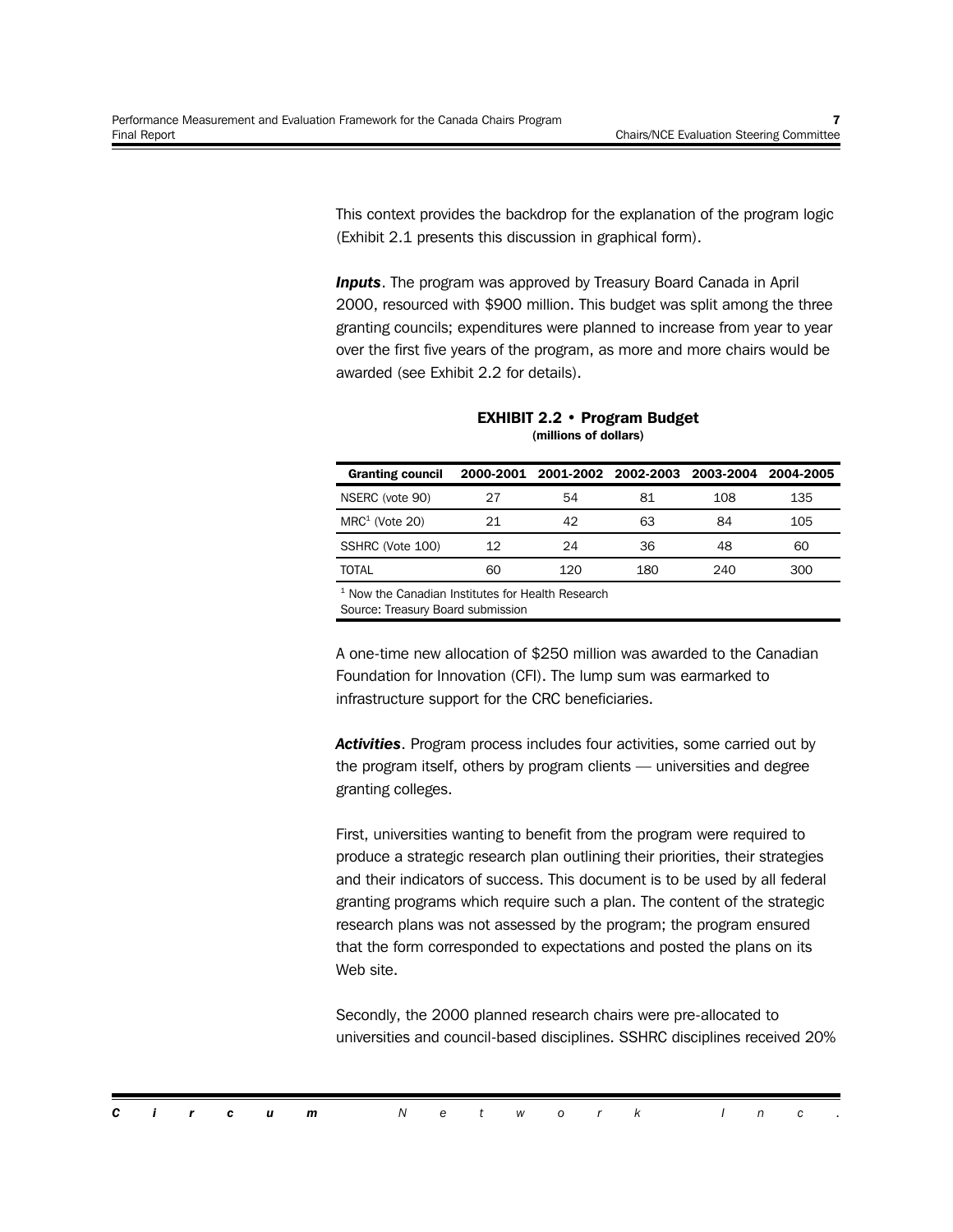This context provides the backdrop for the explanation of the program logic (Exhibit 2.1 presents this discussion in graphical form).

***Inputs***. The program was approved by Treasury Board Canada in April 2000, resourced with $900 million. This budget was split among the three granting councils; expenditures were planned to increase from year to year over the first five years of the program, as more and more chairs would be awarded (see Exhibit 2.2 for details).

**EXHIBIT 2.2 • Program Budget**
**(millions of dollars)**

| Granting council | 2000-2001 | 2001-2002 | 2002-2003 | 2003-2004 | 2004-2005 |
|---|---|---|---|---|---|
| NSERC (vote 90) | 27 | 54 | 81 | 108 | 135 |
| MRC[1] (Vote 20) | 21 | 42 | 63 | 84 | 105 |
| SSHRC (Vote 100) | 12 | 24 | 36 | 48 | 60 |
| TOTAL | 60 | 120 | 180 | 240 | 300 |

[1] Now the Canadian Institutes for Health Research
Source: Treasury Board submission

A one-time new allocation of $250 million was awarded to the Canadian Foundation for Innovation (CFI). The lump sum was earmarked to infrastructure support for the CRC beneficiaries.

***Activities***. Program process includes four activities, some carried out by the program itself, others by program clients — universities and degree granting colleges.

First, universities wanting to benefit from the program were required to produce a strategic research plan outlining their priorities, their strategies and their indicators of success. This document is to be used by all federal granting programs which require such a plan. The content of the strategic research plans was not assessed by the program; the program ensured that the form corresponded to expectations and posted the plans on its Web site.

Secondly, the 2000 planned research chairs were pre-allocated to universities and council-based disciplines. SSHRC disciplines received 20%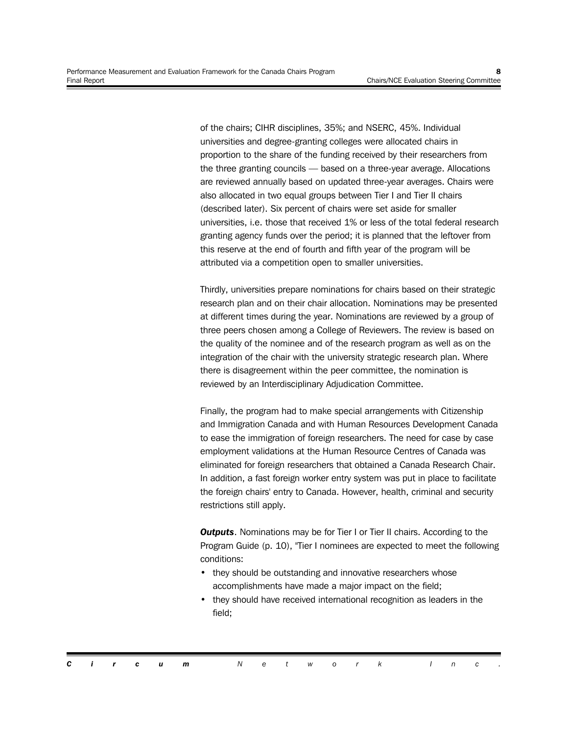of the chairs; CIHR disciplines, 35%; and NSERC, 45%. Individual universities and degree-granting colleges were allocated chairs in proportion to the share of the funding received by their researchers from the three granting councils — based on a three-year average. Allocations are reviewed annually based on updated three-year averages. Chairs were also allocated in two equal groups between Tier I and Tier II chairs (described later). Six percent of chairs were set aside for smaller universities, i.e. those that received 1% or less of the total federal research granting agency funds over the period; it is planned that the leftover from this reserve at the end of fourth and fifth year of the program will be attributed via a competition open to smaller universities.

Thirdly, universities prepare nominations for chairs based on their strategic research plan and on their chair allocation. Nominations may be presented at different times during the year. Nominations are reviewed by a group of three peers chosen among a College of Reviewers. The review is based on the quality of the nominee and of the research program as well as on the integration of the chair with the university strategic research plan. Where there is disagreement within the peer committee, the nomination is reviewed by an Interdisciplinary Adjudication Committee.

Finally, the program had to make special arrangements with Citizenship and Immigration Canada and with Human Resources Development Canada to ease the immigration of foreign researchers. The need for case by case employment validations at the Human Resource Centres of Canada was eliminated for foreign researchers that obtained a Canada Research Chair. In addition, a fast foreign worker entry system was put in place to facilitate the foreign chairs' entry to Canada. However, health, criminal and security restrictions still apply.

***Outputs***. Nominations may be for Tier I or Tier II chairs. According to the Program Guide (p. 10), "Tier I nominees are expected to meet the following conditions:

- they should be outstanding and innovative researchers whose accomplishments have made a major impact on the field;
- they should have received international recognition as leaders in the field;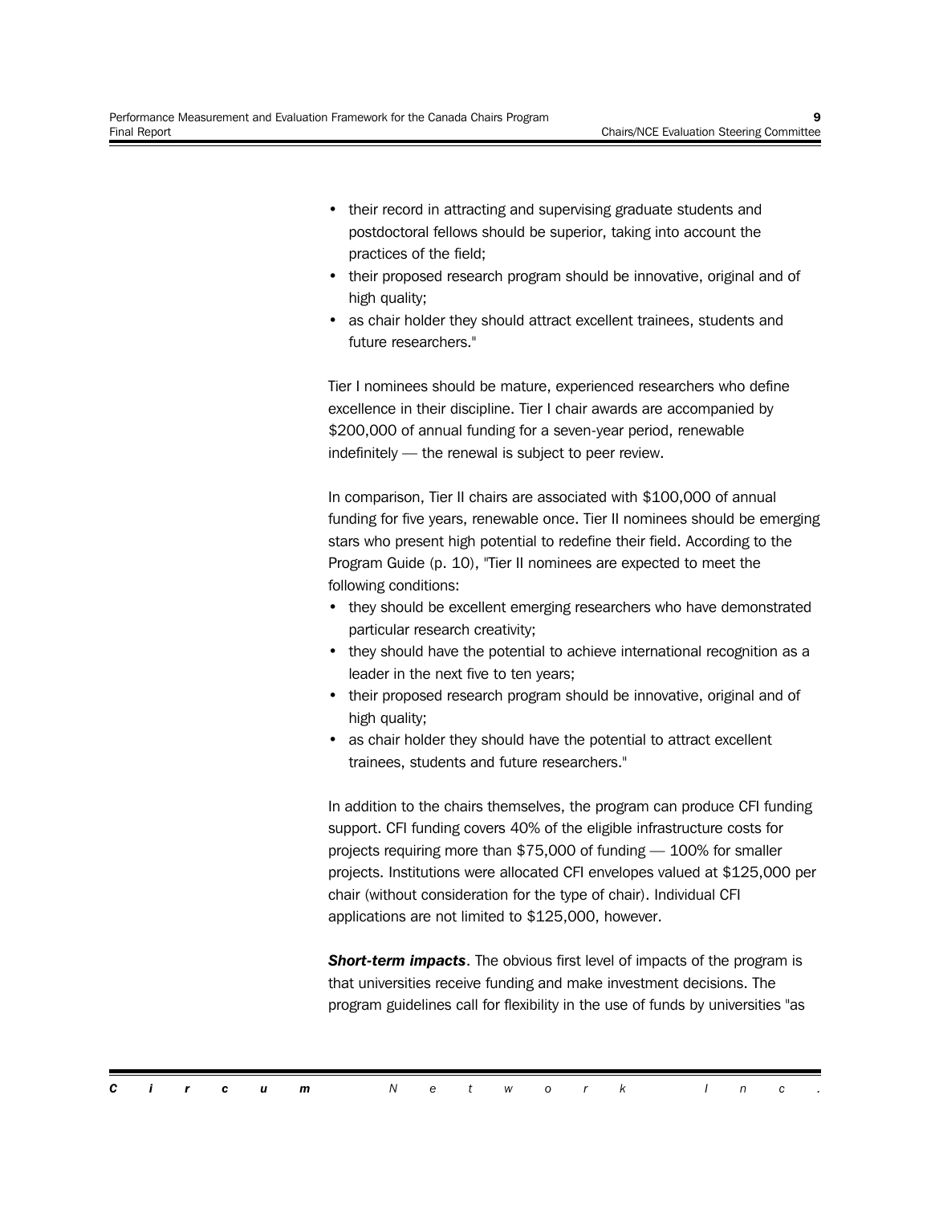- their record in attracting and supervising graduate students and postdoctoral fellows should be superior, taking into account the practices of the field;
- their proposed research program should be innovative, original and of high quality;
- as chair holder they should attract excellent trainees, students and future researchers."

Tier I nominees should be mature, experienced researchers who define excellence in their discipline. Tier I chair awards are accompanied by $200,000 of annual funding for a seven-year period, renewable indefinitely — the renewal is subject to peer review.

In comparison, Tier II chairs are associated with $100,000 of annual funding for five years, renewable once. Tier II nominees should be emerging stars who present high potential to redefine their field. According to the Program Guide (p. 10), "Tier II nominees are expected to meet the following conditions:

- they should be excellent emerging researchers who have demonstrated particular research creativity;
- they should have the potential to achieve international recognition as a leader in the next five to ten years;
- their proposed research program should be innovative, original and of high quality;
- as chair holder they should have the potential to attract excellent trainees, students and future researchers."

In addition to the chairs themselves, the program can produce CFI funding support. CFI funding covers 40% of the eligible infrastructure costs for projects requiring more than $75,000 of funding — 100% for smaller projects. Institutions were allocated CFI envelopes valued at $125,000 per chair (without consideration for the type of chair). Individual CFI applications are not limited to $125,000, however.

***Short-term impacts***. The obvious first level of impacts of the program is that universities receive funding and make investment decisions. The program guidelines call for flexibility in the use of funds by universities "as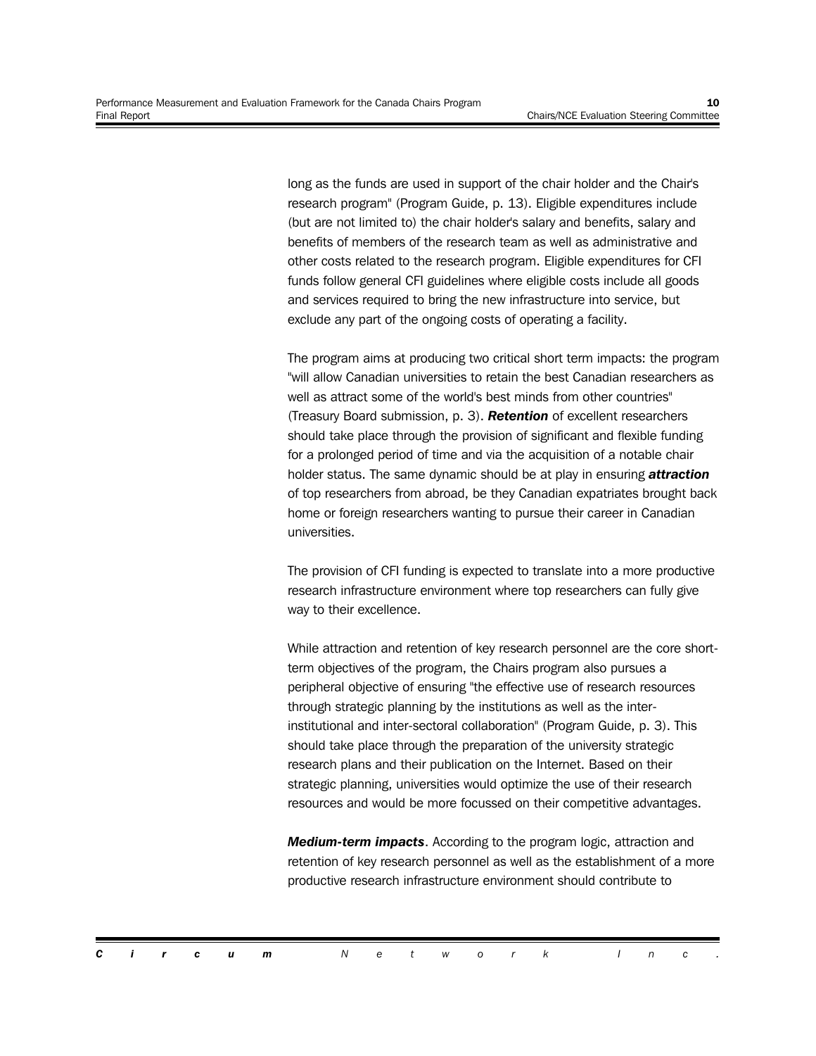long as the funds are used in support of the chair holder and the Chair's research program" (Program Guide, p. 13). Eligible expenditures include (but are not limited to) the chair holder's salary and benefits, salary and benefits of members of the research team as well as administrative and other costs related to the research program. Eligible expenditures for CFI funds follow general CFI guidelines where eligible costs include all goods and services required to bring the new infrastructure into service, but exclude any part of the ongoing costs of operating a facility.

The program aims at producing two critical short term impacts: the program "will allow Canadian universities to retain the best Canadian researchers as well as attract some of the world's best minds from other countries" (Treasury Board submission, p. 3). ***Retention*** of excellent researchers should take place through the provision of significant and flexible funding for a prolonged period of time and via the acquisition of a notable chair holder status. The same dynamic should be at play in ensuring ***attraction*** of top researchers from abroad, be they Canadian expatriates brought back home or foreign researchers wanting to pursue their career in Canadian universities.

The provision of CFI funding is expected to translate into a more productive research infrastructure environment where top researchers can fully give way to their excellence.

While attraction and retention of key research personnel are the core short-term objectives of the program, the Chairs program also pursues a peripheral objective of ensuring "the effective use of research resources through strategic planning by the institutions as well as the inter-institutional and inter-sectoral collaboration" (Program Guide, p. 3). This should take place through the preparation of the university strategic research plans and their publication on the Internet. Based on their strategic planning, universities would optimize the use of their research resources and would be more focussed on their competitive advantages.

***Medium-term impacts***. According to the program logic, attraction and retention of key research personnel as well as the establishment of a more productive research infrastructure environment should contribute to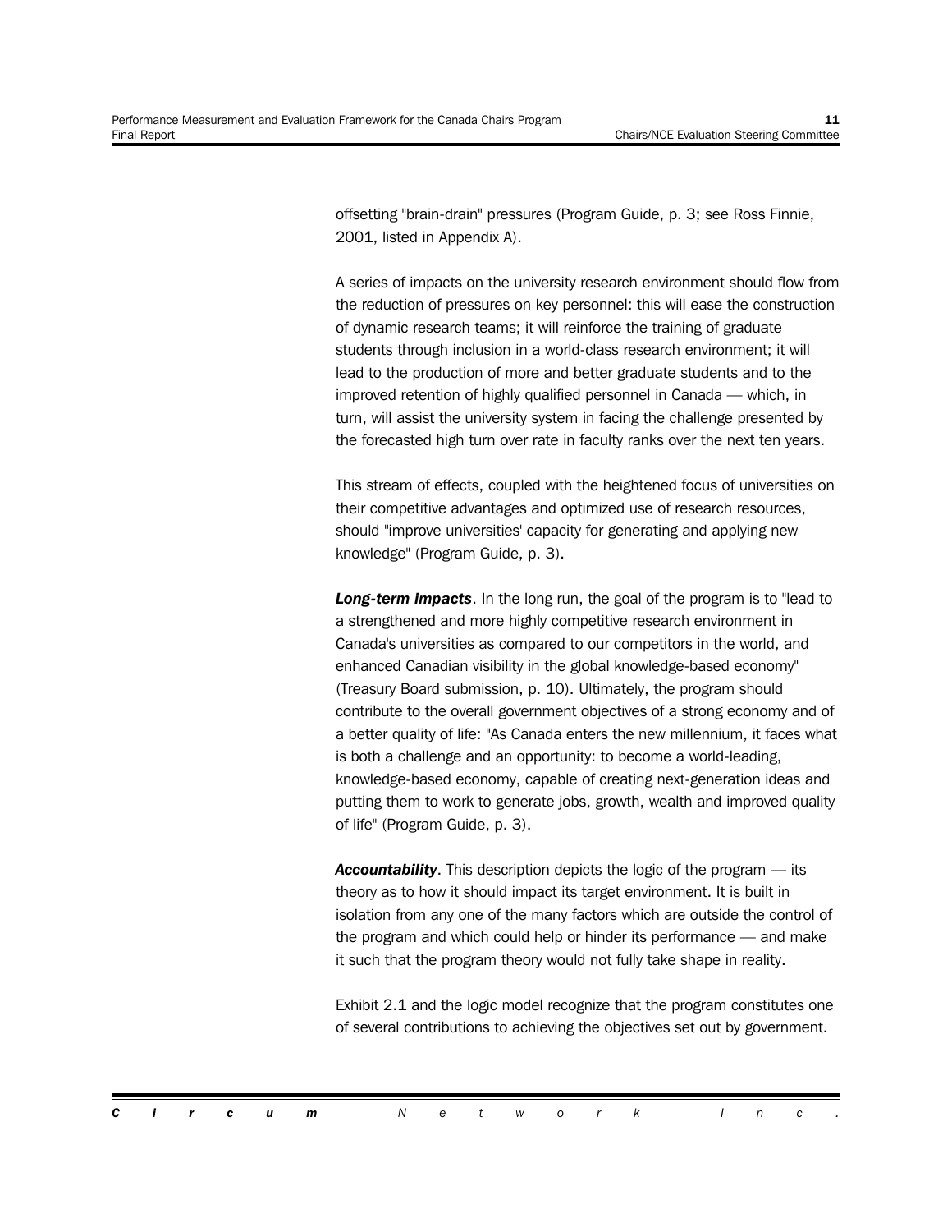offsetting "brain-drain" pressures (Program Guide, p. 3; see Ross Finnie, 2001, listed in Appendix A).

A series of impacts on the university research environment should flow from the reduction of pressures on key personnel: this will ease the construction of dynamic research teams; it will reinforce the training of graduate students through inclusion in a world-class research environment; it will lead to the production of more and better graduate students and to the improved retention of highly qualified personnel in Canada — which, in turn, will assist the university system in facing the challenge presented by the forecasted high turn over rate in faculty ranks over the next ten years.

This stream of effects, coupled with the heightened focus of universities on their competitive advantages and optimized use of research resources, should "improve universities' capacity for generating and applying new knowledge" (Program Guide, p. 3).

***Long-term impacts***. In the long run, the goal of the program is to "lead to a strengthened and more highly competitive research environment in Canada's universities as compared to our competitors in the world, and enhanced Canadian visibility in the global knowledge-based economy" (Treasury Board submission, p. 10). Ultimately, the program should contribute to the overall government objectives of a strong economy and of a better quality of life: "As Canada enters the new millennium, it faces what is both a challenge and an opportunity: to become a world-leading, knowledge-based economy, capable of creating next-generation ideas and putting them to work to generate jobs, growth, wealth and improved quality of life" (Program Guide, p. 3).

***Accountability***. This description depicts the logic of the program — its theory as to how it should impact its target environment. It is built in isolation from any one of the many factors which are outside the control of the program and which could help or hinder its performance — and make it such that the program theory would not fully take shape in reality.

Exhibit 2.1 and the logic model recognize that the program constitutes one of several contributions to achieving the objectives set out by government.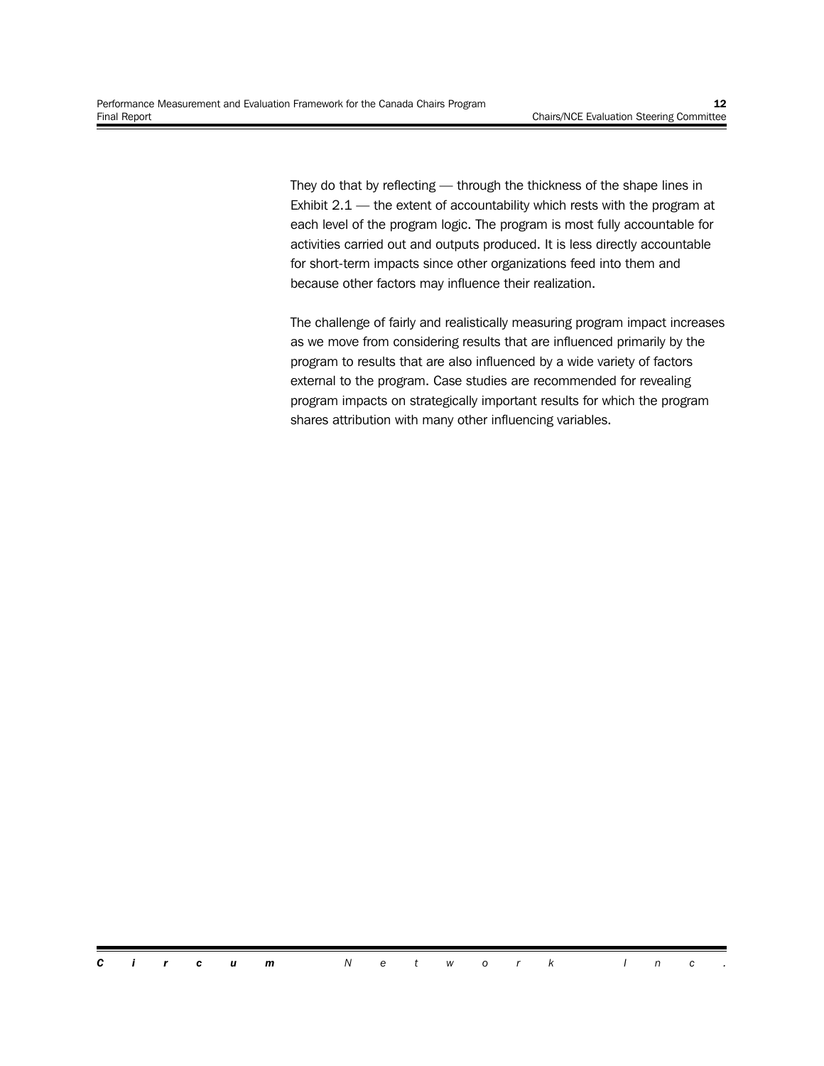They do that by reflecting — through the thickness of the shape lines in Exhibit 2.1 — the extent of accountability which rests with the program at each level of the program logic. The program is most fully accountable for activities carried out and outputs produced. It is less directly accountable for short-term impacts since other organizations feed into them and because other factors may influence their realization.

The challenge of fairly and realistically measuring program impact increases as we move from considering results that are influenced primarily by the program to results that are also influenced by a wide variety of factors external to the program. Case studies are recommended for revealing program impacts on strategically important results for which the program shares attribution with many other influencing variables.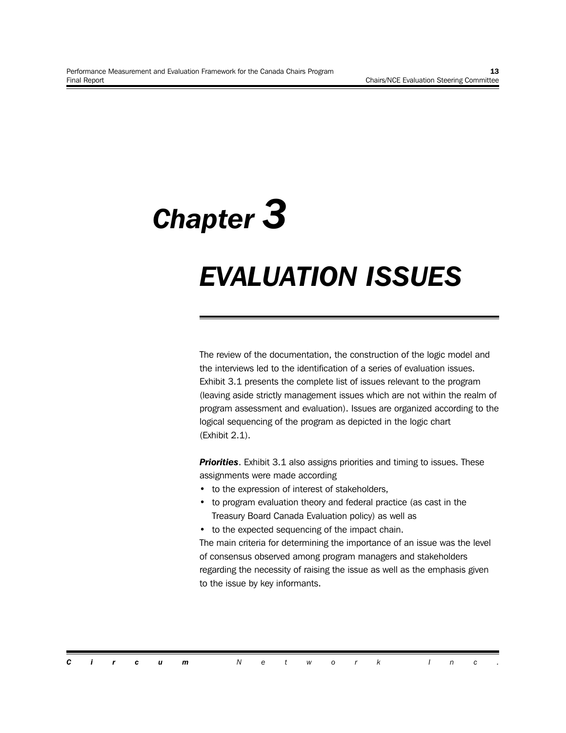# Chapter 3

# EVALUATION ISSUES

The review of the documentation, the construction of the logic model and the interviews led to the identification of a series of evaluation issues. Exhibit 3.1 presents the complete list of issues relevant to the program (leaving aside strictly management issues which are not within the realm of program assessment and evaluation). Issues are organized according to the logical sequencing of the program as depicted in the logic chart (Exhibit 2.1).

***Priorities***. Exhibit 3.1 also assigns priorities and timing to issues. These assignments were made according

- to the expression of interest of stakeholders,
- to program evaluation theory and federal practice (as cast in the Treasury Board Canada Evaluation policy) as well as
- to the expected sequencing of the impact chain.

The main criteria for determining the importance of an issue was the level of consensus observed among program managers and stakeholders regarding the necessity of raising the issue as well as the emphasis given to the issue by key informants.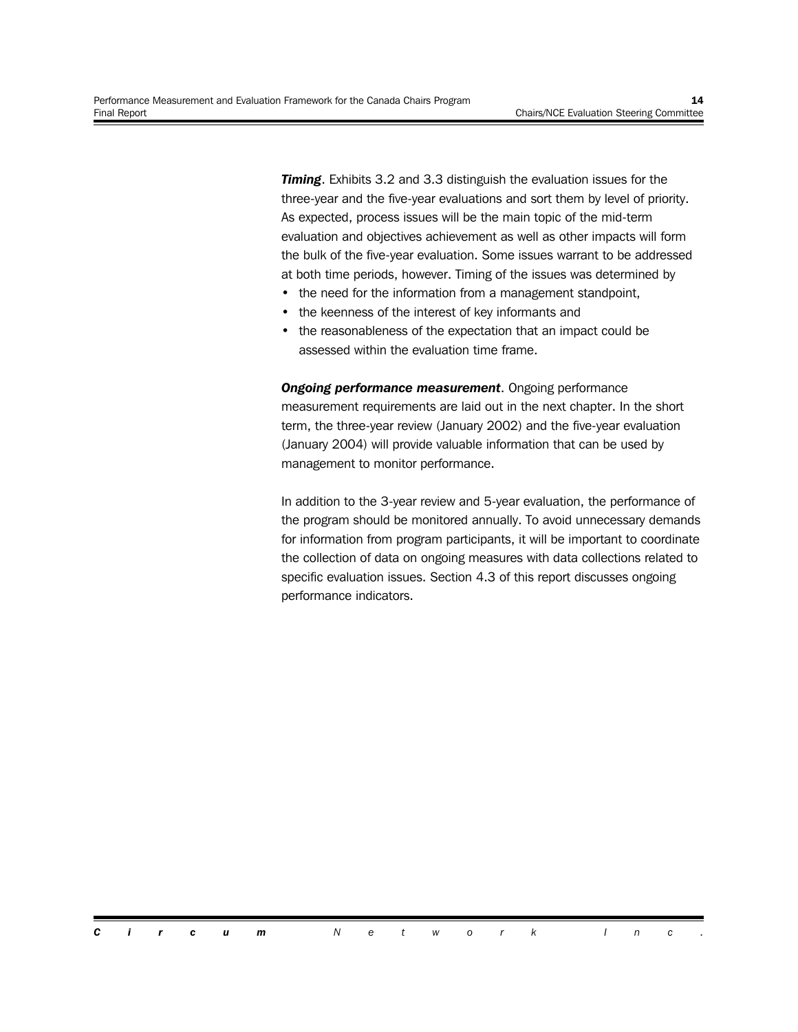***Timing***. Exhibits 3.2 and 3.3 distinguish the evaluation issues for the three-year and the five-year evaluations and sort them by level of priority. As expected, process issues will be the main topic of the mid-term evaluation and objectives achievement as well as other impacts will form the bulk of the five-year evaluation. Some issues warrant to be addressed at both time periods, however. Timing of the issues was determined by

- the need for the information from a management standpoint,
- the keenness of the interest of key informants and
- the reasonableness of the expectation that an impact could be assessed within the evaluation time frame.

***Ongoing performance measurement***. Ongoing performance measurement requirements are laid out in the next chapter. In the short term, the three-year review (January 2002) and the five-year evaluation (January 2004) will provide valuable information that can be used by management to monitor performance.

In addition to the 3-year review and 5-year evaluation, the performance of the program should be monitored annually. To avoid unnecessary demands for information from program participants, it will be important to coordinate the collection of data on ongoing measures with data collections related to specific evaluation issues. Section 4.3 of this report discusses ongoing performance indicators.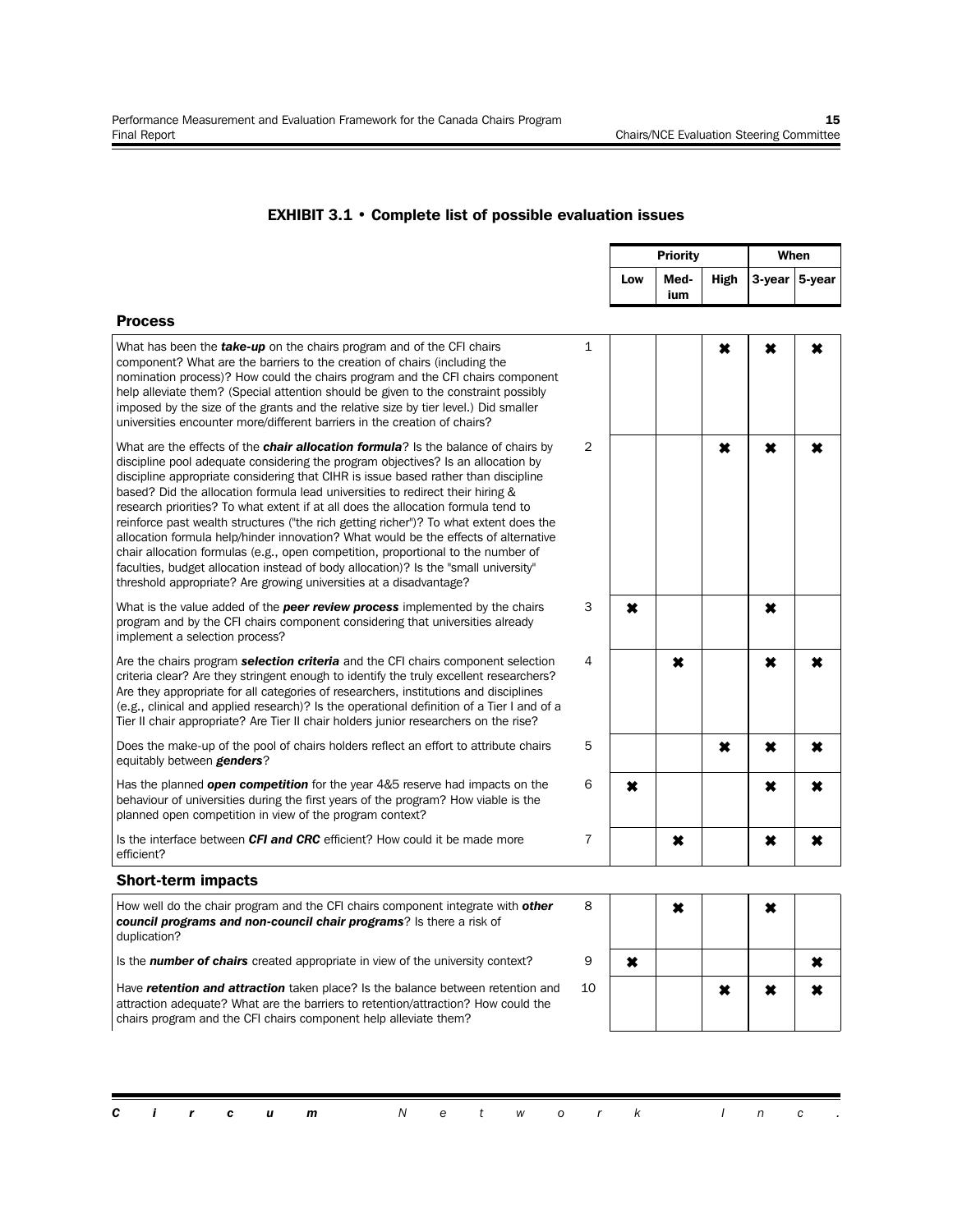## EXHIBIT 3.1 • Complete list of possible evaluation issues

| | # | Priority | | | When | |
|---|---|---|---|---|---|---|
| | | Low | Medium | High | 3-year | 5-year |
| **Process** | | | | | | |
| What has been the ***take-up*** on the chairs program and of the CFI chairs component? What are the barriers to the creation of chairs (including the nomination process)? How could the chairs program and the CFI chairs component help alleviate them? (Special attention should be given to the constraint possibly imposed by the size of the grants and the relative size by tier level.) Did smaller universities encounter more/different barriers in the creation of chairs? | 1 | | | ✖ | ✖ | ✖ |
| What are the effects of the ***chair allocation formula***? Is the balance of chairs by discipline pool adequate considering the program objectives? Is an allocation by discipline appropriate considering that CIHR is issue based rather than discipline based? Did the allocation formula lead universities to redirect their hiring & research priorities? To what extent if at all does the allocation formula tend to reinforce past wealth structures ("the rich getting richer")? To what extent does the allocation formula help/hinder innovation? What would be the effects of alternative chair allocation formulas (e.g., open competition, proportional to the number of faculties, budget allocation instead of body allocation)? Is the "small university" threshold appropriate? Are growing universities at a disadvantage? | 2 | | | ✖ | ✖ | ✖ |
| What is the value added of the ***peer review process*** implemented by the chairs program and by the CFI chairs component considering that universities already implement a selection process? | 3 | ✖ | | | ✖ | |
| Are the chairs program ***selection criteria*** and the CFI chairs component selection criteria clear? Are they stringent enough to identify the truly excellent researchers? Are they appropriate for all categories of researchers, institutions and disciplines (e.g., clinical and applied research)? Is the operational definition of a Tier I and of a Tier II chair appropriate? Are Tier II chair holders junior researchers on the rise? | 4 | | ✖ | | ✖ | ✖ |
| Does the make-up of the pool of chairs holders reflect an effort to attribute chairs equitably between ***genders***? | 5 | | | ✖ | ✖ | ✖ |
| Has the planned ***open competition*** for the year 4&5 reserve had impacts on the behaviour of universities during the first years of the program? How viable is the planned open competition in view of the program context? | 6 | ✖ | | | ✖ | ✖ |
| Is the interface between ***CFI and CRC*** efficient? How could it be made more efficient? | 7 | | ✖ | | ✖ | ✖ |
| **Short-term impacts** | | | | | | |
| How well do the chair program and the CFI chairs component integrate with ***other council programs and non-council chair programs***? Is there a risk of duplication? | 8 | | ✖ | | ✖ | |
| Is the ***number of chairs*** created appropriate in view of the university context? | 9 | ✖ | | | | ✖ |
| Have ***retention and attraction*** taken place? Is the balance between retention and attraction adequate? What are the barriers to retention/attraction? How could the chairs program and the CFI chairs component help alleviate them? | 10 | | | ✖ | ✖ | ✖ |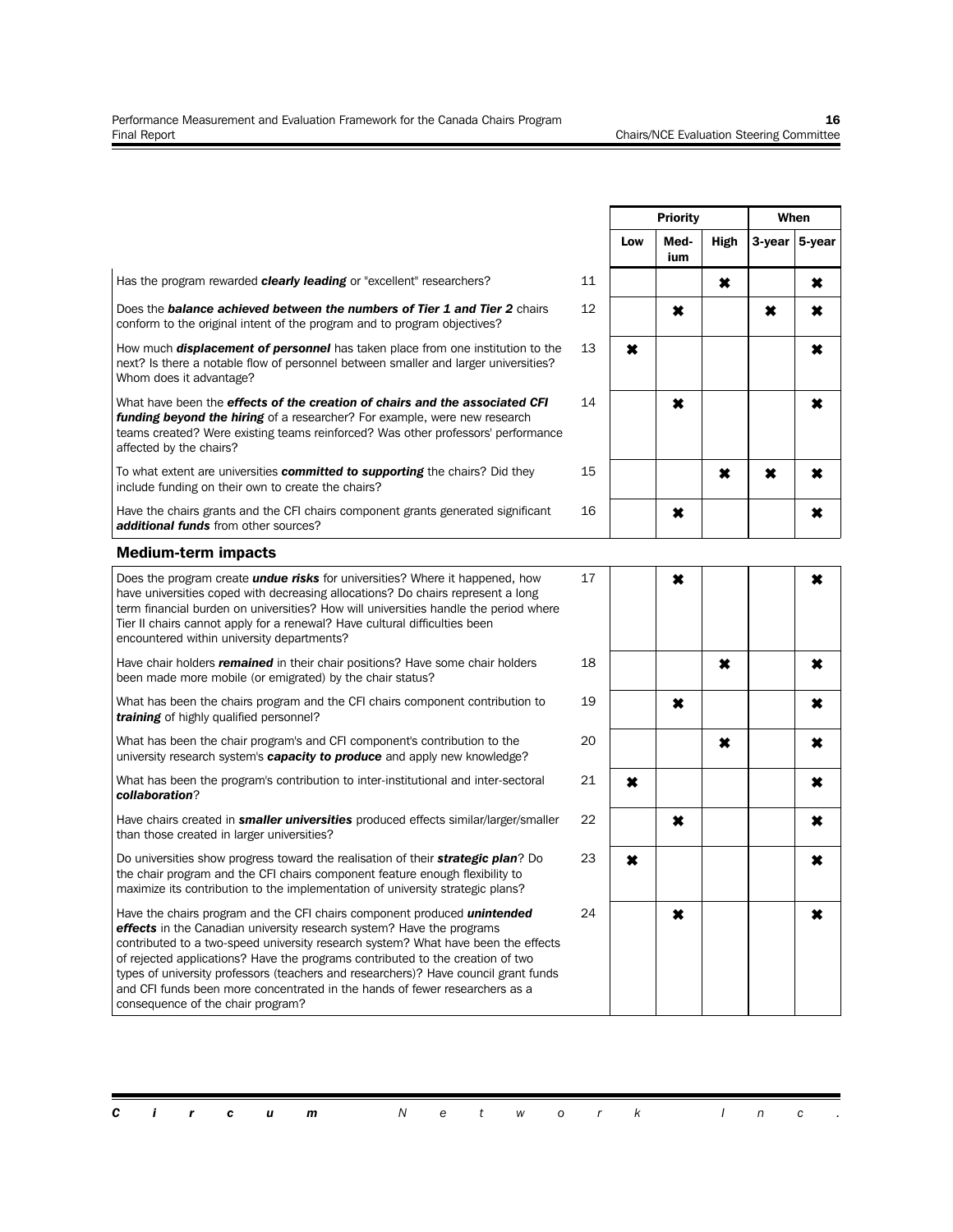| | | Priority | | | When | |
|---|---|---|---|---|---|---|
| | | Low | Med-ium | High | 3-year | 5-year |
| Has the program rewarded ***clearly leading*** or "excellent" researchers? | 11 | | | ✖ | | ✖ |
| Does the ***balance achieved between the numbers of Tier 1 and Tier 2*** chairs conform to the original intent of the program and to program objectives? | 12 | | ✖ | | ✖ | ✖ |
| How much ***displacement of personnel*** has taken place from one institution to the next? Is there a notable flow of personnel between smaller and larger universities? Whom does it advantage? | 13 | ✖ | | | | ✖ |
| What have been the ***effects of the creation of chairs and the associated CFI funding beyond the hiring*** of a researcher? For example, were new research teams created? Were existing teams reinforced? Was other professors' performance affected by the chairs? | 14 | | ✖ | | | ✖ |
| To what extent are universities ***committed to supporting*** the chairs? Did they include funding on their own to create the chairs? | 15 | | | ✖ | ✖ | ✖ |
| Have the chairs grants and the CFI chairs component grants generated significant ***additional funds*** from other sources? | 16 | | ✖ | | | ✖ |

### Medium-term impacts

| | | Low | Med-ium | High | 3-year | 5-year |
|---|---|---|---|---|---|---|
| Does the program create ***undue risks*** for universities? Where it happened, how have universities coped with decreasing allocations? Do chairs represent a long term financial burden on universities? How will universities handle the period where Tier II chairs cannot apply for a renewal? Have cultural difficulties been encountered within university departments? | 17 | | ✖ | | | ✖ |
| Have chair holders ***remained*** in their chair positions? Have some chair holders been made more mobile (or emigrated) by the chair status? | 18 | | | ✖ | | ✖ |
| What has been the chairs program and the CFI chairs component contribution to ***training*** of highly qualified personnel? | 19 | | ✖ | | | ✖ |
| What has been the chair program's and CFI component's contribution to the university research system's ***capacity to produce*** and apply new knowledge? | 20 | | | ✖ | | ✖ |
| What has been the program's contribution to inter-institutional and inter-sectoral ***collaboration***? | 21 | ✖ | | | | ✖ |
| Have chairs created in ***smaller universities*** produced effects similar/larger/smaller than those created in larger universities? | 22 | | ✖ | | | ✖ |
| Do universities show progress toward the realisation of their ***strategic plan***? Do the chair program and the CFI chairs component feature enough flexibility to maximize its contribution to the implementation of university strategic plans? | 23 | ✖ | | | | ✖ |
| Have the chairs program and the CFI chairs component produced ***unintended effects*** in the Canadian university research system? Have the programs contributed to a two-speed university research system? What have been the effects of rejected applications? Have the programs contributed to the creation of two types of university professors (teachers and researchers)? Have council grant funds and CFI funds been more concentrated in the hands of fewer researchers as a consequence of the chair program? | 24 | | ✖ | | | ✖ |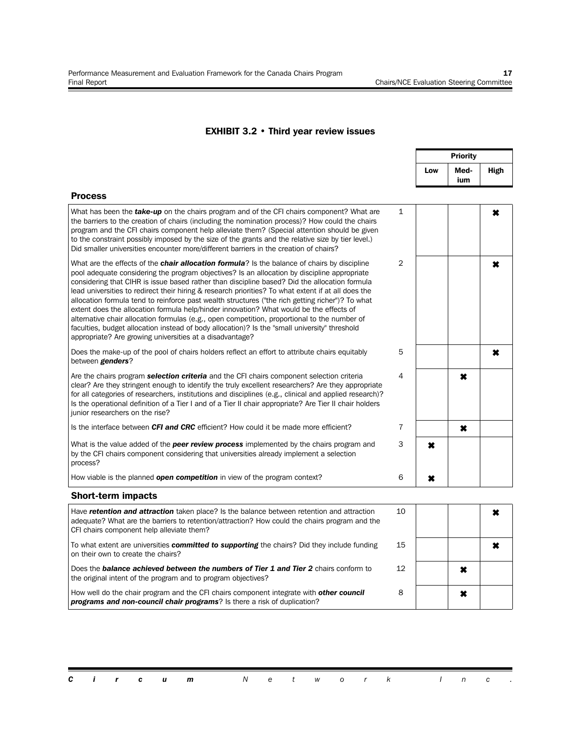## EXHIBIT 3.2 • Third year review issues

| | # | Priority: Low | Priority: Medium | Priority: High |
|---|---|---|---|---|
| **Process** | | | | |
| What has been the ***take-up*** on the chairs program and of the CFI chairs component? What are the barriers to the creation of chairs (including the nomination process)? How could the chairs program and the CFI chairs component help alleviate them? (Special attention should be given to the constraint possibly imposed by the size of the grants and the relative size by tier level.) Did smaller universities encounter more/different barriers in the creation of chairs? | 1 | | | ✖ |
| What are the effects of the ***chair allocation formula***? Is the balance of chairs by discipline pool adequate considering the program objectives? Is an allocation by discipline appropriate considering that CIHR is issue based rather than discipline based? Did the allocation formula lead universities to redirect their hiring & research priorities? To what extent if at all does the allocation formula tend to reinforce past wealth structures ("the rich getting richer")? To what extent does the allocation formula help/hinder innovation? What would be the effects of alternative chair allocation formulas (e.g., open competition, proportional to the number of faculties, budget allocation instead of body allocation)? Is the "small university" threshold appropriate? Are growing universities at a disadvantage? | 2 | | | ✖ |
| Does the make-up of the pool of chairs holders reflect an effort to attribute chairs equitably between ***genders***? | 5 | | | ✖ |
| Are the chairs program ***selection criteria*** and the CFI chairs component selection criteria clear? Are they stringent enough to identify the truly excellent researchers? Are they appropriate for all categories of researchers, institutions and disciplines (e.g., clinical and applied research)? Is the operational definition of a Tier I and of a Tier II chair appropriate? Are Tier II chair holders junior researchers on the rise? | 4 | | ✖ | |
| Is the interface between ***CFI and CRC*** efficient? How could it be made more efficient? | 7 | | ✖ | |
| What is the value added of the ***peer review process*** implemented by the chairs program and by the CFI chairs component considering that universities already implement a selection process? | 3 | ✖ | | |
| How viable is the planned ***open competition*** in view of the program context? | 6 | ✖ | | |
| **Short-term impacts** | | | | |
| Have ***retention and attraction*** taken place? Is the balance between retention and attraction adequate? What are the barriers to retention/attraction? How could the chairs program and the CFI chairs component help alleviate them? | 10 | | | ✖ |
| To what extent are universities ***committed to supporting*** the chairs? Did they include funding on their own to create the chairs? | 15 | | | ✖ |
| Does the ***balance achieved between the numbers of Tier 1 and Tier 2*** chairs conform to the original intent of the program and to program objectives? | 12 | | ✖ | |
| How well do the chair program and the CFI chairs component integrate with ***other council programs and non-council chair programs***? Is there a risk of duplication? | 8 | | ✖ | |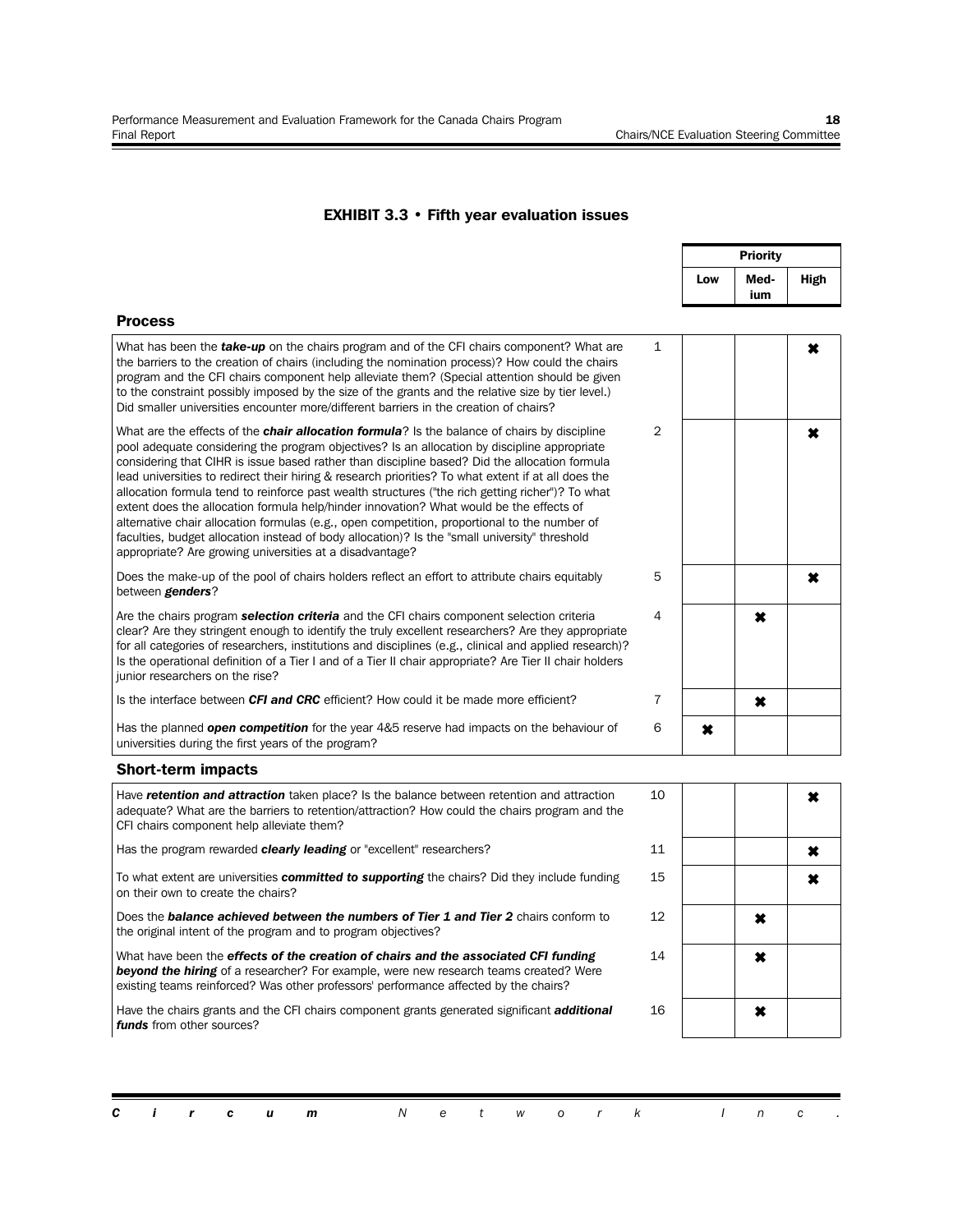## EXHIBIT 3.3 • Fifth year evaluation issues

### Process

| Issue | # | Priority: Low | Priority: Medium | Priority: High |
|---|---|---|---|---|
| What has been the ***take-up*** on the chairs program and of the CFI chairs component? What are the barriers to the creation of chairs (including the nomination process)? How could the chairs program and the CFI chairs component help alleviate them? (Special attention should be given to the constraint possibly imposed by the size of the grants and the relative size by tier level.) Did smaller universities encounter more/different barriers in the creation of chairs? | 1 | | | ✖ |
| What are the effects of the ***chair allocation formula***? Is the balance of chairs by discipline pool adequate considering the program objectives? Is an allocation by discipline appropriate considering that CIHR is issue based rather than discipline based? Did the allocation formula lead universities to redirect their hiring & research priorities? To what extent if at all does the allocation formula tend to reinforce past wealth structures ("the rich getting richer")? To what extent does the allocation formula help/hinder innovation? What would be the effects of alternative chair allocation formulas (e.g., open competition, proportional to the number of faculties, budget allocation instead of body allocation)? Is the "small university" threshold appropriate? Are growing universities at a disadvantage? | 2 | | | ✖ |
| Does the make-up of the pool of chairs holders reflect an effort to attribute chairs equitably between ***genders***? | 5 | | | ✖ |
| Are the chairs program ***selection criteria*** and the CFI chairs component selection criteria clear? Are they stringent enough to identify the truly excellent researchers? Are they appropriate for all categories of researchers, institutions and disciplines (e.g., clinical and applied research)? Is the operational definition of a Tier I and of a Tier II chair appropriate? Are Tier II chair holders junior researchers on the rise? | 4 | | ✖ | |
| Is the interface between ***CFI and CRC*** efficient? How could it be made more efficient? | 7 | | ✖ | |
| Has the planned ***open competition*** for the year 4&5 reserve had impacts on the behaviour of universities during the first years of the program? | 6 | ✖ | | |

### Short-term impacts

| Issue | # | Priority: Low | Priority: Medium | Priority: High |
|---|---|---|---|---|
| Have ***retention and attraction*** taken place? Is the balance between retention and attraction adequate? What are the barriers to retention/attraction? How could the chairs program and the CFI chairs component help alleviate them? | 10 | | | ✖ |
| Has the program rewarded ***clearly leading*** or "excellent" researchers? | 11 | | | ✖ |
| To what extent are universities ***committed to supporting*** the chairs? Did they include funding on their own to create the chairs? | 15 | | | ✖ |
| Does the ***balance achieved between the numbers of Tier 1 and Tier 2*** chairs conform to the original intent of the program and to program objectives? | 12 | | ✖ | |
| What have been the ***effects of the creation of chairs and the associated CFI funding beyond the hiring*** of a researcher? For example, were new research teams created? Were existing teams reinforced? Was other professors' performance affected by the chairs? | 14 | | ✖ | |
| Have the chairs grants and the CFI chairs component grants generated significant ***additional funds*** from other sources? | 16 | | ✖ | |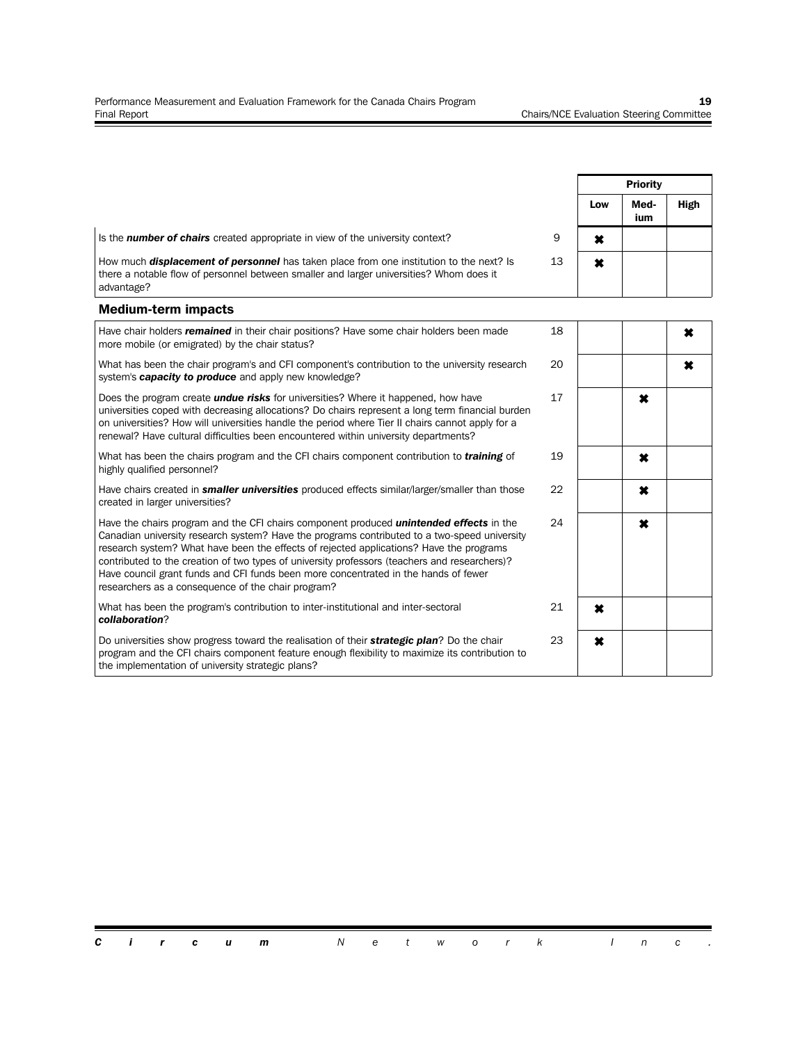| | | Priority | | |
|---|---|---|---|---|
| | | Low | Med-ium | High |
| Is the ***number of chairs*** created appropriate in view of the university context? | 9 | ✖ | | |
| How much ***displacement of personnel*** has taken place from one institution to the next? Is there a notable flow of personnel between smaller and larger universities? Whom does it advantage? | 13 | ✖ | | |

### Medium-term impacts

| | | Low | Med-ium | High |
|---|---|---|---|---|
| Have chair holders ***remained*** in their chair positions? Have some chair holders been made more mobile (or emigrated) by the chair status? | 18 | | | ✖ |
| What has been the chair program's and CFI component's contribution to the university research system's ***capacity to produce*** and apply new knowledge? | 20 | | | ✖ |
| Does the program create ***undue risks*** for universities? Where it happened, how have universities coped with decreasing allocations? Do chairs represent a long term financial burden on universities? How will universities handle the period where Tier II chairs cannot apply for a renewal? Have cultural difficulties been encountered within university departments? | 17 | | ✖ | |
| What has been the chairs program and the CFI chairs component contribution to ***training*** of highly qualified personnel? | 19 | | ✖ | |
| Have chairs created in ***smaller universities*** produced effects similar/larger/smaller than those created in larger universities? | 22 | | ✖ | |
| Have the chairs program and the CFI chairs component produced ***unintended effects*** in the Canadian university research system? Have the programs contributed to a two-speed university research system? What have been the effects of rejected applications? Have the programs contributed to the creation of two types of university professors (teachers and researchers)? Have council grant funds and CFI funds been more concentrated in the hands of fewer researchers as a consequence of the chair program? | 24 | | ✖ | |
| What has been the program's contribution to inter-institutional and inter-sectoral ***collaboration***? | 21 | ✖ | | |
| Do universities show progress toward the realisation of their ***strategic plan***? Do the chair program and the CFI chairs component feature enough flexibility to maximize its contribution to the implementation of university strategic plans? | 23 | ✖ | | |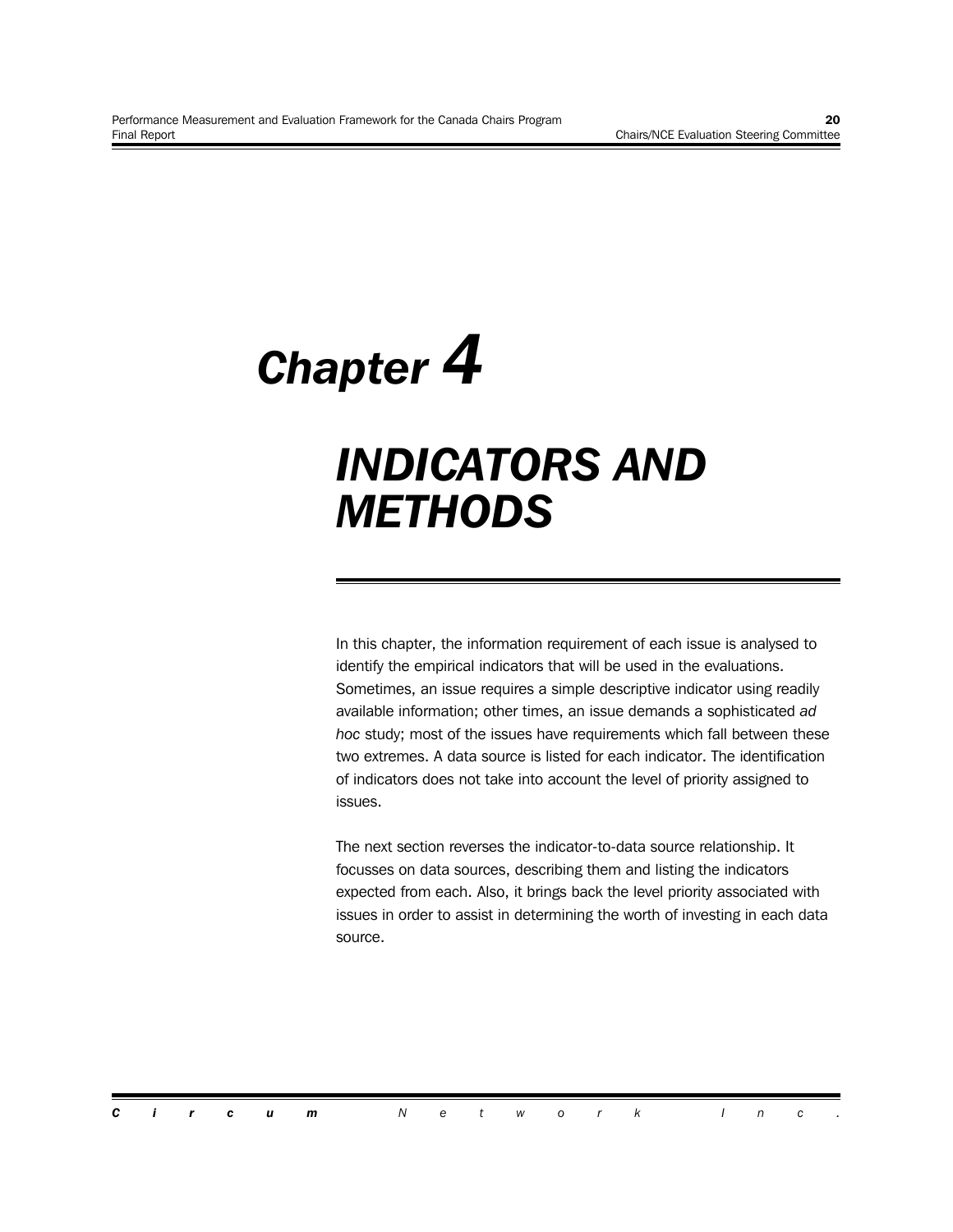# Chapter 4

# INDICATORS AND METHODS

In this chapter, the information requirement of each issue is analysed to identify the empirical indicators that will be used in the evaluations. Sometimes, an issue requires a simple descriptive indicator using readily available information; other times, an issue demands a sophisticated *ad hoc* study; most of the issues have requirements which fall between these two extremes. A data source is listed for each indicator. The identification of indicators does not take into account the level of priority assigned to issues.

The next section reverses the indicator-to-data source relationship. It focusses on data sources, describing them and listing the indicators expected from each. Also, it brings back the level priority associated with issues in order to assist in determining the worth of investing in each data source.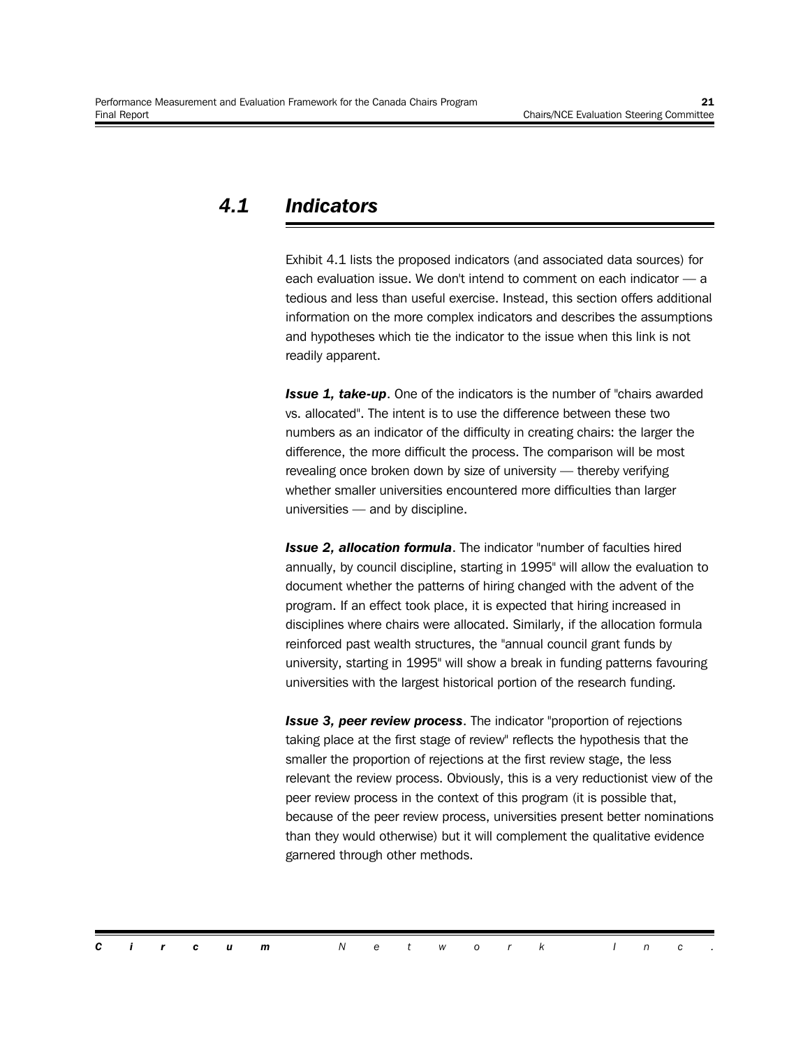## 4.1 Indicators

Exhibit 4.1 lists the proposed indicators (and associated data sources) for each evaluation issue. We don't intend to comment on each indicator — a tedious and less than useful exercise. Instead, this section offers additional information on the more complex indicators and describes the assumptions and hypotheses which tie the indicator to the issue when this link is not readily apparent.

***Issue 1, take-up***. One of the indicators is the number of "chairs awarded vs. allocated". The intent is to use the difference between these two numbers as an indicator of the difficulty in creating chairs: the larger the difference, the more difficult the process. The comparison will be most revealing once broken down by size of university — thereby verifying whether smaller universities encountered more difficulties than larger universities — and by discipline.

***Issue 2, allocation formula***. The indicator "number of faculties hired annually, by council discipline, starting in 1995" will allow the evaluation to document whether the patterns of hiring changed with the advent of the program. If an effect took place, it is expected that hiring increased in disciplines where chairs were allocated. Similarly, if the allocation formula reinforced past wealth structures, the "annual council grant funds by university, starting in 1995" will show a break in funding patterns favouring universities with the largest historical portion of the research funding.

***Issue 3, peer review process***. The indicator "proportion of rejections taking place at the first stage of review" reflects the hypothesis that the smaller the proportion of rejections at the first review stage, the less relevant the review process. Obviously, this is a very reductionist view of the peer review process in the context of this program (it is possible that, because of the peer review process, universities present better nominations than they would otherwise) but it will complement the qualitative evidence garnered through other methods.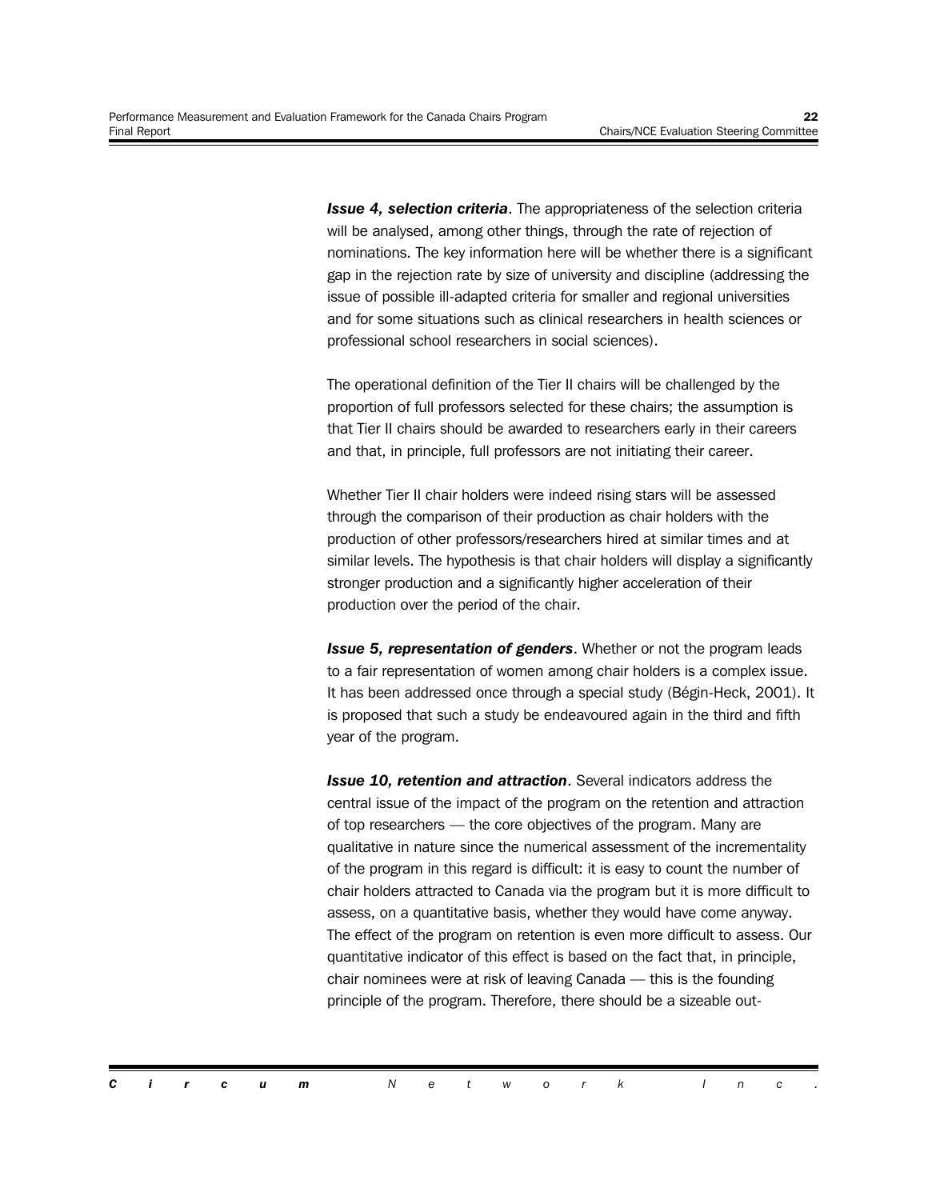***Issue 4, selection criteria***. The appropriateness of the selection criteria will be analysed, among other things, through the rate of rejection of nominations. The key information here will be whether there is a significant gap in the rejection rate by size of university and discipline (addressing the issue of possible ill-adapted criteria for smaller and regional universities and for some situations such as clinical researchers in health sciences or professional school researchers in social sciences).

The operational definition of the Tier II chairs will be challenged by the proportion of full professors selected for these chairs; the assumption is that Tier II chairs should be awarded to researchers early in their careers and that, in principle, full professors are not initiating their career.

Whether Tier II chair holders were indeed rising stars will be assessed through the comparison of their production as chair holders with the production of other professors/researchers hired at similar times and at similar levels. The hypothesis is that chair holders will display a significantly stronger production and a significantly higher acceleration of their production over the period of the chair.

***Issue 5, representation of genders***. Whether or not the program leads to a fair representation of women among chair holders is a complex issue. It has been addressed once through a special study (Bégin-Heck, 2001). It is proposed that such a study be endeavoured again in the third and fifth year of the program.

***Issue 10, retention and attraction***. Several indicators address the central issue of the impact of the program on the retention and attraction of top researchers — the core objectives of the program. Many are qualitative in nature since the numerical assessment of the incrementality of the program in this regard is difficult: it is easy to count the number of chair holders attracted to Canada via the program but it is more difficult to assess, on a quantitative basis, whether they would have come anyway. The effect of the program on retention is even more difficult to assess. Our quantitative indicator of this effect is based on the fact that, in principle, chair nominees were at risk of leaving Canada — this is the founding principle of the program. Therefore, there should be a sizeable out-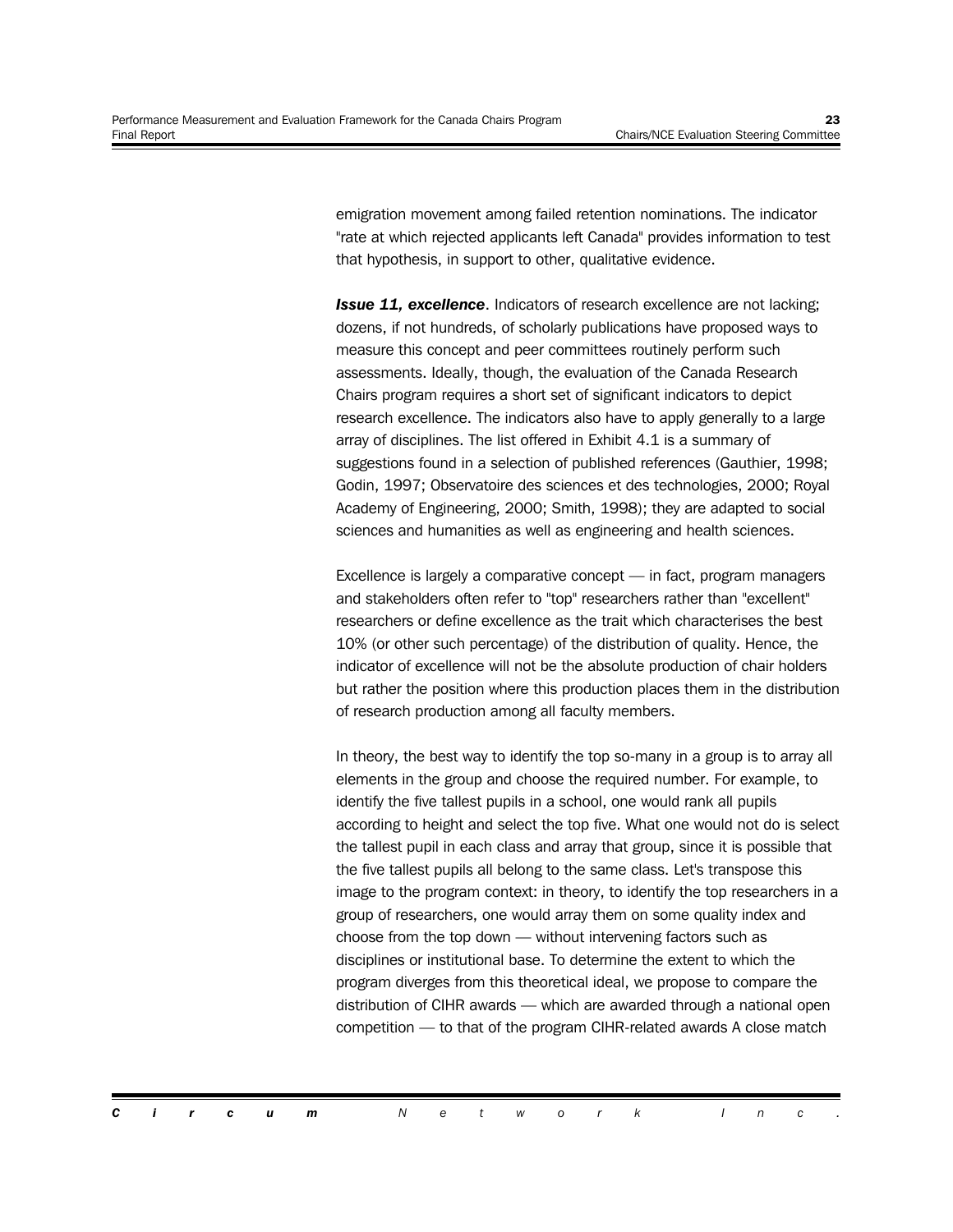emigration movement among failed retention nominations. The indicator "rate at which rejected applicants left Canada" provides information to test that hypothesis, in support to other, qualitative evidence.

***Issue 11, excellence***. Indicators of research excellence are not lacking; dozens, if not hundreds, of scholarly publications have proposed ways to measure this concept and peer committees routinely perform such assessments. Ideally, though, the evaluation of the Canada Research Chairs program requires a short set of significant indicators to depict research excellence. The indicators also have to apply generally to a large array of disciplines. The list offered in Exhibit 4.1 is a summary of suggestions found in a selection of published references (Gauthier, 1998; Godin, 1997; Observatoire des sciences et des technologies, 2000; Royal Academy of Engineering, 2000; Smith, 1998); they are adapted to social sciences and humanities as well as engineering and health sciences.

Excellence is largely a comparative concept — in fact, program managers and stakeholders often refer to "top" researchers rather than "excellent" researchers or define excellence as the trait which characterises the best 10% (or other such percentage) of the distribution of quality. Hence, the indicator of excellence will not be the absolute production of chair holders but rather the position where this production places them in the distribution of research production among all faculty members.

In theory, the best way to identify the top so-many in a group is to array all elements in the group and choose the required number. For example, to identify the five tallest pupils in a school, one would rank all pupils according to height and select the top five. What one would not do is select the tallest pupil in each class and array that group, since it is possible that the five tallest pupils all belong to the same class. Let's transpose this image to the program context: in theory, to identify the top researchers in a group of researchers, one would array them on some quality index and choose from the top down — without intervening factors such as disciplines or institutional base. To determine the extent to which the program diverges from this theoretical ideal, we propose to compare the distribution of CIHR awards — which are awarded through a national open competition — to that of the program CIHR-related awards A close match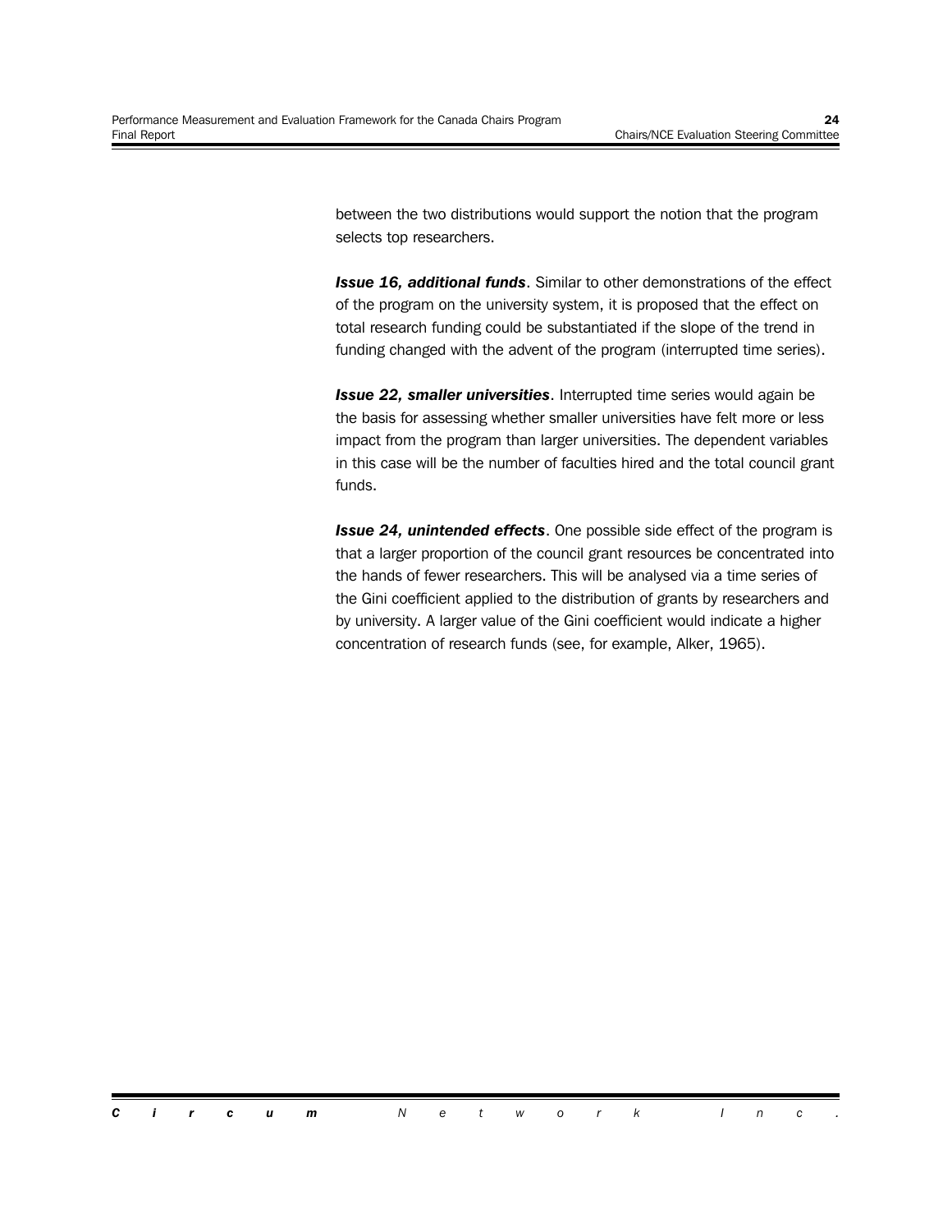between the two distributions would support the notion that the program selects top researchers.

***Issue 16, additional funds***. Similar to other demonstrations of the effect of the program on the university system, it is proposed that the effect on total research funding could be substantiated if the slope of the trend in funding changed with the advent of the program (interrupted time series).

***Issue 22, smaller universities***. Interrupted time series would again be the basis for assessing whether smaller universities have felt more or less impact from the program than larger universities. The dependent variables in this case will be the number of faculties hired and the total council grant funds.

***Issue 24, unintended effects***. One possible side effect of the program is that a larger proportion of the council grant resources be concentrated into the hands of fewer researchers. This will be analysed via a time series of the Gini coefficient applied to the distribution of grants by researchers and by university. A larger value of the Gini coefficient would indicate a higher concentration of research funds (see, for example, Alker, 1965).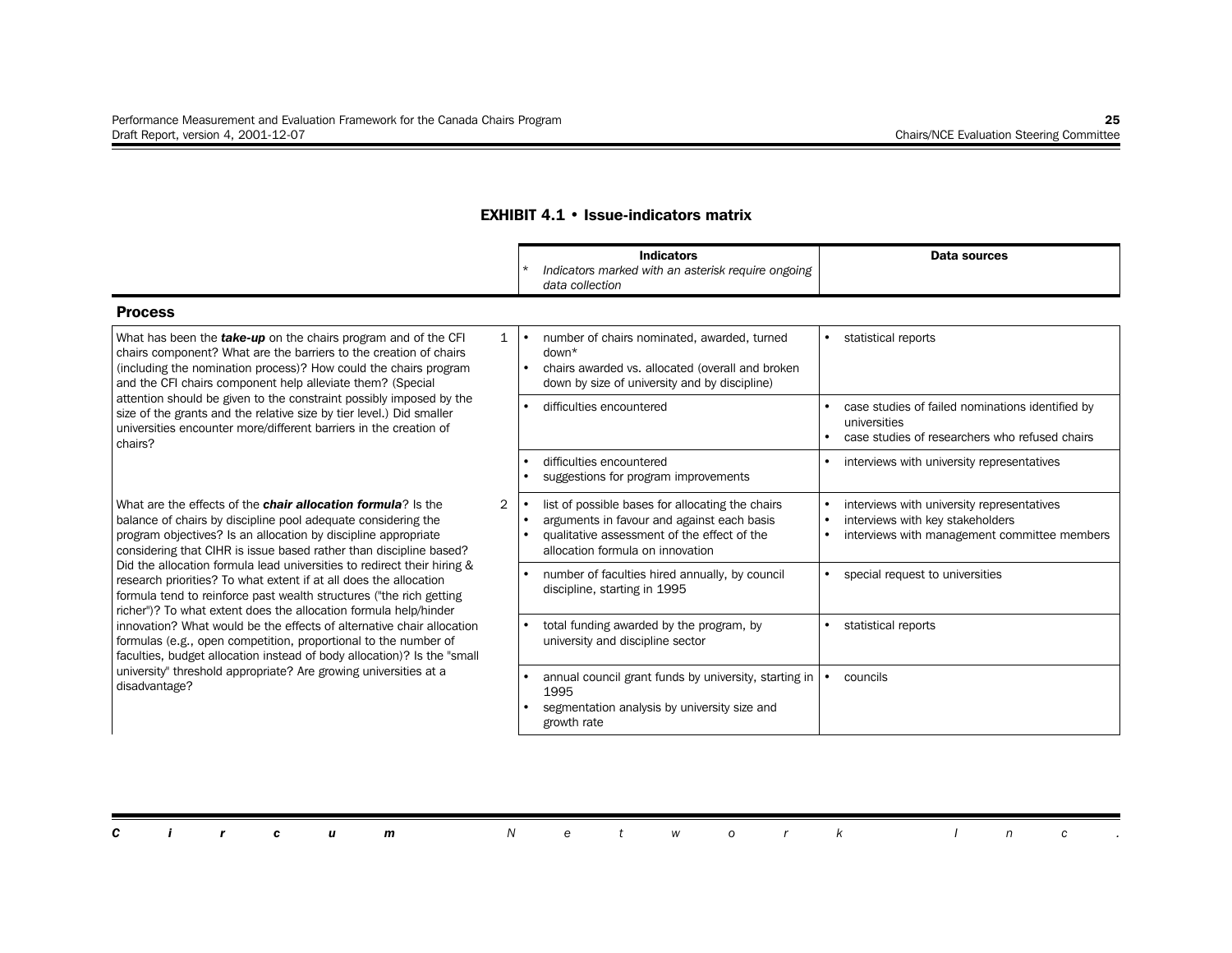## EXHIBIT 4.1 • Issue-indicators matrix

| | | Indicators<br>* *Indicators marked with an asterisk require ongoing data collection* | Data sources |
|---|---|---|---|
| **Process** | | | |
| What has been the ***take-up*** on the chairs program and of the CFI chairs component? What are the barriers to the creation of chairs (including the nomination process)? How could the chairs program and the CFI chairs component help alleviate them? (Special attention should be given to the constraint possibly imposed by the size of the grants and the relative size by tier level.) Did smaller universities encounter more/different barriers in the creation of chairs? | 1 | • number of chairs nominated, awarded, turned down*<br>• chairs awarded vs. allocated (overall and broken down by size of university and by discipline) | • statistical reports |
| | | • difficulties encountered | • case studies of failed nominations identified by universities<br>• case studies of researchers who refused chairs |
| | | • difficulties encountered<br>• suggestions for program improvements | • interviews with university representatives |
| What are the effects of the ***chair allocation formula***? Is the balance of chairs by discipline pool adequate considering the program objectives? Is an allocation by discipline appropriate considering that CIHR is issue based rather than discipline based? Did the allocation formula lead universities to redirect their hiring & research priorities? To what extent if at all does the allocation formula tend to reinforce past wealth structures ("the rich getting richer")? To what extent does the allocation formula help/hinder innovation? What would be the effects of alternative chair allocation formulas (e.g., open competition, proportional to the number of faculties, budget allocation instead of body allocation)? Is the "small university" threshold appropriate? Are growing universities at a disadvantage? | 2 | • list of possible bases for allocating the chairs<br>• arguments in favour and against each basis<br>• qualitative assessment of the effect of the allocation formula on innovation | • interviews with university representatives<br>• interviews with key stakeholders<br>• interviews with management committee members |
| | | • number of faculties hired annually, by council discipline, starting in 1995 | • special request to universities |
| | | • total funding awarded by the program, by university and discipline sector | • statistical reports |
| | | • annual council grant funds by university, starting in 1995<br>• segmentation analysis by university size and growth rate | • councils |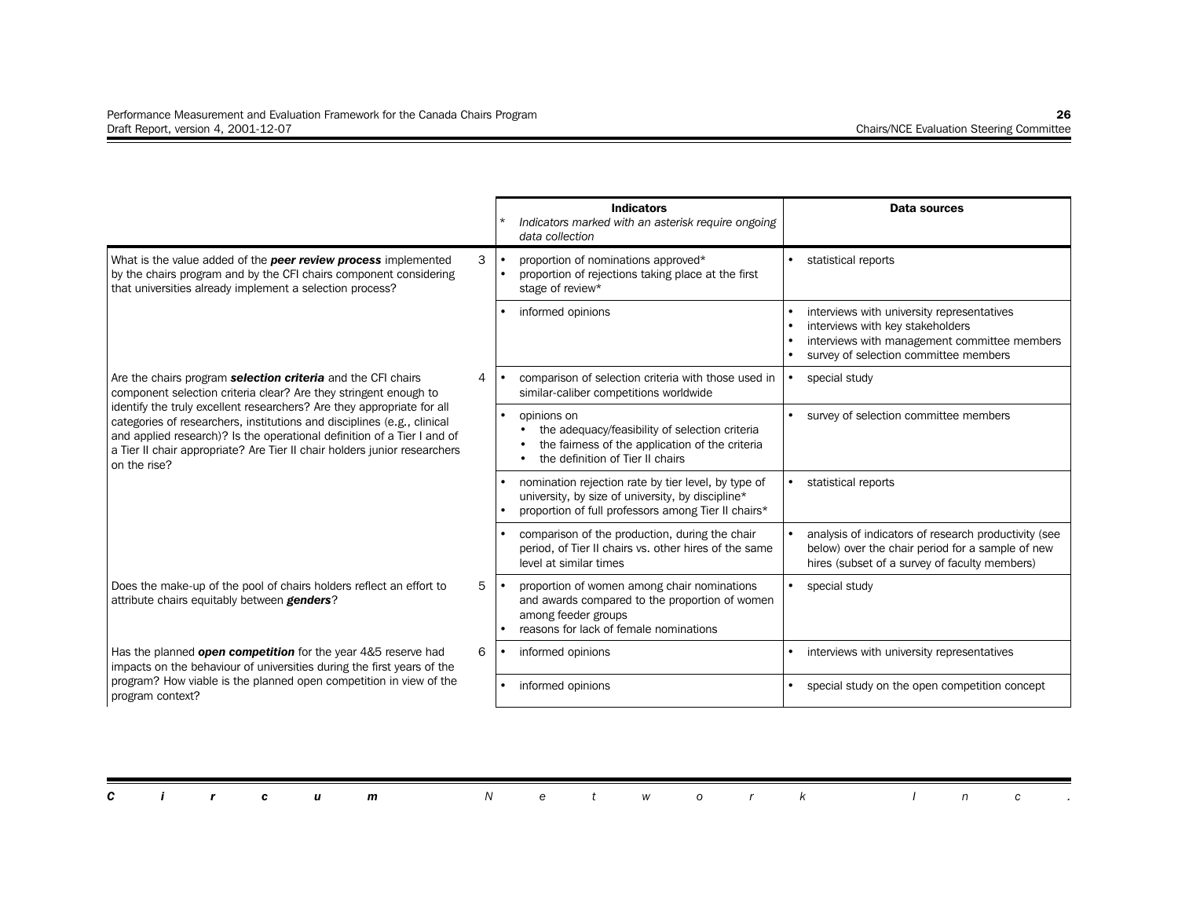| | | Indicators<br>* *Indicators marked with an asterisk require ongoing data collection* | Data sources |
|---|---|---|---|
| What is the value added of the ***peer review process*** implemented by the chairs program and by the CFI chairs component considering that universities already implement a selection process? | 3 | • proportion of nominations approved*<br>• proportion of rejections taking place at the first stage of review* | • statistical reports |
| | | • informed opinions | • interviews with university representatives<br>• interviews with key stakeholders<br>• interviews with management committee members<br>• survey of selection committee members |
| Are the chairs program ***selection criteria*** and the CFI chairs component selection criteria clear? Are they stringent enough to identify the truly excellent researchers? Are they appropriate for all categories of researchers, institutions and disciplines (e.g., clinical and applied research)? Is the operational definition of a Tier I and of a Tier II chair appropriate? Are Tier II chair holders junior researchers on the rise? | 4 | • comparison of selection criteria with those used in similar-caliber competitions worldwide | • special study |
| | | • opinions on<br>• the adequacy/feasibility of selection criteria<br>• the fairness of the application of the criteria<br>• the definition of Tier II chairs | • survey of selection committee members |
| | | • nomination rejection rate by tier level, by type of university, by size of university, by discipline*<br>• proportion of full professors among Tier II chairs* | • statistical reports |
| | | • comparison of the production, during the chair period, of Tier II chairs vs. other hires of the same level at similar times | • analysis of indicators of research productivity (see below) over the chair period for a sample of new hires (subset of a survey of faculty members) |
| Does the make-up of the pool of chairs holders reflect an effort to attribute chairs equitably between ***genders***? | 5 | • proportion of women among chair nominations and awards compared to the proportion of women among feeder groups<br>• reasons for lack of female nominations | • special study |
| Has the planned ***open competition*** for the year 4&5 reserve had impacts on the behaviour of universities during the first years of the program? How viable is the planned open competition in view of the program context? | 6 | • informed opinions | • interviews with university representatives |
| | | • informed opinions | • special study on the open competition concept |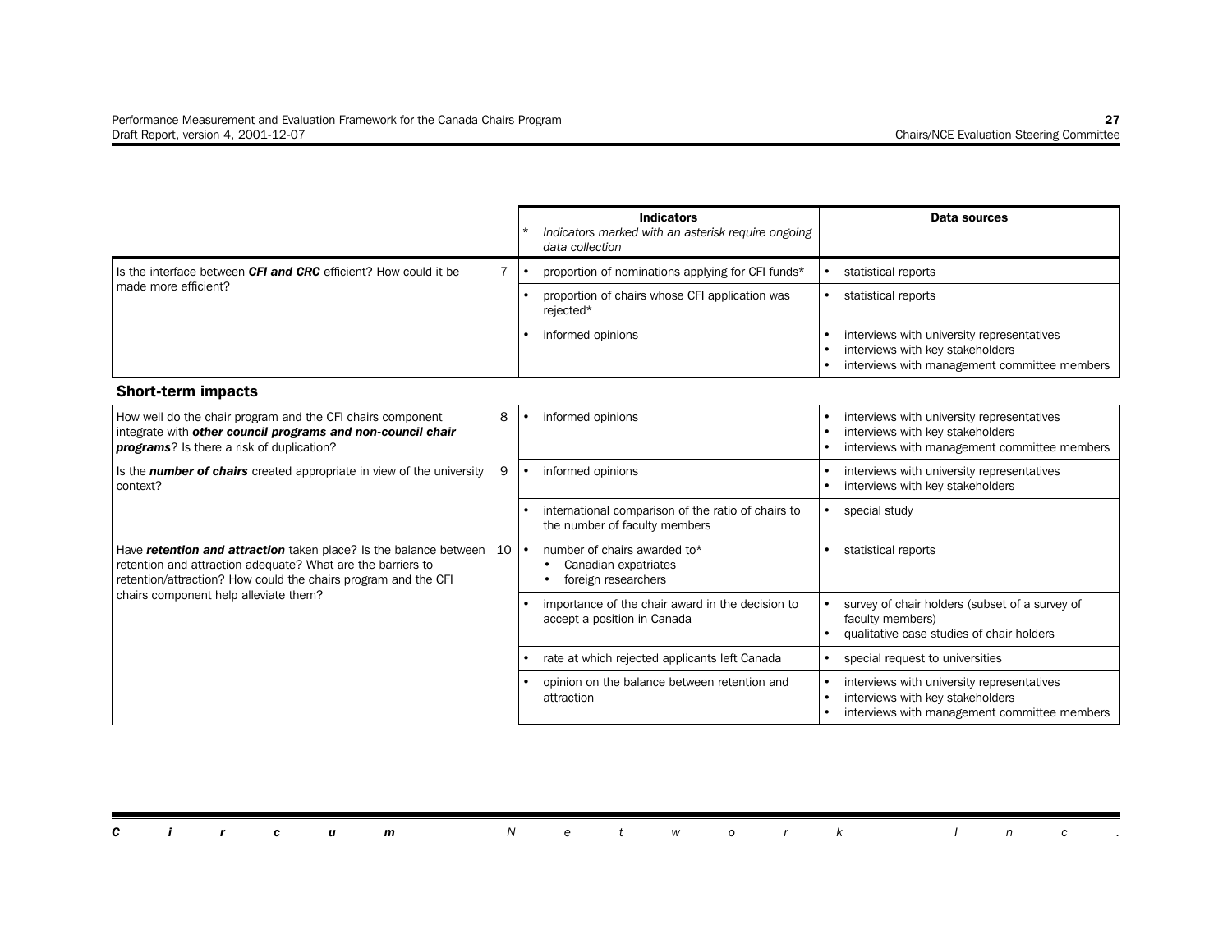| | | Indicators<br>* *Indicators marked with an asterisk require ongoing data collection* | Data sources |
|---|---|---|---|
| Is the interface between ***CFI and CRC*** efficient? How could it be made more efficient? | 7 | • proportion of nominations applying for CFI funds* | • statistical reports |
| | | • proportion of chairs whose CFI application was rejected* | • statistical reports |
| | | • informed opinions | • interviews with university representatives<br>• interviews with key stakeholders<br>• interviews with management committee members |

### Short-term impacts

| | | | |
|---|---|---|---|
| How well do the chair program and the CFI chairs component integrate with ***other council programs and non-council chair programs***? Is there a risk of duplication? | 8 | • informed opinions | • interviews with university representatives<br>• interviews with key stakeholders<br>• interviews with management committee members |
| Is the ***number of chairs*** created appropriate in view of the university context? | 9 | • informed opinions | • interviews with university representatives<br>• interviews with key stakeholders |
| | | • international comparison of the ratio of chairs to the number of faculty members | • special study |
| Have ***retention and attraction*** taken place? Is the balance between retention and attraction adequate? What are the barriers to retention/attraction? How could the chairs program and the CFI chairs component help alleviate them? | 10 | • number of chairs awarded to*<br>&nbsp;&nbsp;• Canadian expatriates<br>&nbsp;&nbsp;• foreign researchers | • statistical reports |
| | | • importance of the chair award in the decision to accept a position in Canada | • survey of chair holders (subset of a survey of faculty members)<br>• qualitative case studies of chair holders |
| | | • rate at which rejected applicants left Canada | • special request to universities |
| | | • opinion on the balance between retention and attraction | • interviews with university representatives<br>• interviews with key stakeholders<br>• interviews with management committee members |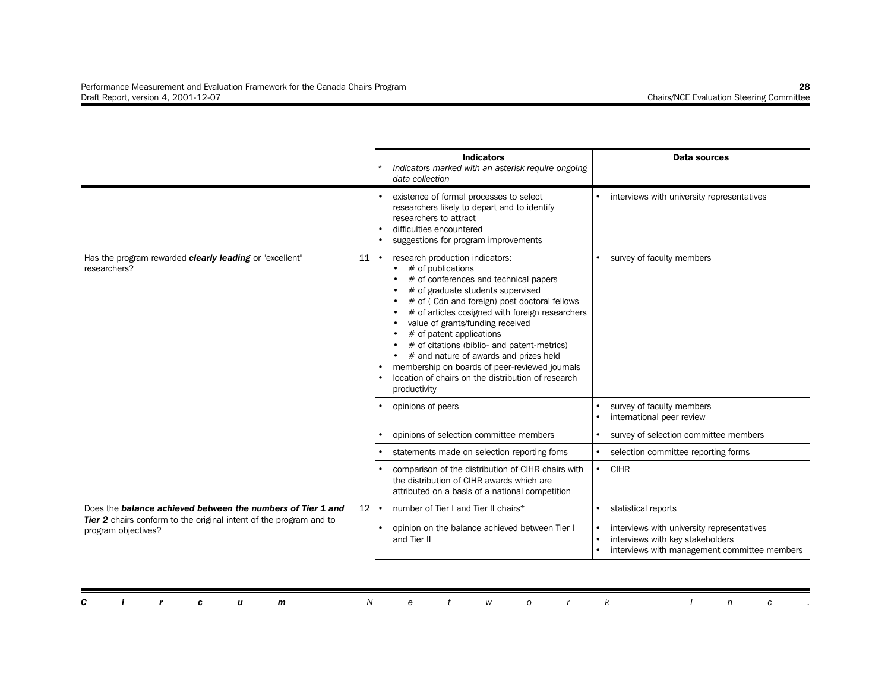| | | Indicators<br>* *Indicators marked with an asterisk require ongoing data collection* | Data sources |
|---|---|---|---|
| | | • existence of formal processes to select researchers likely to depart and to identify researchers to attract<br>• difficulties encountered<br>• suggestions for program improvements | • interviews with university representatives |
| Has the program rewarded ***clearly leading*** or "excellent" researchers? | 11 | • research production indicators:<br>  • # of publications<br>  • # of conferences and technical papers<br>  • # of graduate students supervised<br>  • # of ( Cdn and foreign) post doctoral fellows<br>  • # of articles cosigned with foreign researchers<br>  • value of grants/funding received<br>  • # of patent applications<br>  • # of citations (biblio- and patent-metrics)<br>  • # and nature of awards and prizes held<br>• membership on boards of peer-reviewed journals<br>• location of chairs on the distribution of research productivity | • survey of faculty members |
| | | • opinions of peers | • survey of faculty members<br>• international peer review |
| | | • opinions of selection committee members | • survey of selection committee members |
| | | • statements made on selection reporting foms | • selection committee reporting forms |
| | | • comparison of the distribution of CIHR chairs with the distribution of CIHR awards which are attributed on a basis of a national competition | • CIHR |
| Does the ***balance achieved between the numbers of Tier 1 and Tier 2*** chairs conform to the original intent of the program and to program objectives? | 12 | • number of Tier I and Tier II chairs* | • statistical reports |
| | | • opinion on the balance achieved between Tier I and Tier II | • interviews with university representatives<br>• interviews with key stakeholders<br>• interviews with management committee members |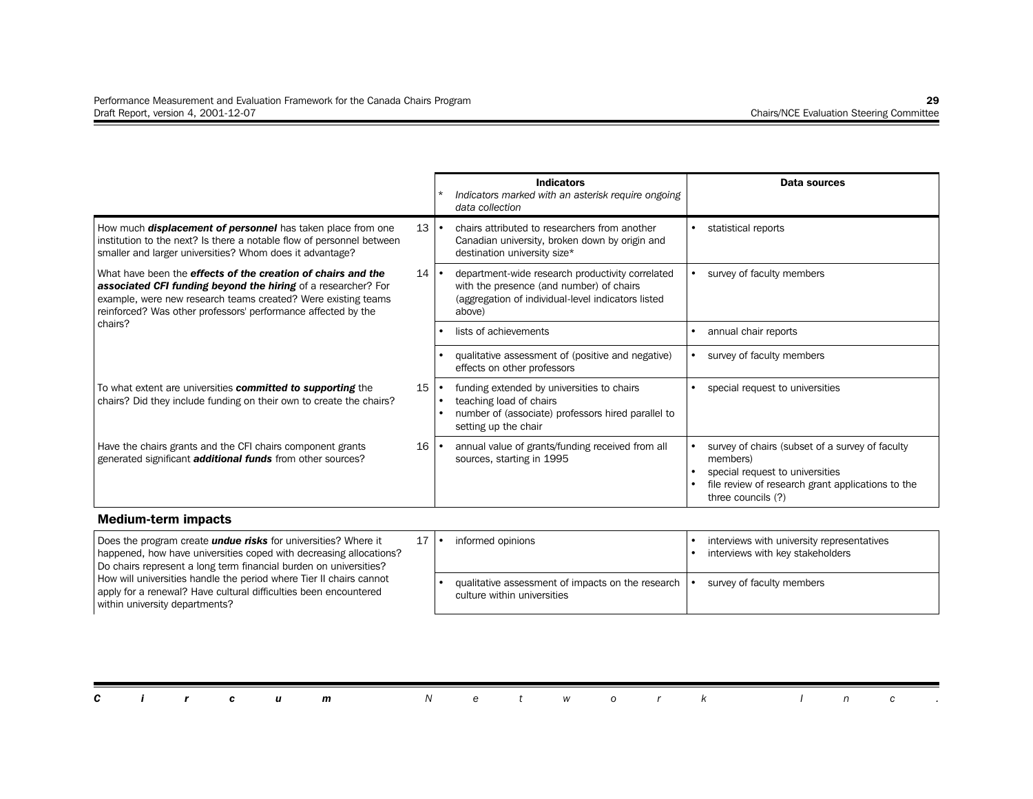| Question | # | Indicators<br>* *Indicators marked with an asterisk require ongoing data collection* | Data sources |
|---|---|---|---|
| How much ***displacement of personnel*** has taken place from one institution to the next? Is there a notable flow of personnel between smaller and larger universities? Whom does it advantage? | 13 | • chairs attributed to researchers from another Canadian university, broken down by origin and destination university size* | • statistical reports |
| What have been the ***effects of the creation of chairs and the associated CFI funding beyond the hiring*** of a researcher? For example, were new research teams created? Were existing teams reinforced? Was other professors' performance affected by the chairs? | 14 | • department-wide research productivity correlated with the presence (and number) of chairs (aggregation of individual-level indicators listed above) | • survey of faculty members |
| | | • lists of achievements | • annual chair reports |
| | | • qualitative assessment of (positive and negative) effects on other professors | • survey of faculty members |
| To what extent are universities ***committed to supporting*** the chairs? Did they include funding on their own to create the chairs? | 15 | • funding extended by universities to chairs<br>• teaching load of chairs<br>• number of (associate) professors hired parallel to setting up the chair | • special request to universities |
| Have the chairs grants and the CFI chairs component grants generated significant ***additional funds*** from other sources? | 16 | • annual value of grants/funding received from all sources, starting in 1995 | • survey of chairs (subset of a survey of faculty members)<br>• special request to universities<br>• file review of research grant applications to the three councils (?) |

## Medium-term impacts

| Question | # | Indicators | Data sources |
|---|---|---|---|
| Does the program create ***undue risks*** for universities? Where it happened, how have universities coped with decreasing allocations? Do chairs represent a long term financial burden on universities? How will universities handle the period where Tier II chairs cannot apply for a renewal? Have cultural difficulties been encountered within university departments? | 17 | • informed opinions | • interviews with university representatives<br>• interviews with key stakeholders |
| | | • qualitative assessment of impacts on the research culture within universities | • survey of faculty members |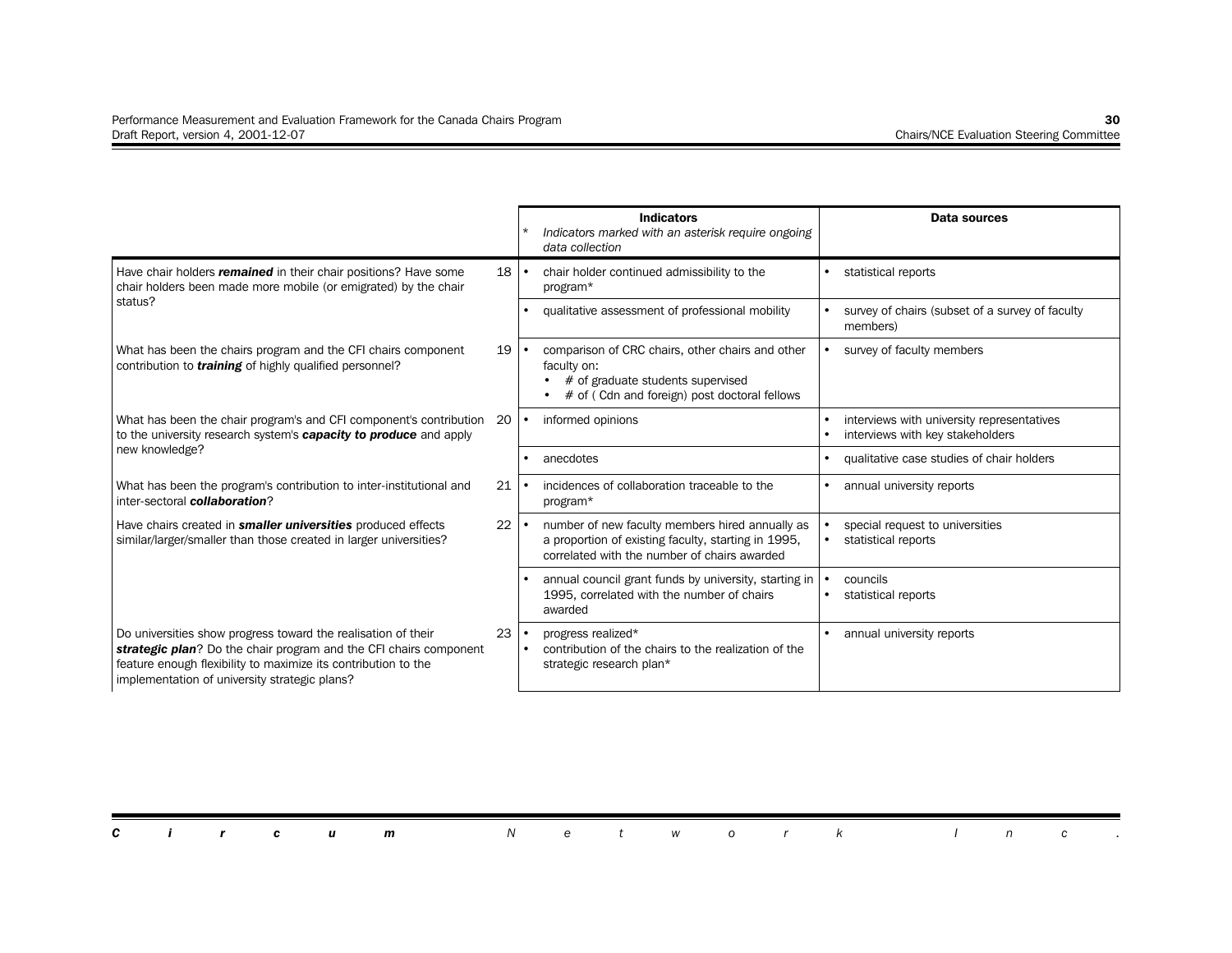| Question | # | Indicators<br>* *Indicators marked with an asterisk require ongoing data collection* | Data sources |
|---|---|---|---|
| Have chair holders ***remained*** in their chair positions? Have some chair holders been made more mobile (or emigrated) by the chair status? | 18 | • chair holder continued admissibility to the program* | • statistical reports |
| | | • qualitative assessment of professional mobility | • survey of chairs (subset of a survey of faculty members) |
| What has been the chairs program and the CFI chairs component contribution to ***training*** of highly qualified personnel? | 19 | • comparison of CRC chairs, other chairs and other faculty on:<br>• # of graduate students supervised<br>• # of ( Cdn and foreign) post doctoral fellows | • survey of faculty members |
| What has been the chair program's and CFI component's contribution to the university research system's ***capacity to produce*** and apply new knowledge? | 20 | • informed opinions | • interviews with university representatives<br>• interviews with key stakeholders |
| | | • anecdotes | • qualitative case studies of chair holders |
| What has been the program's contribution to inter-institutional and inter-sectoral ***collaboration***? | 21 | • incidences of collaboration traceable to the program* | • annual university reports |
| Have chairs created in ***smaller universities*** produced effects similar/larger/smaller than those created in larger universities? | 22 | • number of new faculty members hired annually as a proportion of existing faculty, starting in 1995, correlated with the number of chairs awarded | • special request to universities<br>• statistical reports |
| | | • annual council grant funds by university, starting in 1995, correlated with the number of chairs awarded | • councils<br>• statistical reports |
| Do universities show progress toward the realisation of their ***strategic plan***? Do the chair program and the CFI chairs component feature enough flexibility to maximize its contribution to the implementation of university strategic plans? | 23 | • progress realized*<br>• contribution of the chairs to the realization of the strategic research plan* | • annual university reports |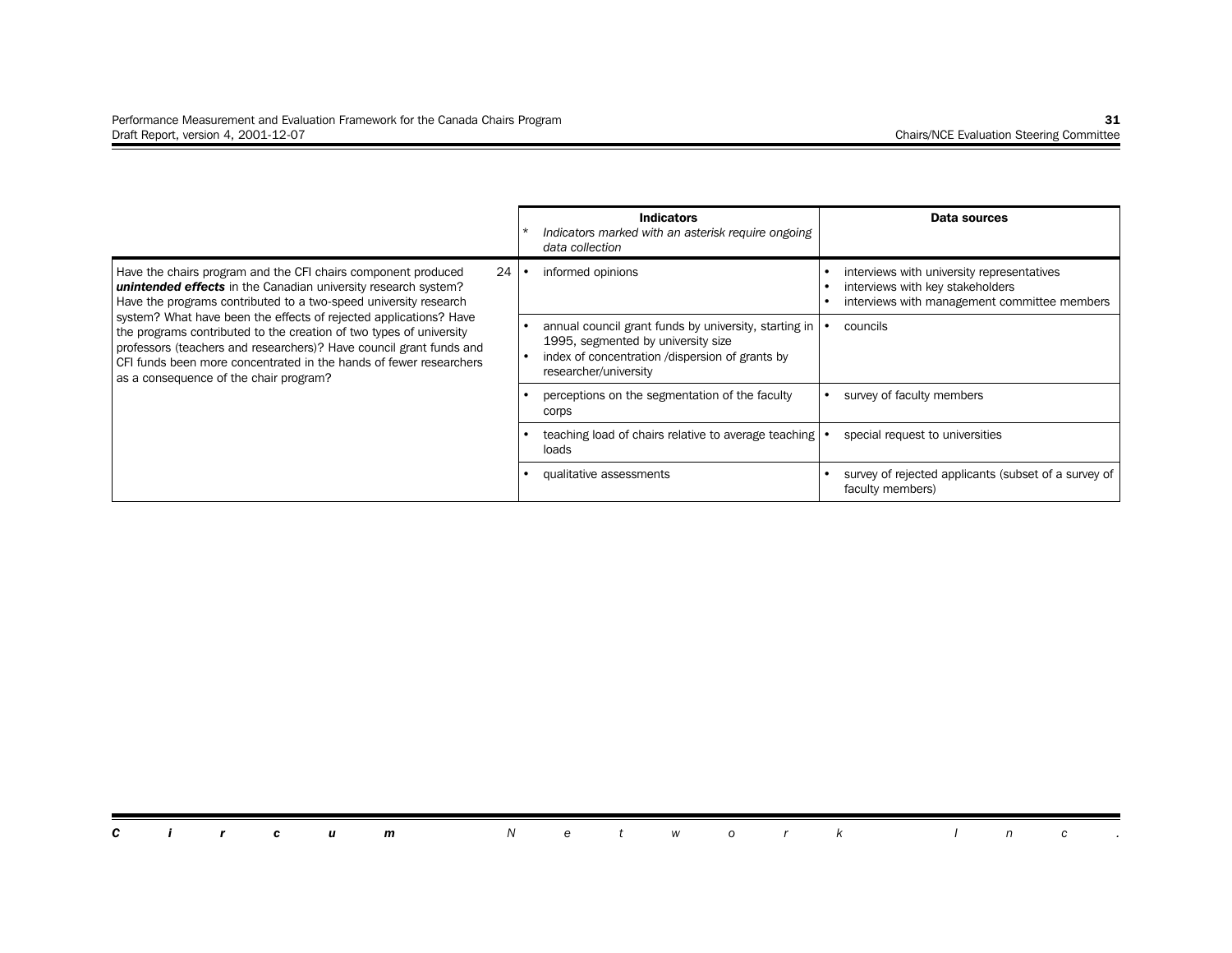| | | Indicators<br>* *Indicators marked with an asterisk require ongoing data collection* | Data sources |
|---|---|---|---|
| Have the chairs program and the CFI chairs component produced ***unintended effects*** in the Canadian university research system? Have the programs contributed to a two-speed university research system? What have been the effects of rejected applications? Have the programs contributed to the creation of two types of university professors (teachers and researchers)? Have council grant funds and CFI funds been more concentrated in the hands of fewer researchers as a consequence of the chair program? | 24 | • informed opinions | • interviews with university representatives<br>• interviews with key stakeholders<br>• interviews with management committee members |
| | | • annual council grant funds by university, starting in 1995, segmented by university size<br>• index of concentration /dispersion of grants by researcher/university | • councils |
| | | • perceptions on the segmentation of the faculty corps | • survey of faculty members |
| | | • teaching load of chairs relative to average teaching loads | • special request to universities |
| | | • qualitative assessments | • survey of rejected applicants (subset of a survey of faculty members) |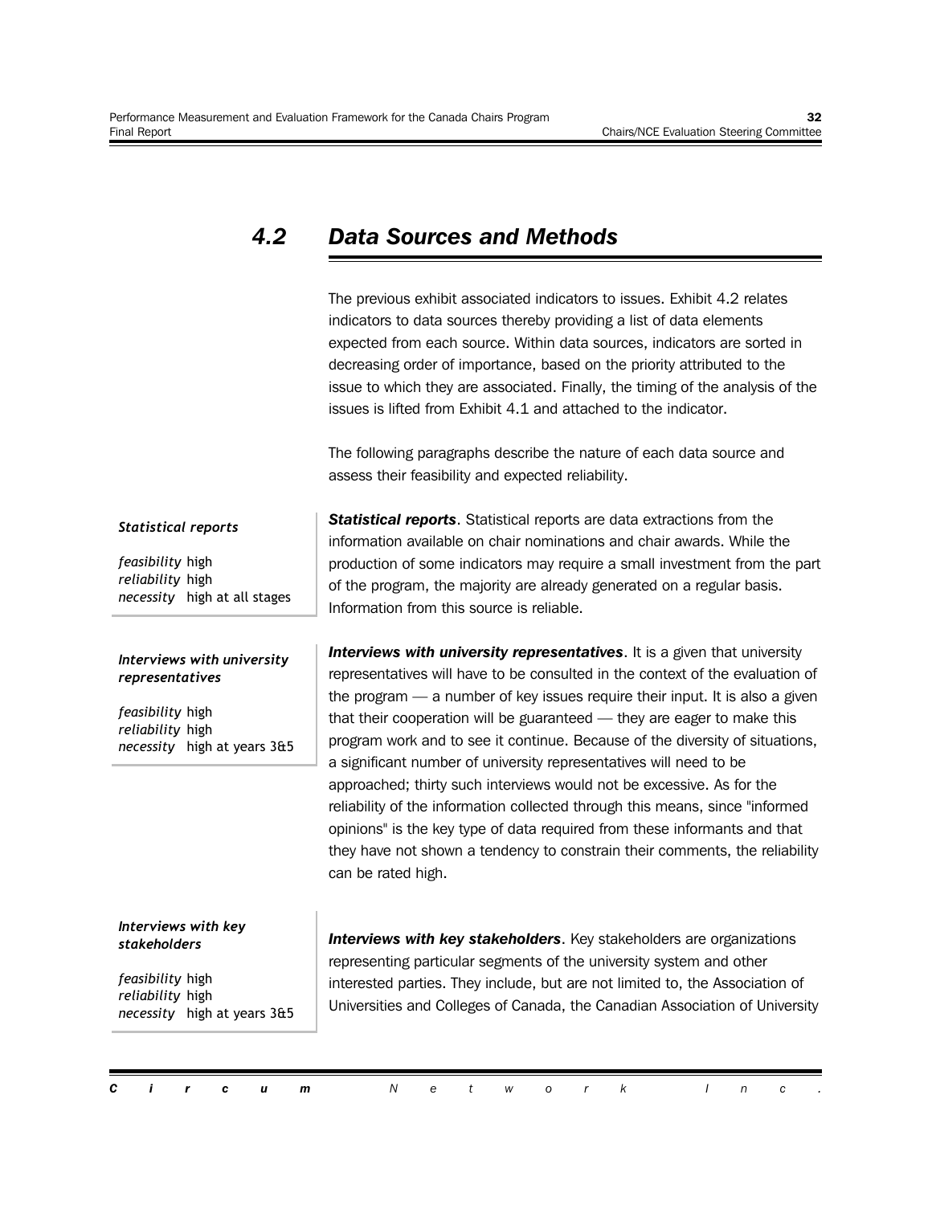## 4.2 Data Sources and Methods

The previous exhibit associated indicators to issues. Exhibit 4.2 relates indicators to data sources thereby providing a list of data elements expected from each source. Within data sources, indicators are sorted in decreasing order of importance, based on the priority attributed to the issue to which they are associated. Finally, the timing of the analysis of the issues is lifted from Exhibit 4.1 and attached to the indicator.

The following paragraphs describe the nature of each data source and assess their feasibility and expected reliability.

*Statistical reports*

*feasibility* high
*reliability* high
*necessity* high at all stages

***Statistical reports***. Statistical reports are data extractions from the information available on chair nominations and chair awards. While the production of some indicators may require a small investment from the part of the program, the majority are already generated on a regular basis. Information from this source is reliable.

*Interviews with university representatives*

*feasibility* high
*reliability* high
*necessity* high at years 3&5

***Interviews with university representatives***. It is a given that university representatives will have to be consulted in the context of the evaluation of the program — a number of key issues require their input. It is also a given that their cooperation will be guaranteed — they are eager to make this program work and to see it continue. Because of the diversity of situations, a significant number of university representatives will need to be approached; thirty such interviews would not be excessive. As for the reliability of the information collected through this means, since "informed opinions" is the key type of data required from these informants and that they have not shown a tendency to constrain their comments, the reliability can be rated high.

*Interviews with key stakeholders*

*feasibility* high
*reliability* high
*necessity* high at years 3&5

***Interviews with key stakeholders***. Key stakeholders are organizations representing particular segments of the university system and other interested parties. They include, but are not limited to, the Association of Universities and Colleges of Canada, the Canadian Association of University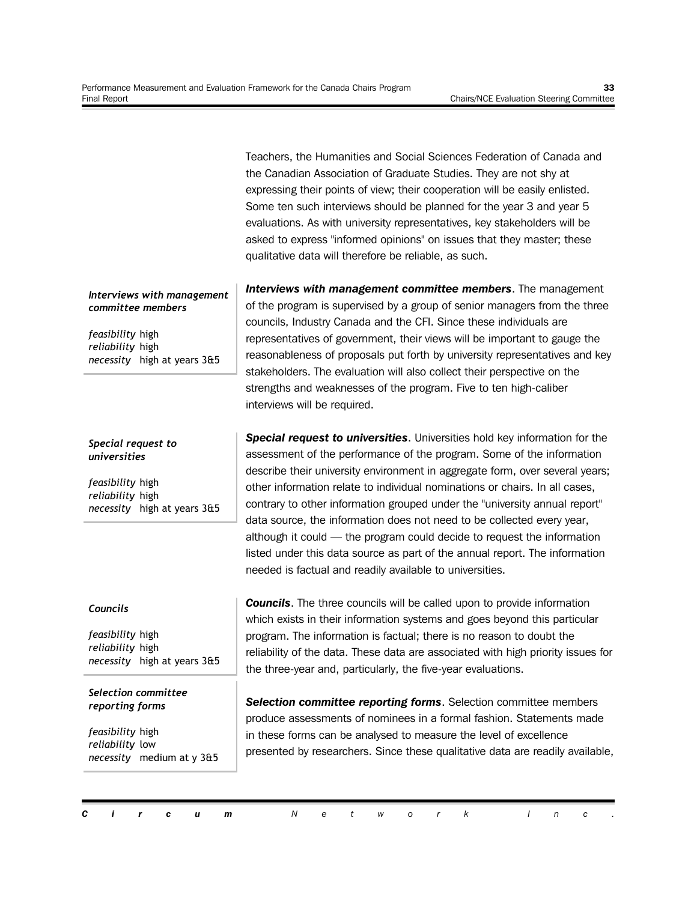Teachers, the Humanities and Social Sciences Federation of Canada and the Canadian Association of Graduate Studies. They are not shy at expressing their points of view; their cooperation will be easily enlisted. Some ten such interviews should be planned for the year 3 and year 5 evaluations. As with university representatives, key stakeholders will be asked to express "informed opinions" on issues that they master; these qualitative data will therefore be reliable, as such.

*Interviews with management committee members*

*feasibility* high
*reliability* high
*necessity* high at years 3&5

***Interviews with management committee members***. The management of the program is supervised by a group of senior managers from the three councils, Industry Canada and the CFI. Since these individuals are representatives of government, their views will be important to gauge the reasonableness of proposals put forth by university representatives and key stakeholders. The evaluation will also collect their perspective on the strengths and weaknesses of the program. Five to ten high-caliber interviews will be required.

*Special request to universities*

*feasibility* high
*reliability* high
*necessity* high at years 3&5

***Special request to universities***. Universities hold key information for the assessment of the performance of the program. Some of the information describe their university environment in aggregate form, over several years; other information relate to individual nominations or chairs. In all cases, contrary to other information grouped under the "university annual report" data source, the information does not need to be collected every year, although it could — the program could decide to request the information listed under this data source as part of the annual report. The information needed is factual and readily available to universities.

*Councils*

*feasibility* high
*reliability* high
*necessity* high at years 3&5

***Councils***. The three councils will be called upon to provide information which exists in their information systems and goes beyond this particular program. The information is factual; there is no reason to doubt the reliability of the data. These data are associated with high priority issues for the three-year and, particularly, the five-year evaluations.

*Selection committee reporting forms*

*feasibility* high
*reliability* low
*necessity* medium at y 3&5

***Selection committee reporting forms***. Selection committee members produce assessments of nominees in a formal fashion. Statements made in these forms can be analysed to measure the level of excellence presented by researchers. Since these qualitative data are readily available,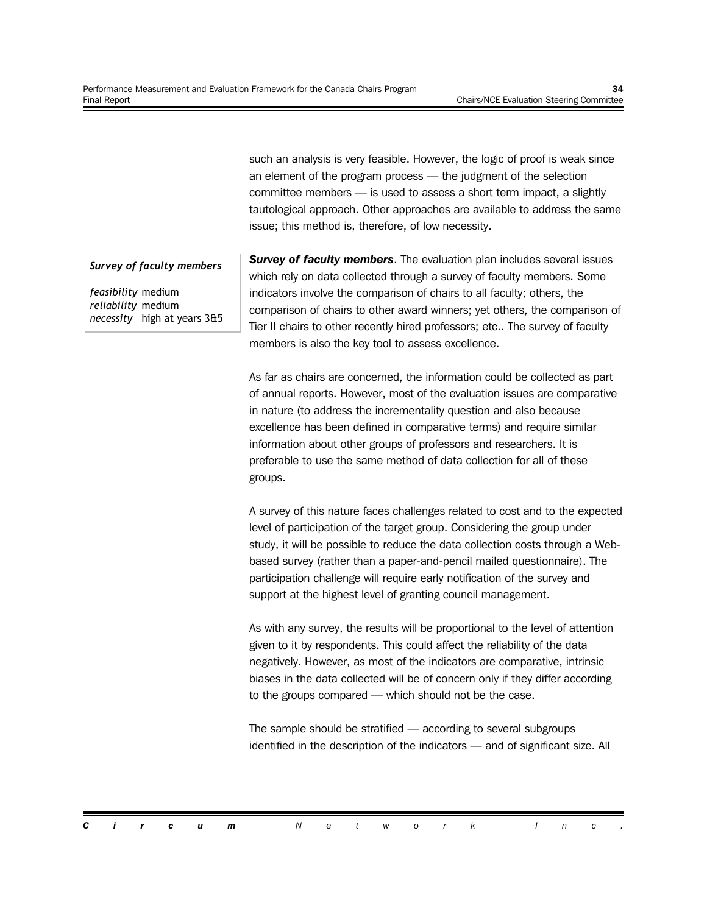such an analysis is very feasible. However, the logic of proof is weak since an element of the program process — the judgment of the selection committee members — is used to assess a short term impact, a slightly tautological approach. Other approaches are available to address the same issue; this method is, therefore, of low necessity.

***Survey of faculty members***

*feasibility* medium
*reliability* medium
*necessity* high at years 3&5

***Survey of faculty members***. The evaluation plan includes several issues which rely on data collected through a survey of faculty members. Some indicators involve the comparison of chairs to all faculty; others, the comparison of chairs to other award winners; yet others, the comparison of Tier II chairs to other recently hired professors; etc.. The survey of faculty members is also the key tool to assess excellence.

As far as chairs are concerned, the information could be collected as part of annual reports. However, most of the evaluation issues are comparative in nature (to address the incrementality question and also because excellence has been defined in comparative terms) and require similar information about other groups of professors and researchers. It is preferable to use the same method of data collection for all of these groups.

A survey of this nature faces challenges related to cost and to the expected level of participation of the target group. Considering the group under study, it will be possible to reduce the data collection costs through a Web-based survey (rather than a paper-and-pencil mailed questionnaire). The participation challenge will require early notification of the survey and support at the highest level of granting council management.

As with any survey, the results will be proportional to the level of attention given to it by respondents. This could affect the reliability of the data negatively. However, as most of the indicators are comparative, intrinsic biases in the data collected will be of concern only if they differ according to the groups compared — which should not be the case.

The sample should be stratified — according to several subgroups identified in the description of the indicators — and of significant size. All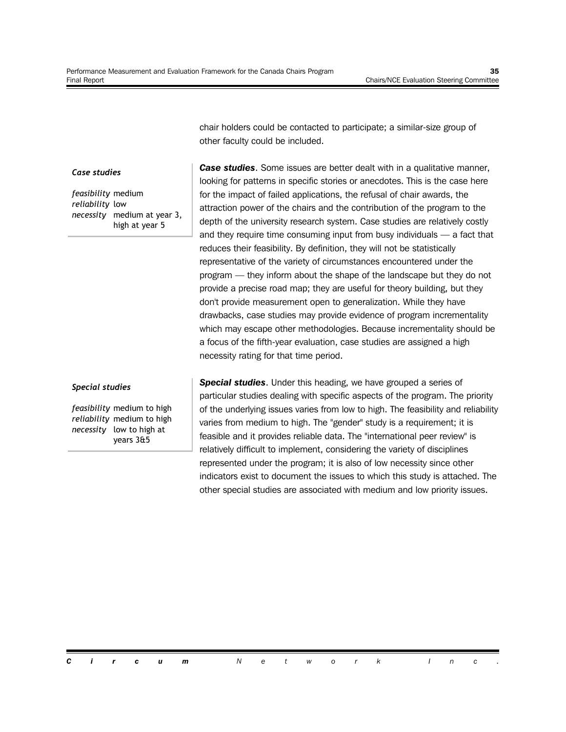chair holders could be contacted to participate; a similar-size group of other faculty could be included.

*Case studies*

*feasibility* medium
*reliability* low
*necessity* medium at year 3, high at year 5

***Case studies***. Some issues are better dealt with in a qualitative manner, looking for patterns in specific stories or anecdotes. This is the case here for the impact of failed applications, the refusal of chair awards, the attraction power of the chairs and the contribution of the program to the depth of the university research system. Case studies are relatively costly and they require time consuming input from busy individuals — a fact that reduces their feasibility. By definition, they will not be statistically representative of the variety of circumstances encountered under the program — they inform about the shape of the landscape but they do not provide a precise road map; they are useful for theory building, but they don't provide measurement open to generalization. While they have drawbacks, case studies may provide evidence of program incrementality which may escape other methodologies. Because incrementality should be a focus of the fifth-year evaluation, case studies are assigned a high necessity rating for that time period.

*Special studies*

*feasibility* medium to high
*reliability* medium to high
*necessity* low to high at years 3&5

***Special studies***. Under this heading, we have grouped a series of particular studies dealing with specific aspects of the program. The priority of the underlying issues varies from low to high. The feasibility and reliability varies from medium to high. The "gender" study is a requirement; it is feasible and it provides reliable data. The "international peer review" is relatively difficult to implement, considering the variety of disciplines represented under the program; it is also of low necessity since other indicators exist to document the issues to which this study is attached. The other special studies are associated with medium and low priority issues.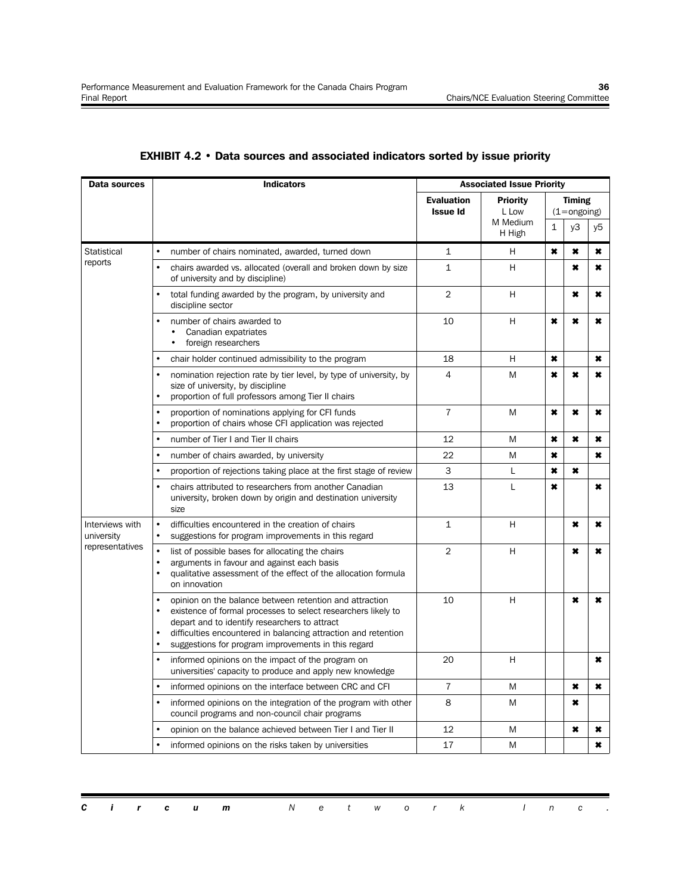## EXHIBIT 4.2 • Data sources and associated indicators sorted by issue priority

| Data sources | Indicators | Associated Issue Priority | | | | |
|---|---|---|---|---|---|---|
| | | Evaluation Issue Id | Priority L Low M Medium H High | Timing (1=ongoing) | | |
| | | | | 1 | y3 | y5 |
| Statistical reports | • number of chairs nominated, awarded, turned down | 1 | H | ✖ | ✖ | ✖ |
| | • chairs awarded vs. allocated (overall and broken down by size of university and by discipline) | 1 | H | | ✖ | ✖ |
| | • total funding awarded by the program, by university and discipline sector | 2 | H | | ✖ | ✖ |
| | • number of chairs awarded to<br>• Canadian expatriates<br>• foreign researchers | 10 | H | ✖ | ✖ | ✖ |
| | • chair holder continued admissibility to the program | 18 | H | ✖ | | ✖ |
| | • nomination rejection rate by tier level, by type of university, by size of university, by discipline<br>• proportion of full professors among Tier II chairs | 4 | M | ✖ | ✖ | ✖ |
| | • proportion of nominations applying for CFI funds<br>• proportion of chairs whose CFI application was rejected | 7 | M | ✖ | ✖ | ✖ |
| | • number of Tier I and Tier II chairs | 12 | M | ✖ | ✖ | ✖ |
| | • number of chairs awarded, by university | 22 | M | ✖ | | ✖ |
| | • proportion of rejections taking place at the first stage of review | 3 | L | ✖ | ✖ | |
| | • chairs attributed to researchers from another Canadian university, broken down by origin and destination university size | 13 | L | ✖ | | ✖ |
| Interviews with university representatives | • difficulties encountered in the creation of chairs<br>• suggestions for program improvements in this regard | 1 | H | | ✖ | ✖ |
| | • list of possible bases for allocating the chairs<br>• arguments in favour and against each basis<br>• qualitative assessment of the effect of the allocation formula on innovation | 2 | H | | ✖ | ✖ |
| | • opinion on the balance between retention and attraction<br>• existence of formal processes to select researchers likely to depart and to identify researchers to attract<br>• difficulties encountered in balancing attraction and retention<br>• suggestions for program improvements in this regard | 10 | H | | ✖ | ✖ |
| | • informed opinions on the impact of the program on universities' capacity to produce and apply new knowledge | 20 | H | | | ✖ |
| | • informed opinions on the interface between CRC and CFI | 7 | M | | ✖ | ✖ |
| | • informed opinions on the integration of the program with other council programs and non-council chair programs | 8 | M | | ✖ | |
| | • opinion on the balance achieved between Tier I and Tier II | 12 | M | | ✖ | ✖ |
| | • informed opinions on the risks taken by universities | 17 | M | | | ✖ |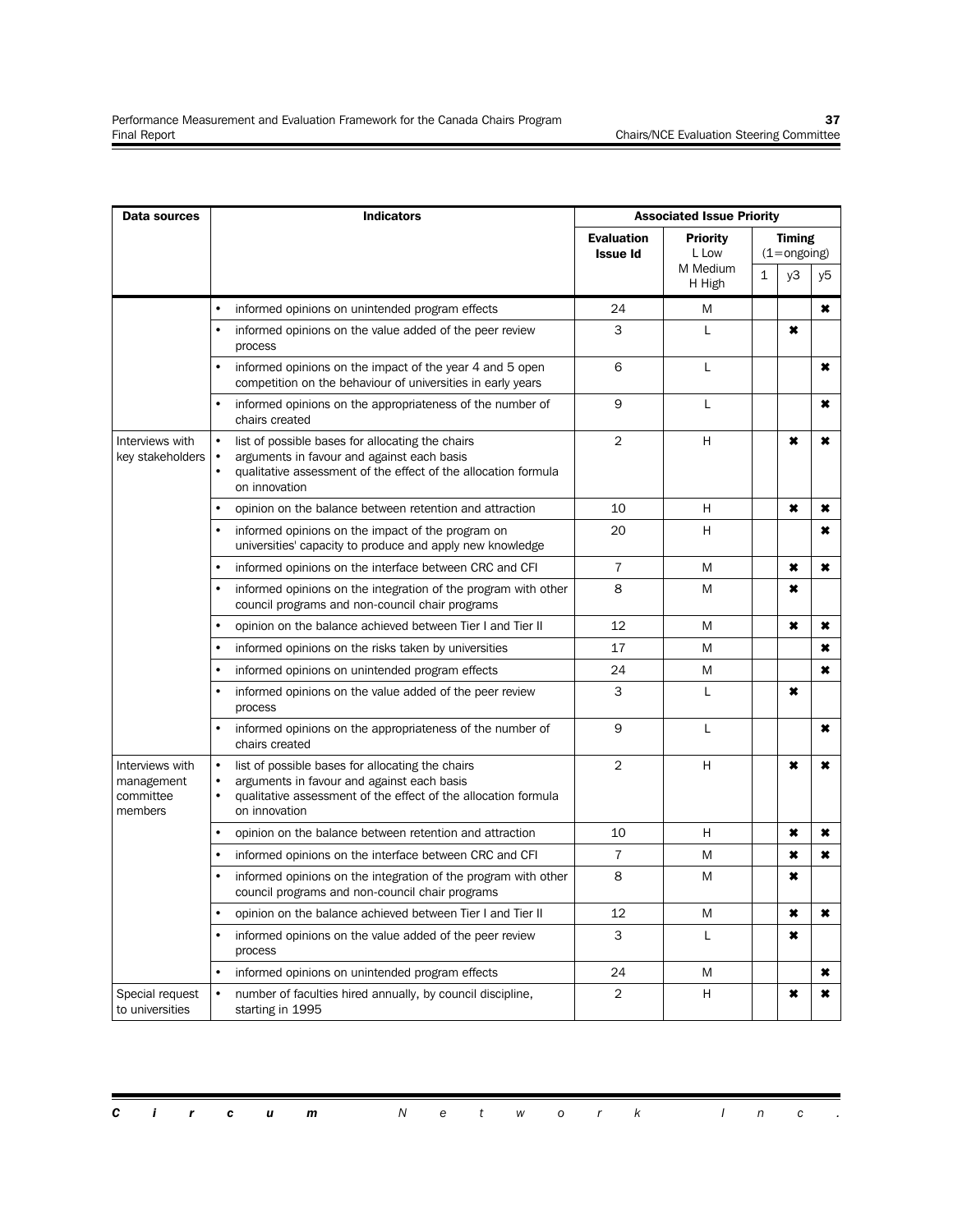| Data sources | Indicators | Associated Issue Priority | | | | |
|---|---|---|---|---|---|---|
| | | Evaluation Issue Id | Priority L Low M Medium H High | Timing (1=ongoing) | | |
| | | | | 1 | y3 | y5 |
| | • informed opinions on unintended program effects | 24 | M | | | ✖ |
| | • informed opinions on the value added of the peer review process | 3 | L | | ✖ | |
| | • informed opinions on the impact of the year 4 and 5 open competition on the behaviour of universities in early years | 6 | L | | | ✖ |
| | • informed opinions on the appropriateness of the number of chairs created | 9 | L | | | ✖ |
| Interviews with key stakeholders | • list of possible bases for allocating the chairs<br>• arguments in favour and against each basis<br>• qualitative assessment of the effect of the allocation formula on innovation | 2 | H | | ✖ | ✖ |
| | • opinion on the balance between retention and attraction | 10 | H | | ✖ | ✖ |
| | • informed opinions on the impact of the program on universities' capacity to produce and apply new knowledge | 20 | H | | | ✖ |
| | • informed opinions on the interface between CRC and CFI | 7 | M | | ✖ | ✖ |
| | • informed opinions on the integration of the program with other council programs and non-council chair programs | 8 | M | | ✖ | |
| | • opinion on the balance achieved between Tier I and Tier II | 12 | M | | ✖ | ✖ |
| | • informed opinions on the risks taken by universities | 17 | M | | | ✖ |
| | • informed opinions on unintended program effects | 24 | M | | | ✖ |
| | • informed opinions on the value added of the peer review process | 3 | L | | ✖ | |
| | • informed opinions on the appropriateness of the number of chairs created | 9 | L | | | ✖ |
| Interviews with management committee members | • list of possible bases for allocating the chairs<br>• arguments in favour and against each basis<br>• qualitative assessment of the effect of the allocation formula on innovation | 2 | H | | ✖ | ✖ |
| | • opinion on the balance between retention and attraction | 10 | H | | ✖ | ✖ |
| | • informed opinions on the interface between CRC and CFI | 7 | M | | ✖ | ✖ |
| | • informed opinions on the integration of the program with other council programs and non-council chair programs | 8 | M | | ✖ | |
| | • opinion on the balance achieved between Tier I and Tier II | 12 | M | | ✖ | ✖ |
| | • informed opinions on the value added of the peer review process | 3 | L | | ✖ | |
| | • informed opinions on unintended program effects | 24 | M | | | ✖ |
| Special request to universities | • number of faculties hired annually, by council discipline, starting in 1995 | 2 | H | | ✖ | ✖ |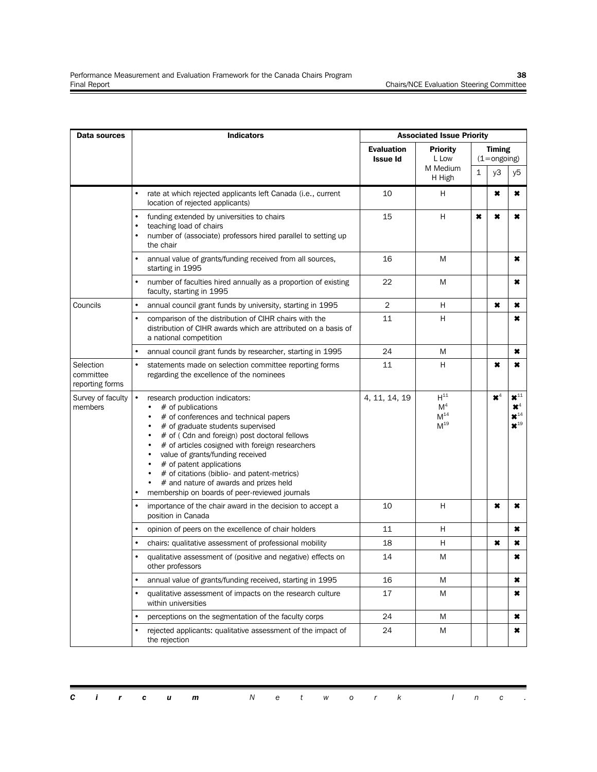| Data sources | Indicators | Associated Issue Priority | | | | |
|---|---|---|---|---|---|---|
| | | Evaluation Issue Id | Priority L Low M Medium H High | Timing (1=ongoing) | | |
| | | | | 1 | y3 | y5 |
| | • rate at which rejected applicants left Canada (i.e., current location of rejected applicants) | 10 | H | | ✖ | ✖ |
| | • funding extended by universities to chairs<br>• teaching load of chairs<br>• number of (associate) professors hired parallel to setting up the chair | 15 | H | ✖ | ✖ | ✖ |
| | • annual value of grants/funding received from all sources, starting in 1995 | 16 | M | | | ✖ |
| | • number of faculties hired annually as a proportion of existing faculty, starting in 1995 | 22 | M | | | ✖ |
| Councils | • annual council grant funds by university, starting in 1995 | 2 | H | | ✖ | ✖ |
| | • comparison of the distribution of CIHR chairs with the distribution of CIHR awards which are attributed on a basis of a national competition | 11 | H | | | ✖ |
| | • annual council grant funds by researcher, starting in 1995 | 24 | M | | | ✖ |
| Selection committee reporting forms | • statements made on selection committee reporting forms regarding the excellence of the nominees | 11 | H | | ✖ | ✖ |
| Survey of faculty members | • research production indicators:<br>• # of publications<br>• # of conferences and technical papers<br>• # of graduate students supervised<br>• # of ( Cdn and foreign) post doctoral fellows<br>• # of articles cosigned with foreign researchers<br>• value of grants/funding received<br>• # of patent applications<br>• # of citations (biblio- and patent-metrics)<br>• # and nature of awards and prizes held<br>• membership on boards of peer-reviewed journals | 4, 11, 14, 19 | H[11]<br>M[4]<br>M[14]<br>M[19] | | ✖[4] | ✖[11]<br>✖[4]<br>✖[14]<br>✖[19] |
| | • importance of the chair award in the decision to accept a position in Canada | 10 | H | | ✖ | ✖ |
| | • opinion of peers on the excellence of chair holders | 11 | H | | | ✖ |
| | • chairs: qualitative assessment of professional mobility | 18 | H | | ✖ | ✖ |
| | • qualitative assessment of (positive and negative) effects on other professors | 14 | M | | | ✖ |
| | • annual value of grants/funding received, starting in 1995 | 16 | M | | | ✖ |
| | • qualitative assessment of impacts on the research culture within universities | 17 | M | | | ✖ |
| | • perceptions on the segmentation of the faculty corps | 24 | M | | | ✖ |
| | • rejected applicants: qualitative assessment of the impact of the rejection | 24 | M | | | ✖ |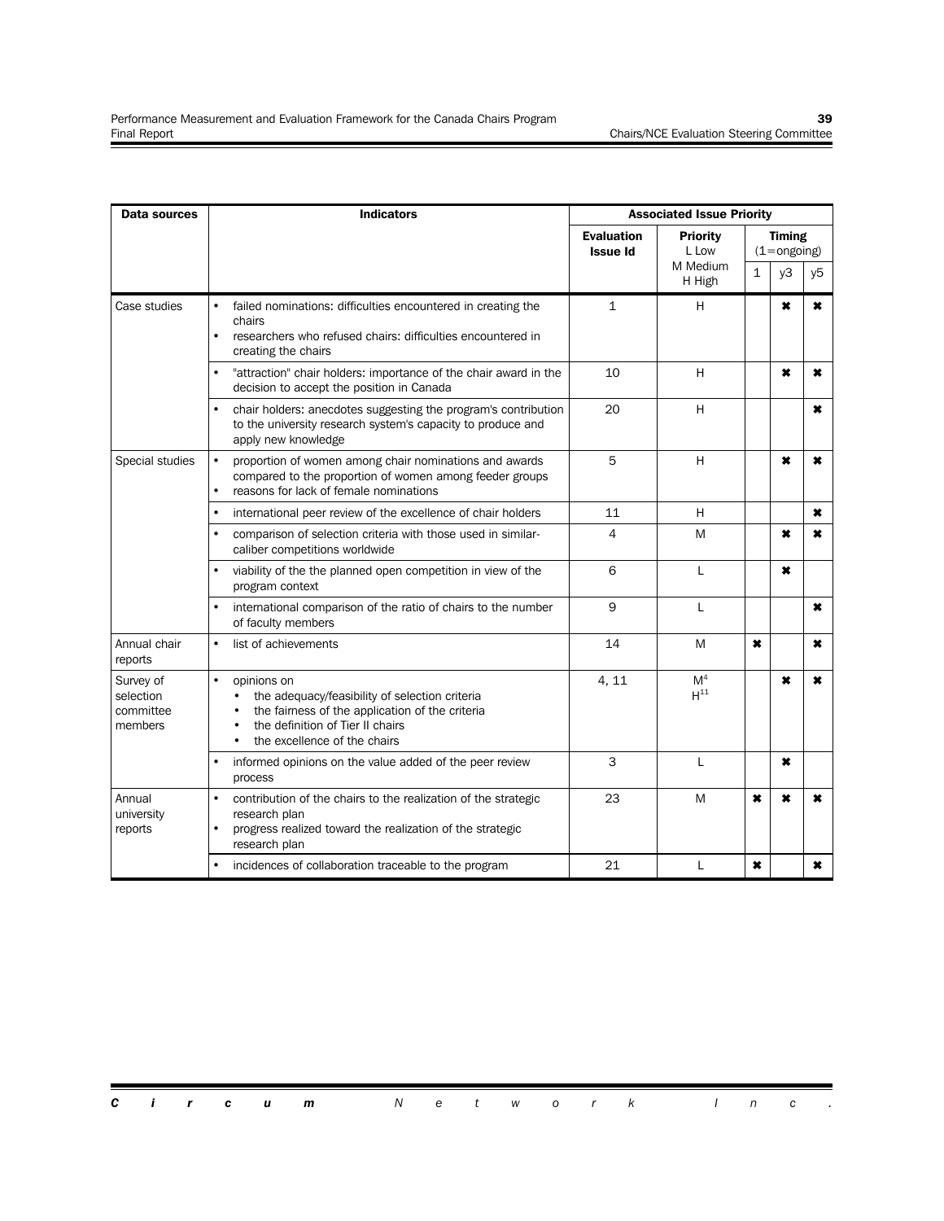| Data sources | Indicators | Associated Issue Priority | | | | |
|---|---|---|---|---|---|---|
| | | Evaluation Issue Id | Priority L Low M Medium H High | Timing (1=ongoing) | | |
| | | | | 1 | y3 | y5 |
| Case studies | • failed nominations: difficulties encountered in creating the chairs<br>• researchers who refused chairs: difficulties encountered in creating the chairs | 1 | H | | ✖ | ✖ |
| | • "attraction" chair holders: importance of the chair award in the decision to accept the position in Canada | 10 | H | | ✖ | ✖ |
| | • chair holders: anecdotes suggesting the program's contribution to the university research system's capacity to produce and apply new knowledge | 20 | H | | | ✖ |
| Special studies | • proportion of women among chair nominations and awards compared to the proportion of women among feeder groups<br>• reasons for lack of female nominations | 5 | H | | ✖ | ✖ |
| | • international peer review of the excellence of chair holders | 11 | H | | | ✖ |
| | • comparison of selection criteria with those used in similar-caliber competitions worldwide | 4 | M | | ✖ | ✖ |
| | • viability of the the planned open competition in view of the program context | 6 | L | | ✖ | |
| | • international comparison of the ratio of chairs to the number of faculty members | 9 | L | | | ✖ |
| Annual chair reports | • list of achievements | 14 | M | ✖ | | ✖ |
| Survey of selection committee members | • opinions on<br>  • the adequacy/feasibility of selection criteria<br>  • the fairness of the application of the criteria<br>  • the definition of Tier II chairs<br>  • the excellence of the chairs | 4, 11 | M[4]<br>H[11] | | ✖ | ✖ |
| | • informed opinions on the value added of the peer review process | 3 | L | | ✖ | |
| Annual university reports | • contribution of the chairs to the realization of the strategic research plan<br>• progress realized toward the realization of the strategic research plan | 23 | M | ✖ | ✖ | ✖ |
| | • incidences of collaboration traceable to the program | 21 | L | ✖ | | ✖ |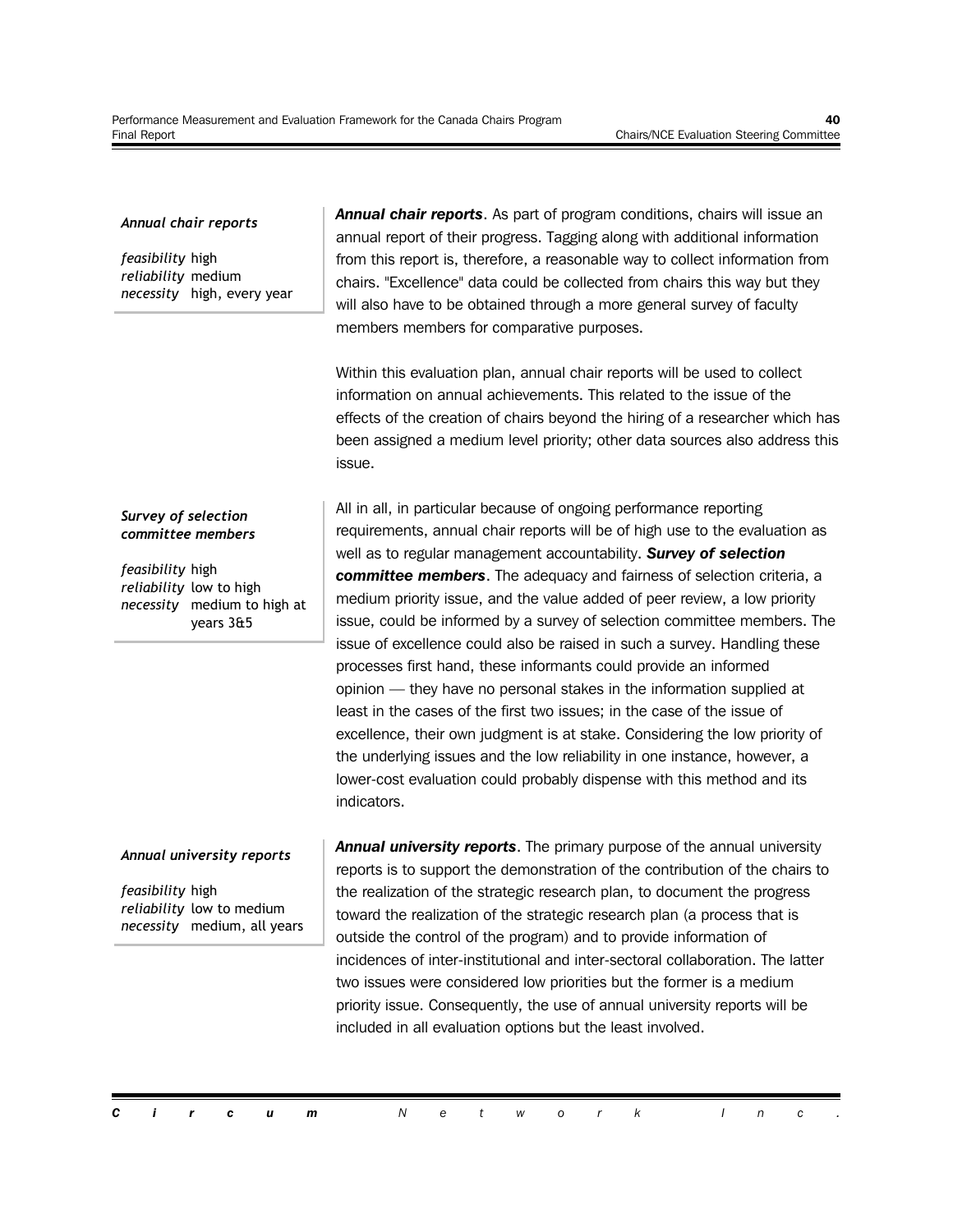*Annual chair reports*

*feasibility* high
*reliability* medium
*necessity* high, every year

***Annual chair reports***. As part of program conditions, chairs will issue an annual report of their progress. Tagging along with additional information from this report is, therefore, a reasonable way to collect information from chairs. "Excellence" data could be collected from chairs this way but they will also have to be obtained through a more general survey of faculty members members for comparative purposes.

Within this evaluation plan, annual chair reports will be used to collect information on annual achievements. This related to the issue of the effects of the creation of chairs beyond the hiring of a researcher which has been assigned a medium level priority; other data sources also address this issue.

All in all, in particular because of ongoing performance reporting requirements, annual chair reports will be of high use to the evaluation as well as to regular management accountability.

*Survey of selection committee members*

*feasibility* high
*reliability* low to high
*necessity* medium to high at years 3&5

***Survey of selection committee members***. The adequacy and fairness of selection criteria, a medium priority issue, and the value added of peer review, a low priority issue, could be informed by a survey of selection committee members. The issue of excellence could also be raised in such a survey. Handling these processes first hand, these informants could provide an informed opinion — they have no personal stakes in the information supplied at least in the cases of the first two issues; in the case of the issue of excellence, their own judgment is at stake. Considering the low priority of the underlying issues and the low reliability in one instance, however, a lower-cost evaluation could probably dispense with this method and its indicators.

*Annual university reports*

*feasibility* high
*reliability* low to medium
*necessity* medium, all years

***Annual university reports***. The primary purpose of the annual university reports is to support the demonstration of the contribution of the chairs to the realization of the strategic research plan, to document the progress toward the realization of the strategic research plan (a process that is outside the control of the program) and to provide information of incidences of inter-institutional and inter-sectoral collaboration. The latter two issues were considered low priorities but the former is a medium priority issue. Consequently, the use of annual university reports will be included in all evaluation options but the least involved.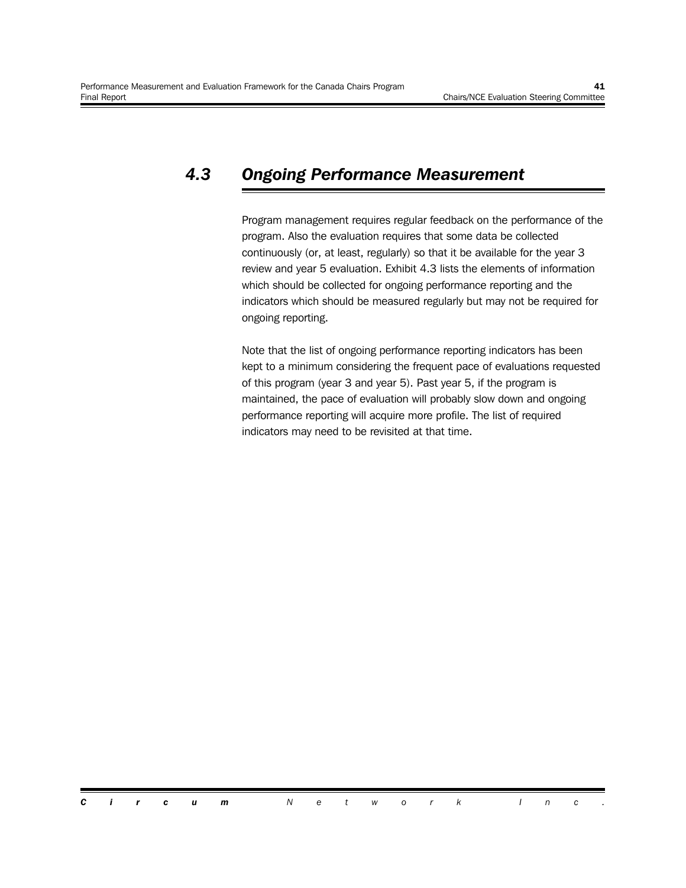## *4.3 Ongoing Performance Measurement*

Program management requires regular feedback on the performance of the program. Also the evaluation requires that some data be collected continuously (or, at least, regularly) so that it be available for the year 3 review and year 5 evaluation. Exhibit 4.3 lists the elements of information which should be collected for ongoing performance reporting and the indicators which should be measured regularly but may not be required for ongoing reporting.

Note that the list of ongoing performance reporting indicators has been kept to a minimum considering the frequent pace of evaluations requested of this program (year 3 and year 5). Past year 5, if the program is maintained, the pace of evaluation will probably slow down and ongoing performance reporting will acquire more profile. The list of required indicators may need to be revisited at that time.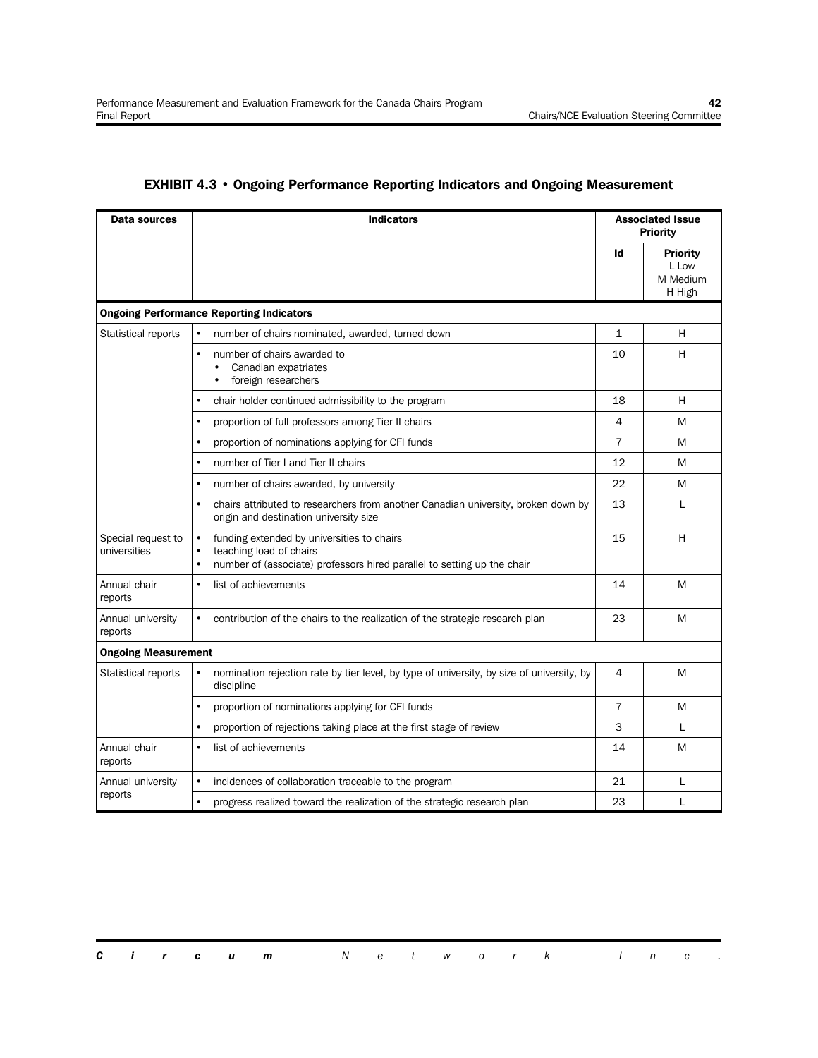## EXHIBIT 4.3 • Ongoing Performance Reporting Indicators and Ongoing Measurement

| Data sources | Indicators | Associated Issue Priority | |
|---|---|---|---|
| | | **Id** | **Priority** L Low M Medium H High |
| **Ongoing Performance Reporting Indicators** | | | |
| Statistical reports | • number of chairs nominated, awarded, turned down | 1 | H |
| | • number of chairs awarded to<br>• Canadian expatriates<br>• foreign researchers | 10 | H |
| | • chair holder continued admissibility to the program | 18 | H |
| | • proportion of full professors among Tier II chairs | 4 | M |
| | • proportion of nominations applying for CFI funds | 7 | M |
| | • number of Tier I and Tier II chairs | 12 | M |
| | • number of chairs awarded, by university | 22 | M |
| | • chairs attributed to researchers from another Canadian university, broken down by origin and destination university size | 13 | L |
| Special request to universities | • funding extended by universities to chairs<br>• teaching load of chairs<br>• number of (associate) professors hired parallel to setting up the chair | 15 | H |
| Annual chair reports | • list of achievements | 14 | M |
| Annual university reports | • contribution of the chairs to the realization of the strategic research plan | 23 | M |
| **Ongoing Measurement** | | | |
| Statistical reports | • nomination rejection rate by tier level, by type of university, by size of university, by discipline | 4 | M |
| | • proportion of nominations applying for CFI funds | 7 | M |
| | • proportion of rejections taking place at the first stage of review | 3 | L |
| Annual chair reports | • list of achievements | 14 | M |
| Annual university reports | • incidences of collaboration traceable to the program | 21 | L |
| | • progress realized toward the realization of the strategic research plan | 23 | L |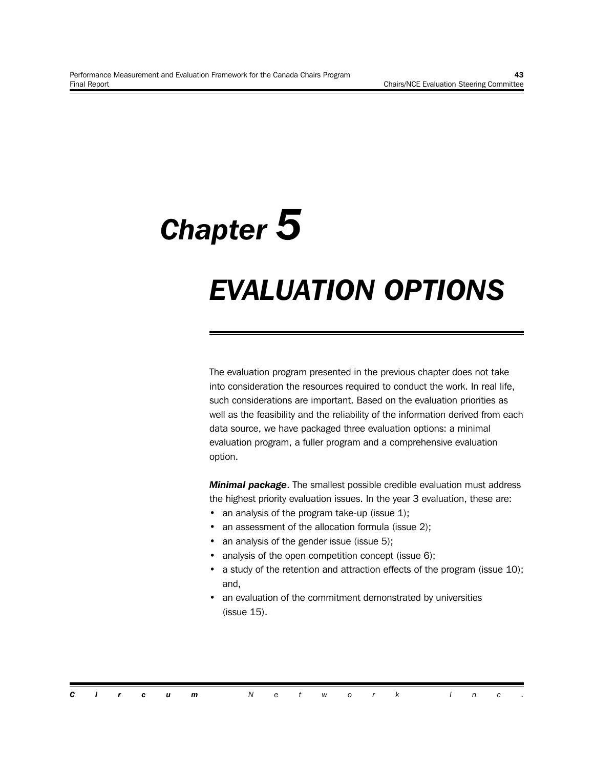# Chapter 5

# EVALUATION OPTIONS

The evaluation program presented in the previous chapter does not take into consideration the resources required to conduct the work. In real life, such considerations are important. Based on the evaluation priorities as well as the feasibility and the reliability of the information derived from each data source, we have packaged three evaluation options: a minimal evaluation program, a fuller program and a comprehensive evaluation option.

***Minimal package***. The smallest possible credible evaluation must address the highest priority evaluation issues. In the year 3 evaluation, these are:

- an analysis of the program take-up (issue 1);
- an assessment of the allocation formula (issue 2);
- an analysis of the gender issue (issue 5);
- analysis of the open competition concept (issue 6);
- a study of the retention and attraction effects of the program (issue 10); and,
- an evaluation of the commitment demonstrated by universities (issue 15).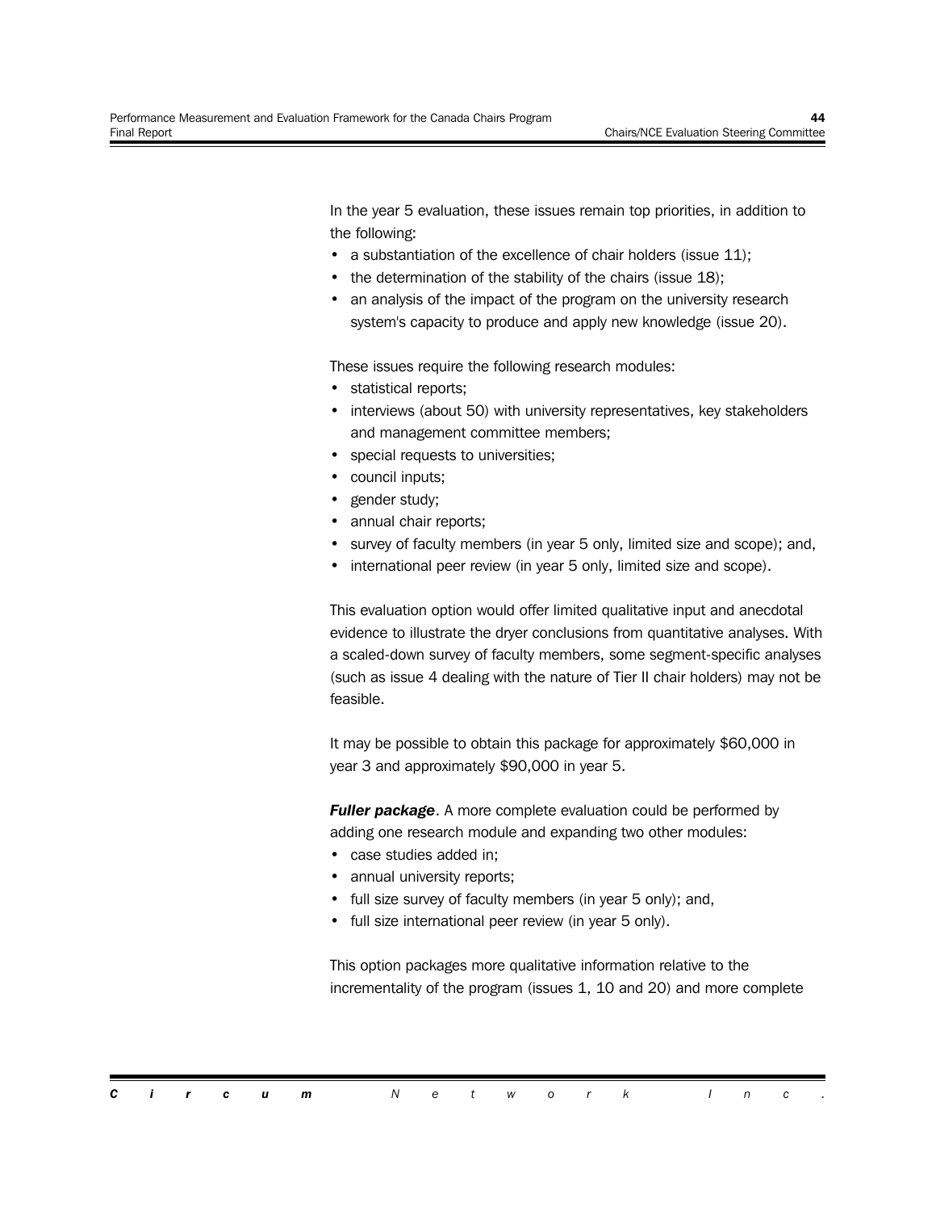In the year 5 evaluation, these issues remain top priorities, in addition to the following:

- a substantiation of the excellence of chair holders (issue 11);
- the determination of the stability of the chairs (issue 18);
- an analysis of the impact of the program on the university research system's capacity to produce and apply new knowledge (issue 20).

These issues require the following research modules:

- statistical reports;
- interviews (about 50) with university representatives, key stakeholders and management committee members;
- special requests to universities;
- council inputs;
- gender study;
- annual chair reports;
- survey of faculty members (in year 5 only, limited size and scope); and,
- international peer review (in year 5 only, limited size and scope).

This evaluation option would offer limited qualitative input and anecdotal evidence to illustrate the dryer conclusions from quantitative analyses. With a scaled-down survey of faculty members, some segment-specific analyses (such as issue 4 dealing with the nature of Tier II chair holders) may not be feasible.

It may be possible to obtain this package for approximately $60,000 in year 3 and approximately $90,000 in year 5.

***Fuller package***. A more complete evaluation could be performed by adding one research module and expanding two other modules:

- case studies added in;
- annual university reports;
- full size survey of faculty members (in year 5 only); and,
- full size international peer review (in year 5 only).

This option packages more qualitative information relative to the incrementality of the program (issues 1, 10 and 20) and more complete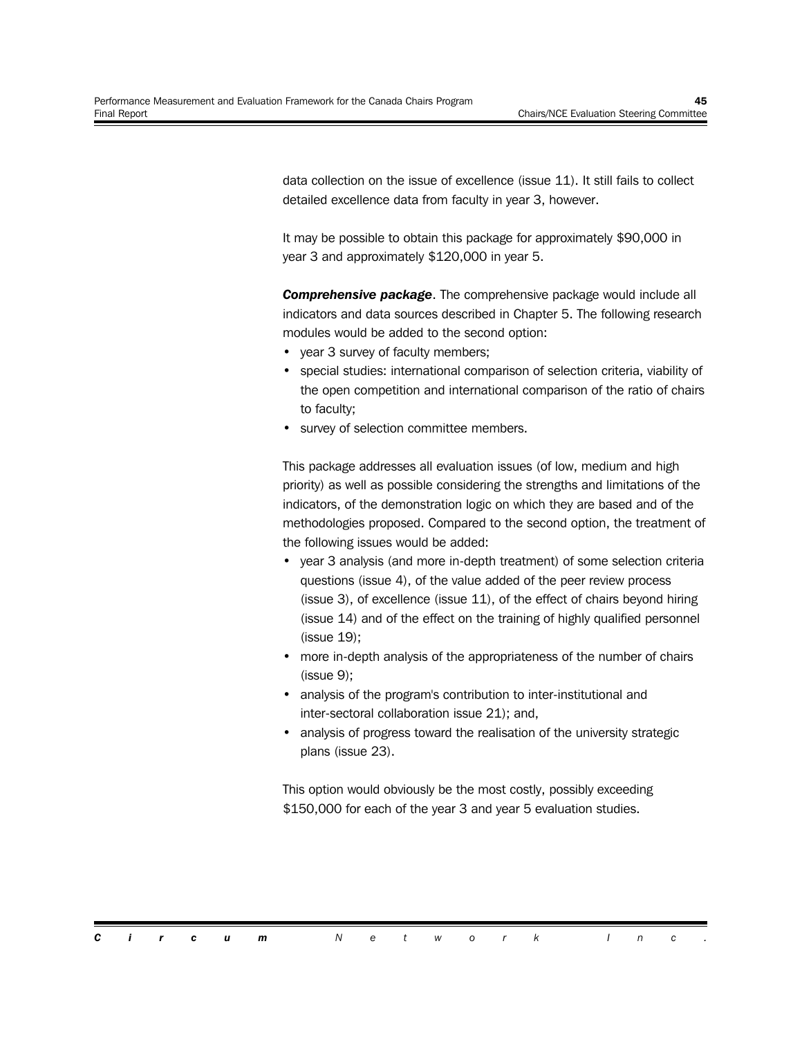data collection on the issue of excellence (issue 11). It still fails to collect detailed excellence data from faculty in year 3, however.

It may be possible to obtain this package for approximately $90,000 in year 3 and approximately $120,000 in year 5.

***Comprehensive package***. The comprehensive package would include all indicators and data sources described in Chapter 5. The following research modules would be added to the second option:

- year 3 survey of faculty members;
- special studies: international comparison of selection criteria, viability of the open competition and international comparison of the ratio of chairs to faculty;
- survey of selection committee members.

This package addresses all evaluation issues (of low, medium and high priority) as well as possible considering the strengths and limitations of the indicators, of the demonstration logic on which they are based and of the methodologies proposed. Compared to the second option, the treatment of the following issues would be added:

- year 3 analysis (and more in-depth treatment) of some selection criteria questions (issue 4), of the value added of the peer review process (issue 3), of excellence (issue 11), of the effect of chairs beyond hiring (issue 14) and of the effect on the training of highly qualified personnel (issue 19);
- more in-depth analysis of the appropriateness of the number of chairs (issue 9);
- analysis of the program's contribution to inter-institutional and inter-sectoral collaboration issue 21); and,
- analysis of progress toward the realisation of the university strategic plans (issue 23).

This option would obviously be the most costly, possibly exceeding $150,000 for each of the year 3 and year 5 evaluation studies.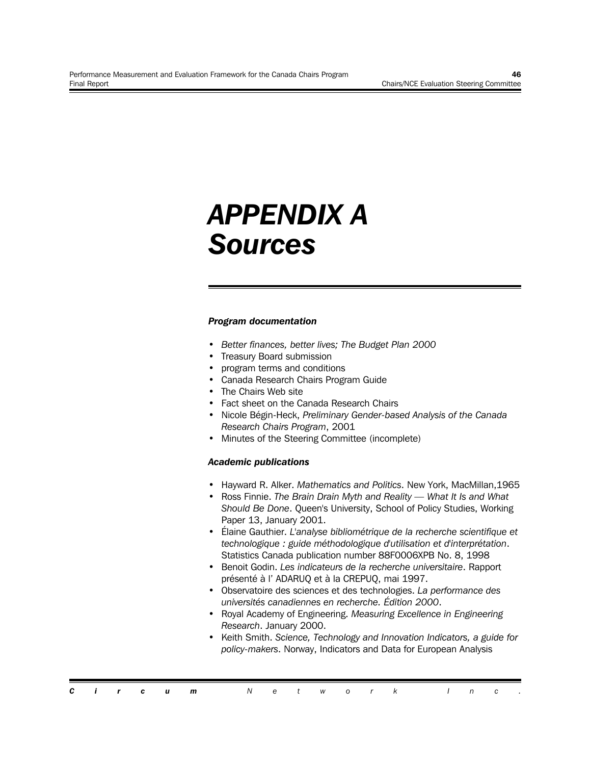# APPENDIX A
# Sources

### *Program documentation*

- *Better finances, better lives; The Budget Plan 2000*
- Treasury Board submission
- program terms and conditions
- Canada Research Chairs Program Guide
- The Chairs Web site
- Fact sheet on the Canada Research Chairs
- Nicole Bégin-Heck, *Preliminary Gender-based Analysis of the Canada Research Chairs Program*, 2001
- Minutes of the Steering Committee (incomplete)

### *Academic publications*

- Hayward R. Alker. *Mathematics and Politics*. New York, MacMillan,1965
- Ross Finnie. *The Brain Drain Myth and Reality — What It Is and What Should Be Done*. Queen's University, School of Policy Studies, Working Paper 13, January 2001.
- Élaine Gauthier. *L'analyse bibliométrique de la recherche scientifique et technologique : guide méthodologique d'utilisation et d'interprétation*. Statistics Canada publication number 88F0006XPB No. 8, 1998
- Benoit Godin. *Les indicateurs de la recherche universitaire*. Rapport présenté à l' ADARUQ et à la CREPUQ, mai 1997.
- Observatoire des sciences et des technologies. *La performance des universités canadiennes en recherche. Édition 2000*.
- Royal Academy of Engineering. *Measuring Excellence in Engineering Research*. January 2000.
- Keith Smith. *Science, Technology and Innovation Indicators, a guide for policy-makers*. Norway, Indicators and Data for European Analysis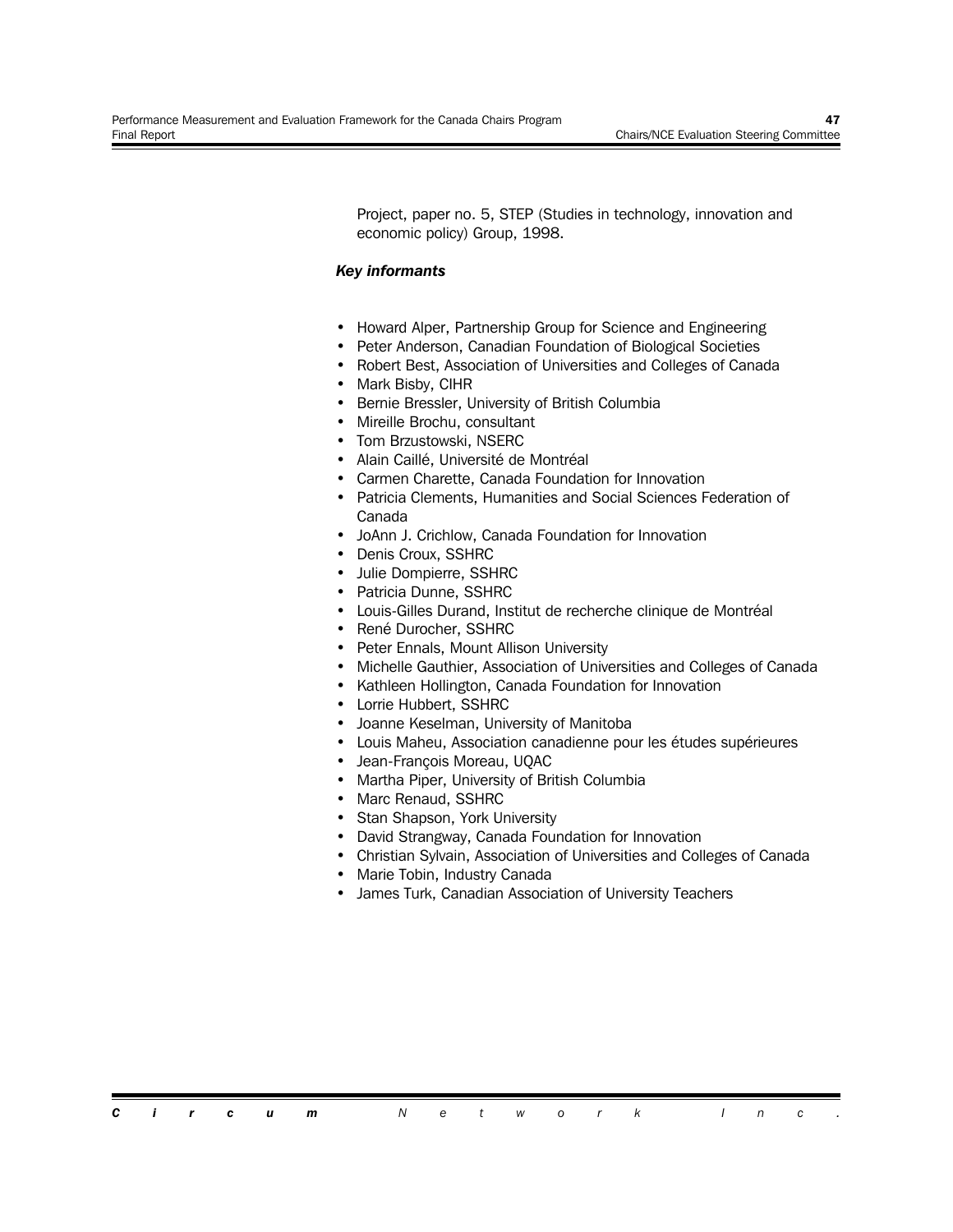Project, paper no. 5, STEP (Studies in technology, innovation and economic policy) Group, 1998.

### *Key informants*

- Howard Alper, Partnership Group for Science and Engineering
- Peter Anderson, Canadian Foundation of Biological Societies
- Robert Best, Association of Universities and Colleges of Canada
- Mark Bisby, CIHR
- Bernie Bressler, University of British Columbia
- Mireille Brochu, consultant
- Tom Brzustowski, NSERC
- Alain Caillé, Université de Montréal
- Carmen Charette, Canada Foundation for Innovation
- Patricia Clements, Humanities and Social Sciences Federation of Canada
- JoAnn J. Crichlow, Canada Foundation for Innovation
- Denis Croux, SSHRC
- Julie Dompierre, SSHRC
- Patricia Dunne, SSHRC
- Louis-Gilles Durand, Institut de recherche clinique de Montréal
- René Durocher, SSHRC
- Peter Ennals, Mount Allison University
- Michelle Gauthier, Association of Universities and Colleges of Canada
- Kathleen Hollington, Canada Foundation for Innovation
- Lorrie Hubbert, SSHRC
- Joanne Keselman, University of Manitoba
- Louis Maheu, Association canadienne pour les études supérieures
- Jean-François Moreau, UQAC
- Martha Piper, University of British Columbia
- Marc Renaud, SSHRC
- Stan Shapson, York University
- David Strangway, Canada Foundation for Innovation
- Christian Sylvain, Association of Universities and Colleges of Canada
- Marie Tobin, Industry Canada
- James Turk, Canadian Association of University Teachers